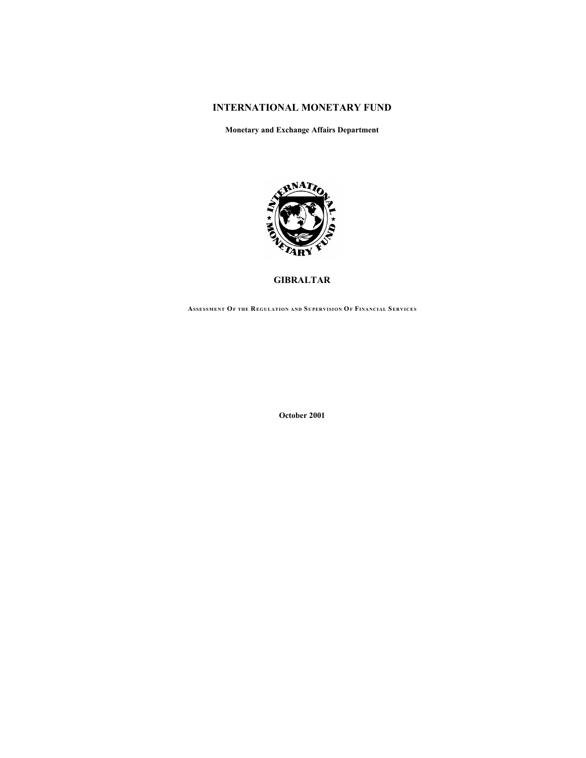# INTERNATIONAL MONETARY FUND

**Monetary and Exchange Affairs Department**

## GIBRALTAR

**ASSESSMENT OF THE REGULATION AND SUPERVISION OF FINANCIAL SERVICES**

**October 2001**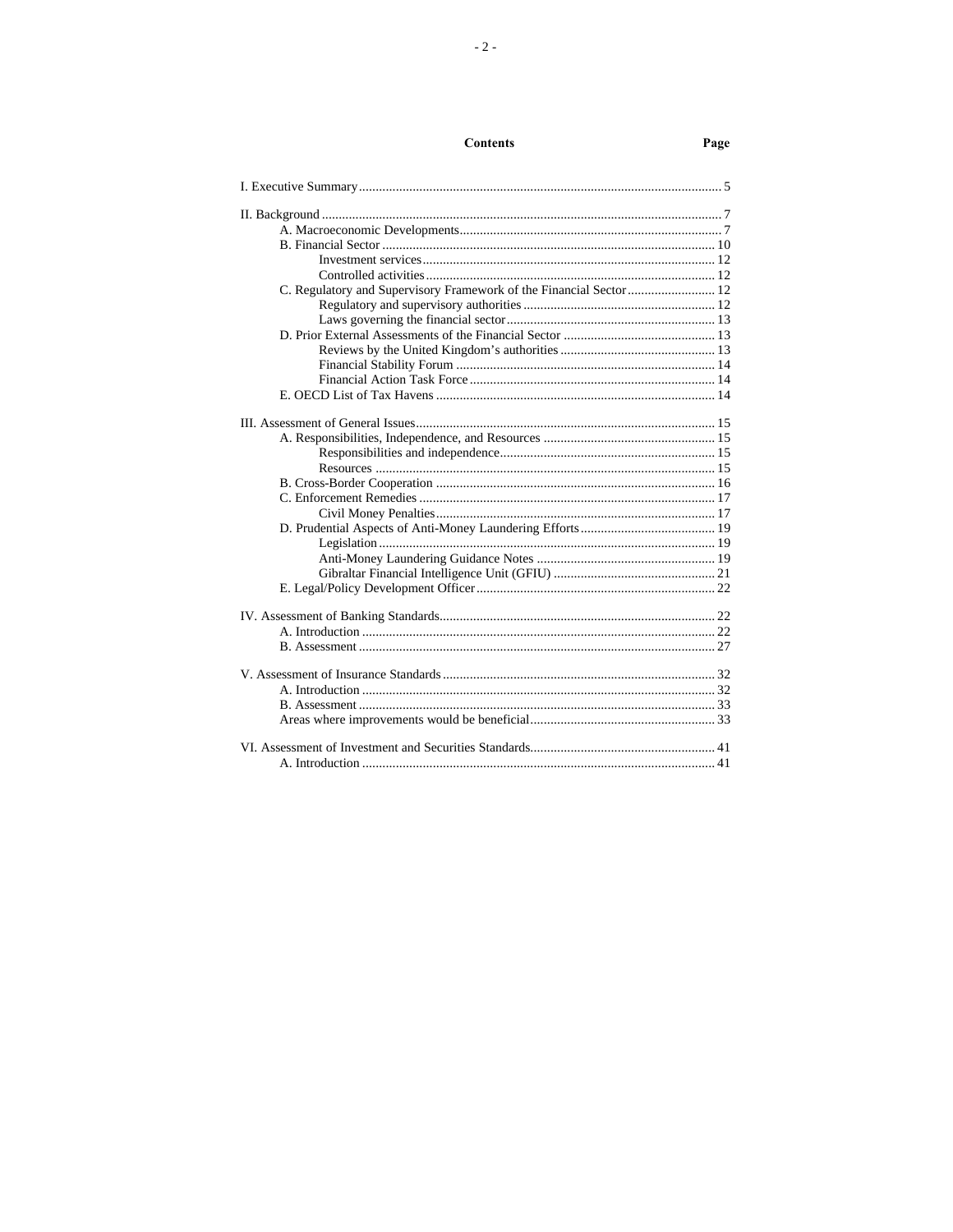## Contents

| | Page |
|---|---|
| I. Executive Summary | 5 |
| II. Background | 7 |
| A. Macroeconomic Developments | 7 |
| B. Financial Sector | 10 |
| Investment services | 12 |
| Controlled activities | 12 |
| C. Regulatory and Supervisory Framework of the Financial Sector | 12 |
| Regulatory and supervisory authorities | 12 |
| Laws governing the financial sector | 13 |
| D. Prior External Assessments of the Financial Sector | 13 |
| Reviews by the United Kingdom's authorities | 13 |
| Financial Stability Forum | 14 |
| Financial Action Task Force | 14 |
| E. OECD List of Tax Havens | 14 |
| III. Assessment of General Issues | 15 |
| A. Responsibilities, Independence, and Resources | 15 |
| Responsibilities and independence | 15 |
| Resources | 15 |
| B. Cross-Border Cooperation | 16 |
| C. Enforcement Remedies | 17 |
| Civil Money Penalties | 17 |
| D. Prudential Aspects of Anti-Money Laundering Efforts | 19 |
| Legislation | 19 |
| Anti-Money Laundering Guidance Notes | 19 |
| Gibraltar Financial Intelligence Unit (GFIU) | 21 |
| E. Legal/Policy Development Officer | 22 |
| IV. Assessment of Banking Standards | 22 |
| A. Introduction | 22 |
| B. Assessment | 27 |
| V. Assessment of Insurance Standards | 32 |
| A. Introduction | 32 |
| B. Assessment | 33 |
| Areas where improvements would be beneficial | 33 |
| VI. Assessment of Investment and Securities Standards | 41 |
| A. Introduction | 41 |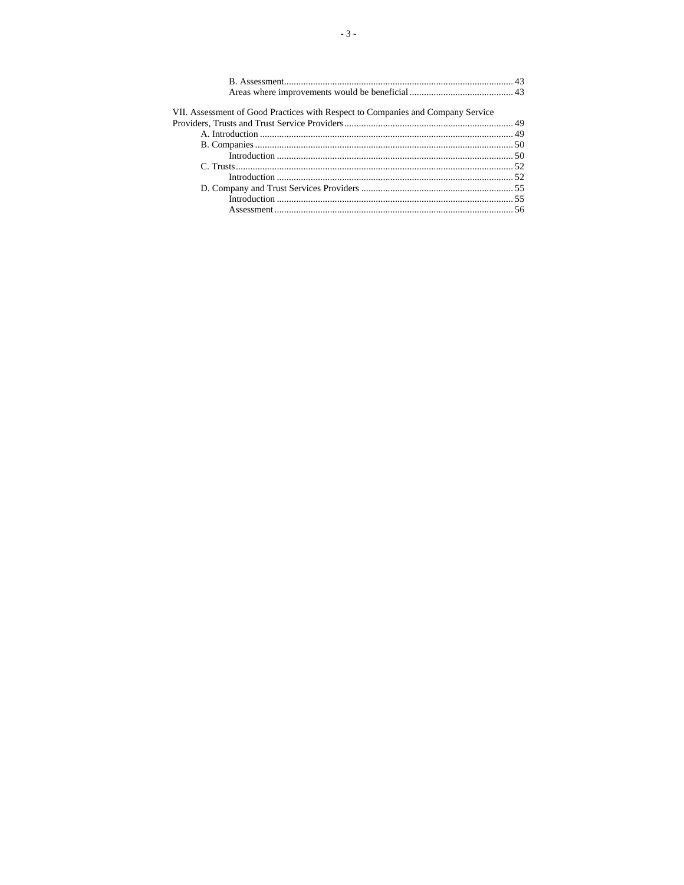B. Assessment .......... 43

Areas where improvements would be beneficial .......... 43

VII. Assessment of Good Practices with Respect to Companies and Company Service Providers, Trusts and Trust Service Providers .......... 49

A. Introduction .......... 49

B. Companies .......... 50

Introduction .......... 50

C. Trusts .......... 52

Introduction .......... 52

D. Company and Trust Services Providers .......... 55

Introduction .......... 55

Assessment .......... 56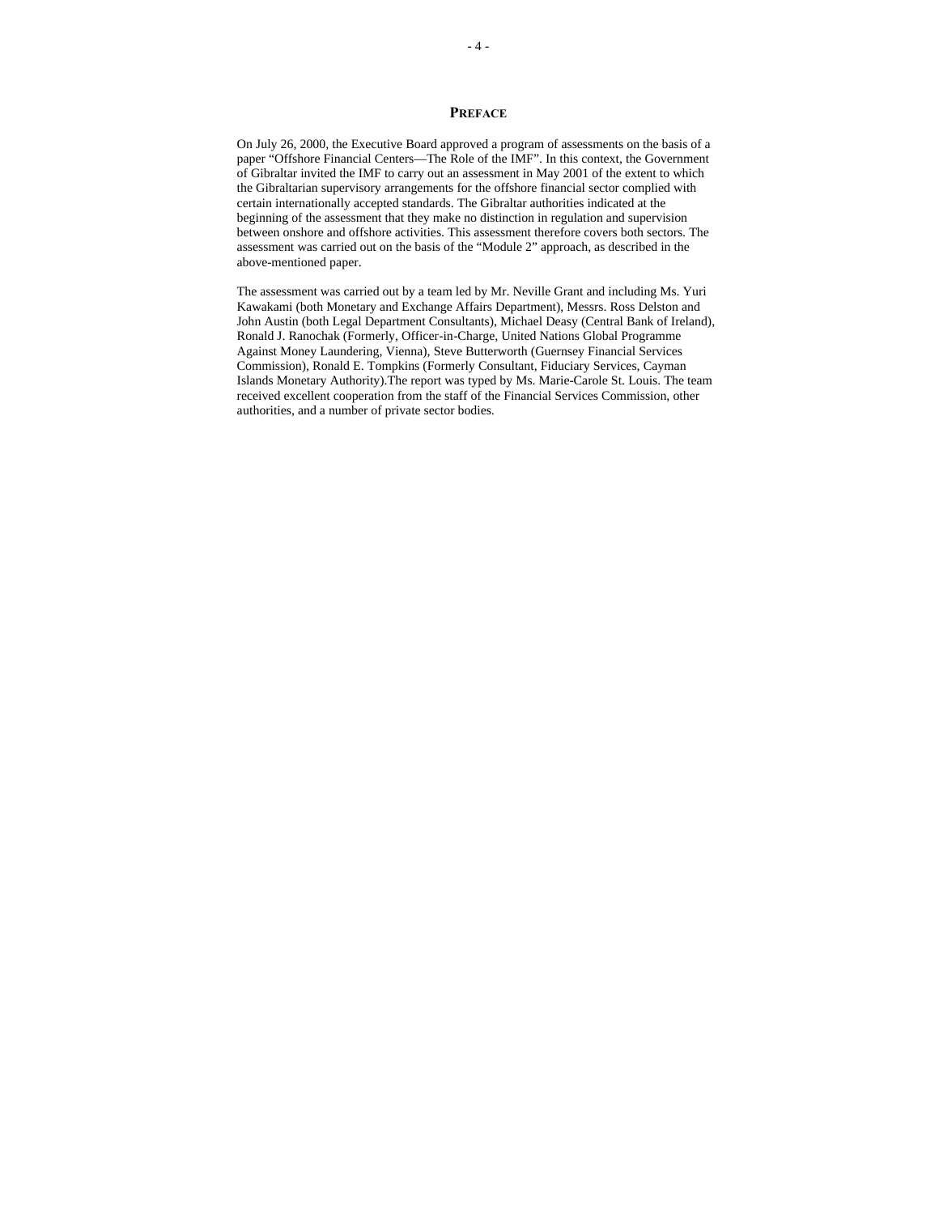# PREFACE

On July 26, 2000, the Executive Board approved a program of assessments on the basis of a paper "Offshore Financial Centers—The Role of the IMF". In this context, the Government of Gibraltar invited the IMF to carry out an assessment in May 2001 of the extent to which the Gibraltarian supervisory arrangements for the offshore financial sector complied with certain internationally accepted standards. The Gibraltar authorities indicated at the beginning of the assessment that they make no distinction in regulation and supervision between onshore and offshore activities. This assessment therefore covers both sectors. The assessment was carried out on the basis of the "Module 2" approach, as described in the above-mentioned paper.

The assessment was carried out by a team led by Mr. Neville Grant and including Ms. Yuri Kawakami (both Monetary and Exchange Affairs Department), Messrs. Ross Delston and John Austin (both Legal Department Consultants), Michael Deasy (Central Bank of Ireland), Ronald J. Ranochak (Formerly, Officer-in-Charge, United Nations Global Programme Against Money Laundering, Vienna), Steve Butterworth (Guernsey Financial Services Commission), Ronald E. Tompkins (Formerly Consultant, Fiduciary Services, Cayman Islands Monetary Authority).The report was typed by Ms. Marie-Carole St. Louis. The team received excellent cooperation from the staff of the Financial Services Commission, other authorities, and a number of private sector bodies.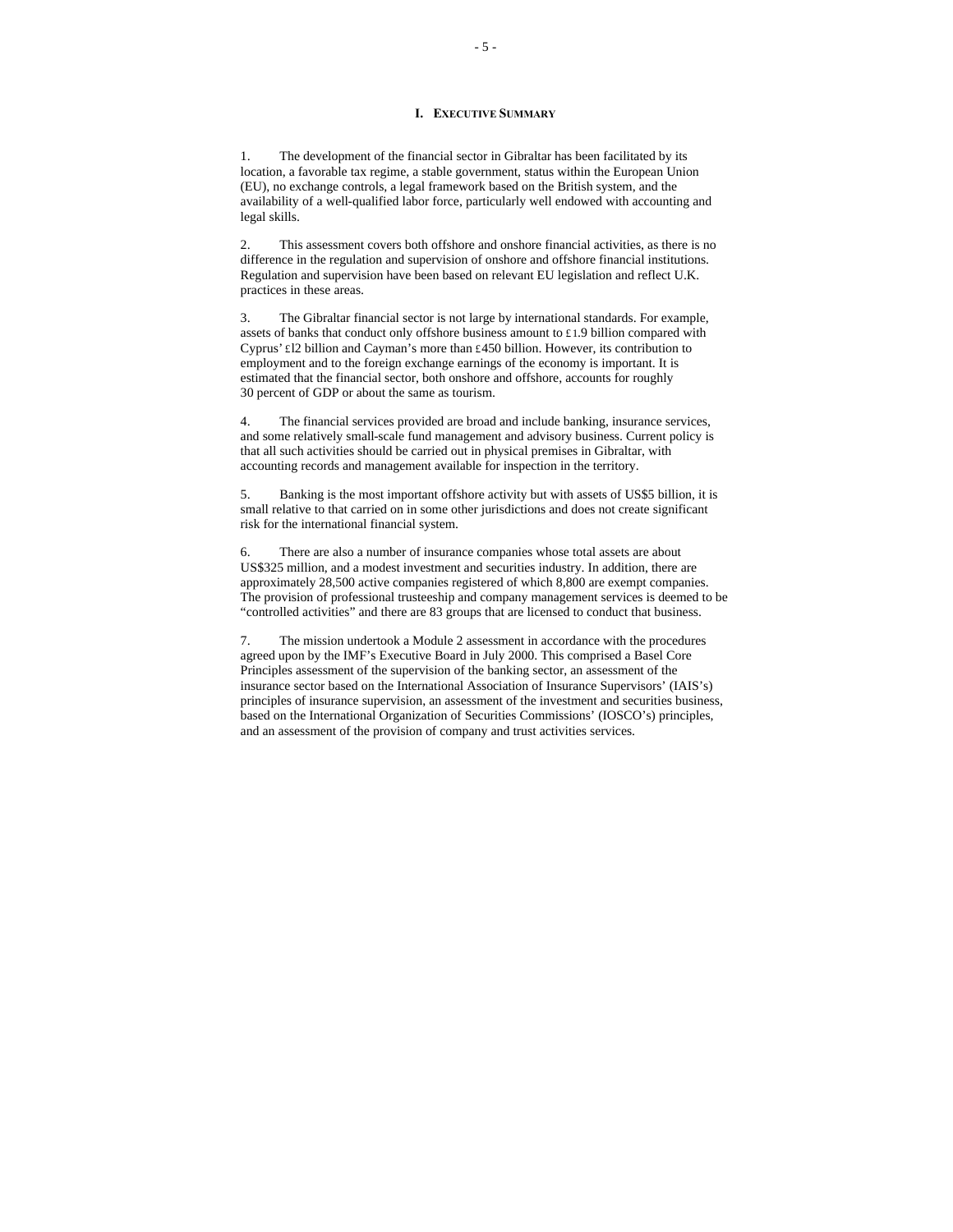# I. Executive Summary

1. The development of the financial sector in Gibraltar has been facilitated by its location, a favorable tax regime, a stable government, status within the European Union (EU), no exchange controls, a legal framework based on the British system, and the availability of a well-qualified labor force, particularly well endowed with accounting and legal skills.

2. This assessment covers both offshore and onshore financial activities, as there is no difference in the regulation and supervision of onshore and offshore financial institutions. Regulation and supervision have been based on relevant EU legislation and reflect U.K. practices in these areas.

3. The Gibraltar financial sector is not large by international standards. For example, assets of banks that conduct only offshore business amount to £1.9 billion compared with Cyprus' £l2 billion and Cayman's more than £450 billion. However, its contribution to employment and to the foreign exchange earnings of the economy is important. It is estimated that the financial sector, both onshore and offshore, accounts for roughly 30 percent of GDP or about the same as tourism.

4. The financial services provided are broad and include banking, insurance services, and some relatively small-scale fund management and advisory business. Current policy is that all such activities should be carried out in physical premises in Gibraltar, with accounting records and management available for inspection in the territory.

5. Banking is the most important offshore activity but with assets of US$5 billion, it is small relative to that carried on in some other jurisdictions and does not create significant risk for the international financial system.

6. There are also a number of insurance companies whose total assets are about US$325 million, and a modest investment and securities industry. In addition, there are approximately 28,500 active companies registered of which 8,800 are exempt companies. The provision of professional trusteeship and company management services is deemed to be "controlled activities" and there are 83 groups that are licensed to conduct that business.

7. The mission undertook a Module 2 assessment in accordance with the procedures agreed upon by the IMF's Executive Board in July 2000. This comprised a Basel Core Principles assessment of the supervision of the banking sector, an assessment of the insurance sector based on the International Association of Insurance Supervisors' (IAIS's) principles of insurance supervision, an assessment of the investment and securities business, based on the International Organization of Securities Commissions' (IOSCO's) principles, and an assessment of the provision of company and trust activities services.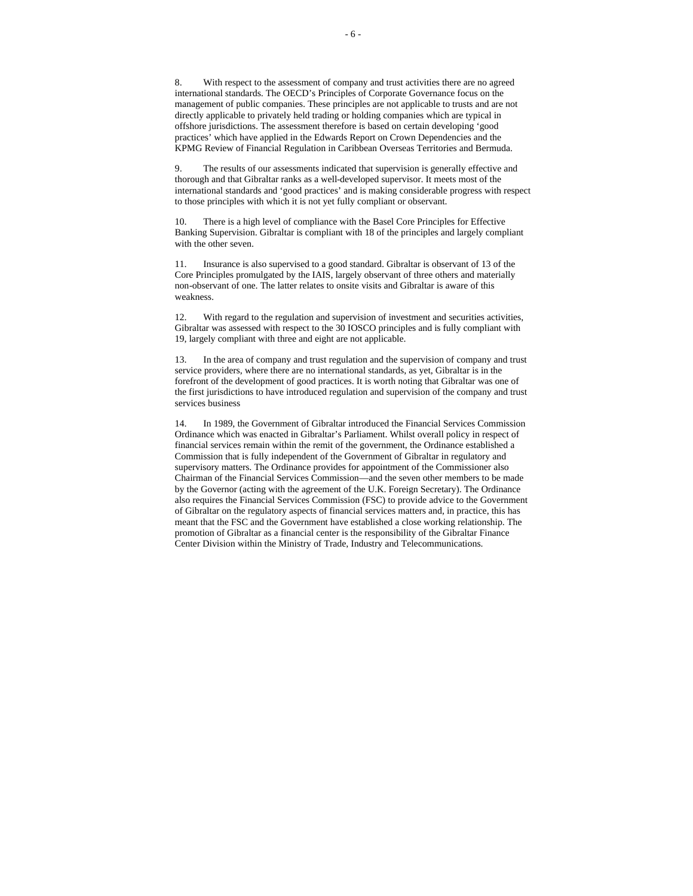8. With respect to the assessment of company and trust activities there are no agreed international standards. The OECD's Principles of Corporate Governance focus on the management of public companies. These principles are not applicable to trusts and are not directly applicable to privately held trading or holding companies which are typical in offshore jurisdictions. The assessment therefore is based on certain developing 'good practices' which have applied in the Edwards Report on Crown Dependencies and the KPMG Review of Financial Regulation in Caribbean Overseas Territories and Bermuda.

9. The results of our assessments indicated that supervision is generally effective and thorough and that Gibraltar ranks as a well-developed supervisor. It meets most of the international standards and 'good practices' and is making considerable progress with respect to those principles with which it is not yet fully compliant or observant.

10. There is a high level of compliance with the Basel Core Principles for Effective Banking Supervision. Gibraltar is compliant with 18 of the principles and largely compliant with the other seven.

11. Insurance is also supervised to a good standard. Gibraltar is observant of 13 of the Core Principles promulgated by the IAIS, largely observant of three others and materially non-observant of one. The latter relates to onsite visits and Gibraltar is aware of this weakness.

12. With regard to the regulation and supervision of investment and securities activities, Gibraltar was assessed with respect to the 30 IOSCO principles and is fully compliant with 19, largely compliant with three and eight are not applicable.

13. In the area of company and trust regulation and the supervision of company and trust service providers, where there are no international standards, as yet, Gibraltar is in the forefront of the development of good practices. It is worth noting that Gibraltar was one of the first jurisdictions to have introduced regulation and supervision of the company and trust services business

14. In 1989, the Government of Gibraltar introduced the Financial Services Commission Ordinance which was enacted in Gibraltar's Parliament. Whilst overall policy in respect of financial services remain within the remit of the government, the Ordinance established a Commission that is fully independent of the Government of Gibraltar in regulatory and supervisory matters. The Ordinance provides for appointment of the Commissioner also Chairman of the Financial Services Commission—and the seven other members to be made by the Governor (acting with the agreement of the U.K. Foreign Secretary). The Ordinance also requires the Financial Services Commission (FSC) to provide advice to the Government of Gibraltar on the regulatory aspects of financial services matters and, in practice, this has meant that the FSC and the Government have established a close working relationship. The promotion of Gibraltar as a financial center is the responsibility of the Gibraltar Finance Center Division within the Ministry of Trade, Industry and Telecommunications.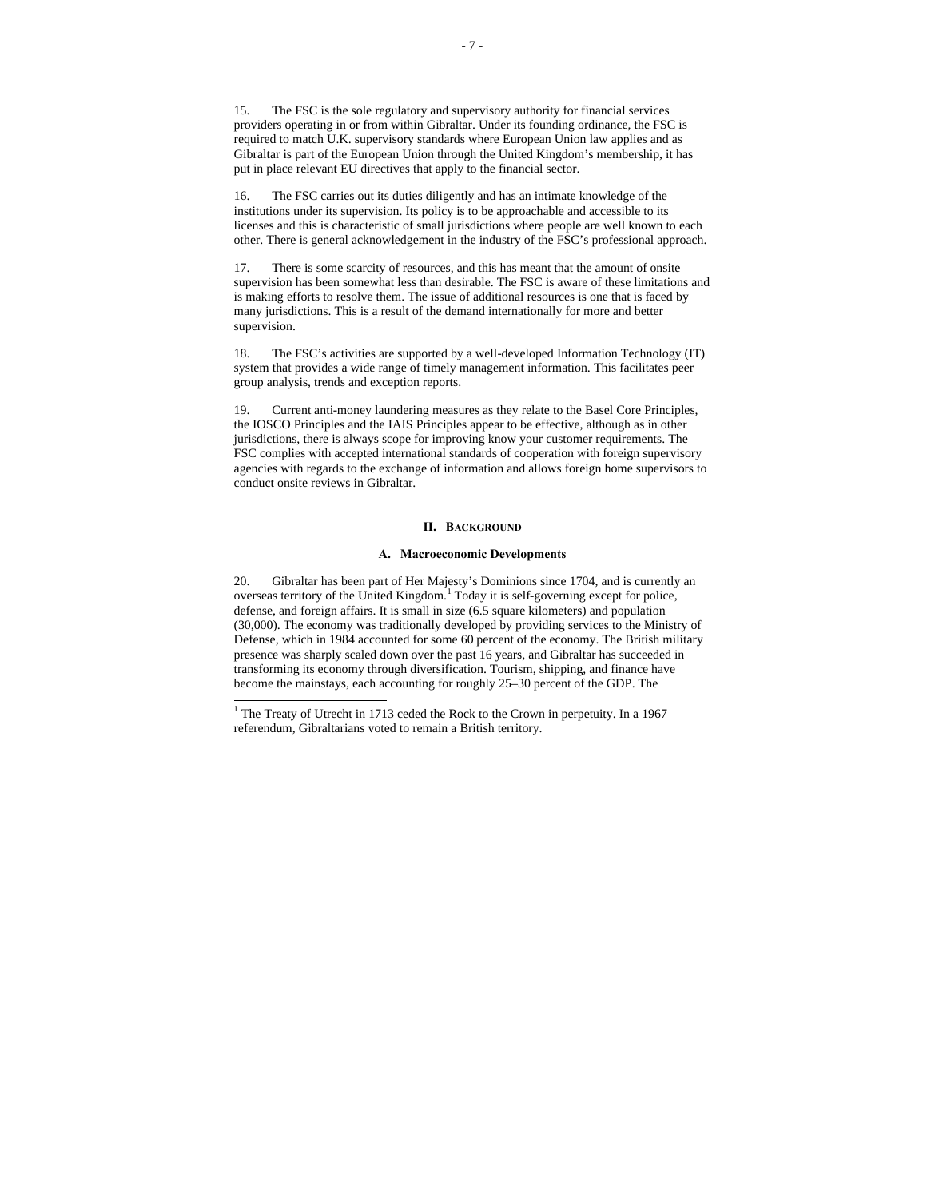15. The FSC is the sole regulatory and supervisory authority for financial services providers operating in or from within Gibraltar. Under its founding ordinance, the FSC is required to match U.K. supervisory standards where European Union law applies and as Gibraltar is part of the European Union through the United Kingdom's membership, it has put in place relevant EU directives that apply to the financial sector.

16. The FSC carries out its duties diligently and has an intimate knowledge of the institutions under its supervision. Its policy is to be approachable and accessible to its licenses and this is characteristic of small jurisdictions where people are well known to each other. There is general acknowledgement in the industry of the FSC's professional approach.

17. There is some scarcity of resources, and this has meant that the amount of onsite supervision has been somewhat less than desirable. The FSC is aware of these limitations and is making efforts to resolve them. The issue of additional resources is one that is faced by many jurisdictions. This is a result of the demand internationally for more and better supervision.

18. The FSC's activities are supported by a well-developed Information Technology (IT) system that provides a wide range of timely management information. This facilitates peer group analysis, trends and exception reports.

19. Current anti-money laundering measures as they relate to the Basel Core Principles, the IOSCO Principles and the IAIS Principles appear to be effective, although as in other jurisdictions, there is always scope for improving know your customer requirements. The FSC complies with accepted international standards of cooperation with foreign supervisory agencies with regards to the exchange of information and allows foreign home supervisors to conduct onsite reviews in Gibraltar.

## II. Background

### A. Macroeconomic Developments

20. Gibraltar has been part of Her Majesty's Dominions since 1704, and is currently an overseas territory of the United Kingdom.[1] Today it is self-governing except for police, defense, and foreign affairs. It is small in size (6.5 square kilometers) and population (30,000). The economy was traditionally developed by providing services to the Ministry of Defense, which in 1984 accounted for some 60 percent of the economy. The British military presence was sharply scaled down over the past 16 years, and Gibraltar has succeeded in transforming its economy through diversification. Tourism, shipping, and finance have become the mainstays, each accounting for roughly 25–30 percent of the GDP. The

[1] The Treaty of Utrecht in 1713 ceded the Rock to the Crown in perpetuity. In a 1967 referendum, Gibraltarians voted to remain a British territory.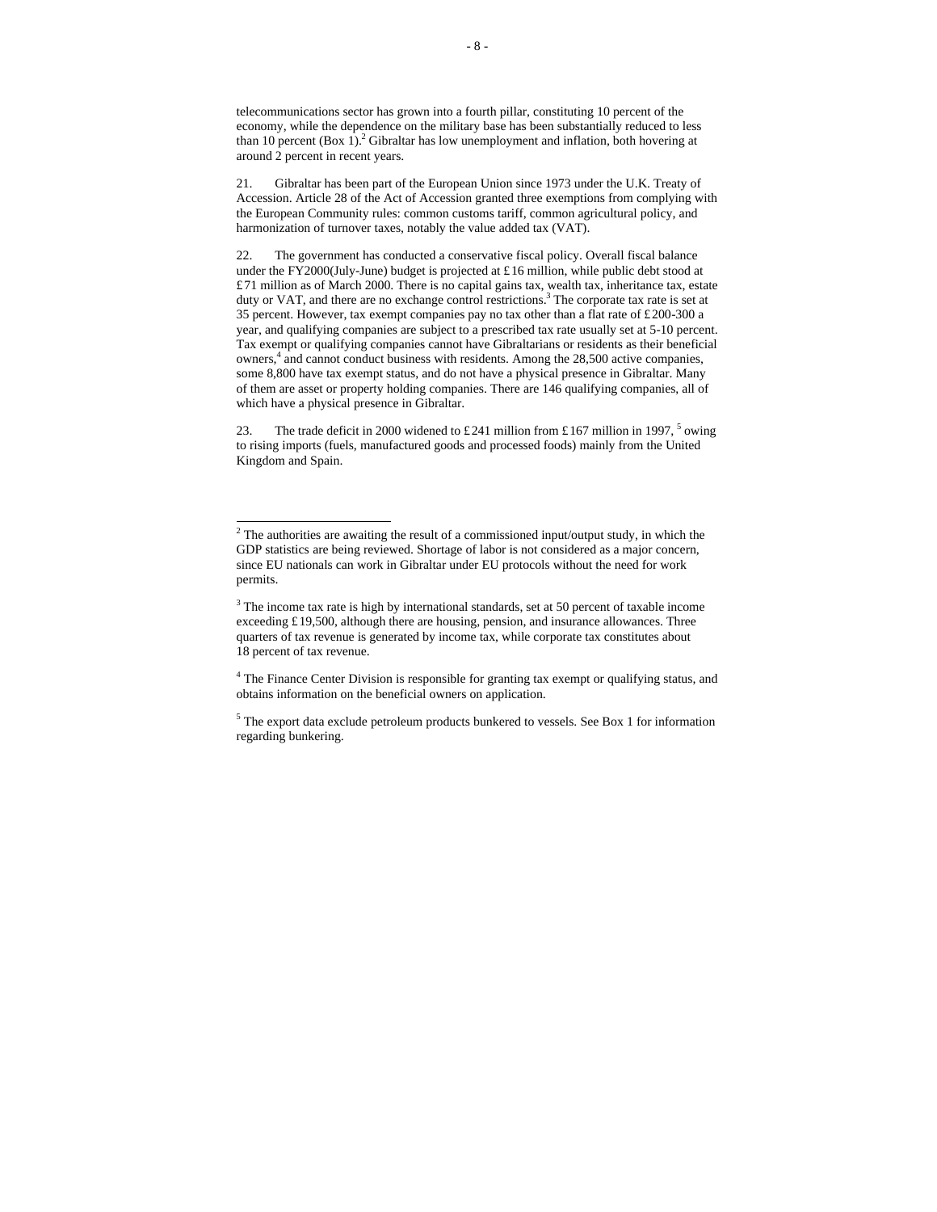telecommunications sector has grown into a fourth pillar, constituting 10 percent of the economy, while the dependence on the military base has been substantially reduced to less than 10 percent (Box 1).[2] Gibraltar has low unemployment and inflation, both hovering at around 2 percent in recent years.

21. Gibraltar has been part of the European Union since 1973 under the U.K. Treaty of Accession. Article 28 of the Act of Accession granted three exemptions from complying with the European Community rules: common customs tariff, common agricultural policy, and harmonization of turnover taxes, notably the value added tax (VAT).

22. The government has conducted a conservative fiscal policy. Overall fiscal balance under the FY2000(July-June) budget is projected at £16 million, while public debt stood at £71 million as of March 2000. There is no capital gains tax, wealth tax, inheritance tax, estate duty or VAT, and there are no exchange control restrictions.[3] The corporate tax rate is set at 35 percent. However, tax exempt companies pay no tax other than a flat rate of £200-300 a year, and qualifying companies are subject to a prescribed tax rate usually set at 5-10 percent. Tax exempt or qualifying companies cannot have Gibraltarians or residents as their beneficial owners,[4] and cannot conduct business with residents. Among the 28,500 active companies, some 8,800 have tax exempt status, and do not have a physical presence in Gibraltar. Many of them are asset or property holding companies. There are 146 qualifying companies, all of which have a physical presence in Gibraltar.

23. The trade deficit in 2000 widened to £241 million from £167 million in 1997, [5] owing to rising imports (fuels, manufactured goods and processed foods) mainly from the United Kingdom and Spain.

---

[2] The authorities are awaiting the result of a commissioned input/output study, in which the GDP statistics are being reviewed. Shortage of labor is not considered as a major concern, since EU nationals can work in Gibraltar under EU protocols without the need for work permits.

[3] The income tax rate is high by international standards, set at 50 percent of taxable income exceeding £19,500, although there are housing, pension, and insurance allowances. Three quarters of tax revenue is generated by income tax, while corporate tax constitutes about 18 percent of tax revenue.

[4] The Finance Center Division is responsible for granting tax exempt or qualifying status, and obtains information on the beneficial owners on application.

[5] The export data exclude petroleum products bunkered to vessels. See Box 1 for information regarding bunkering.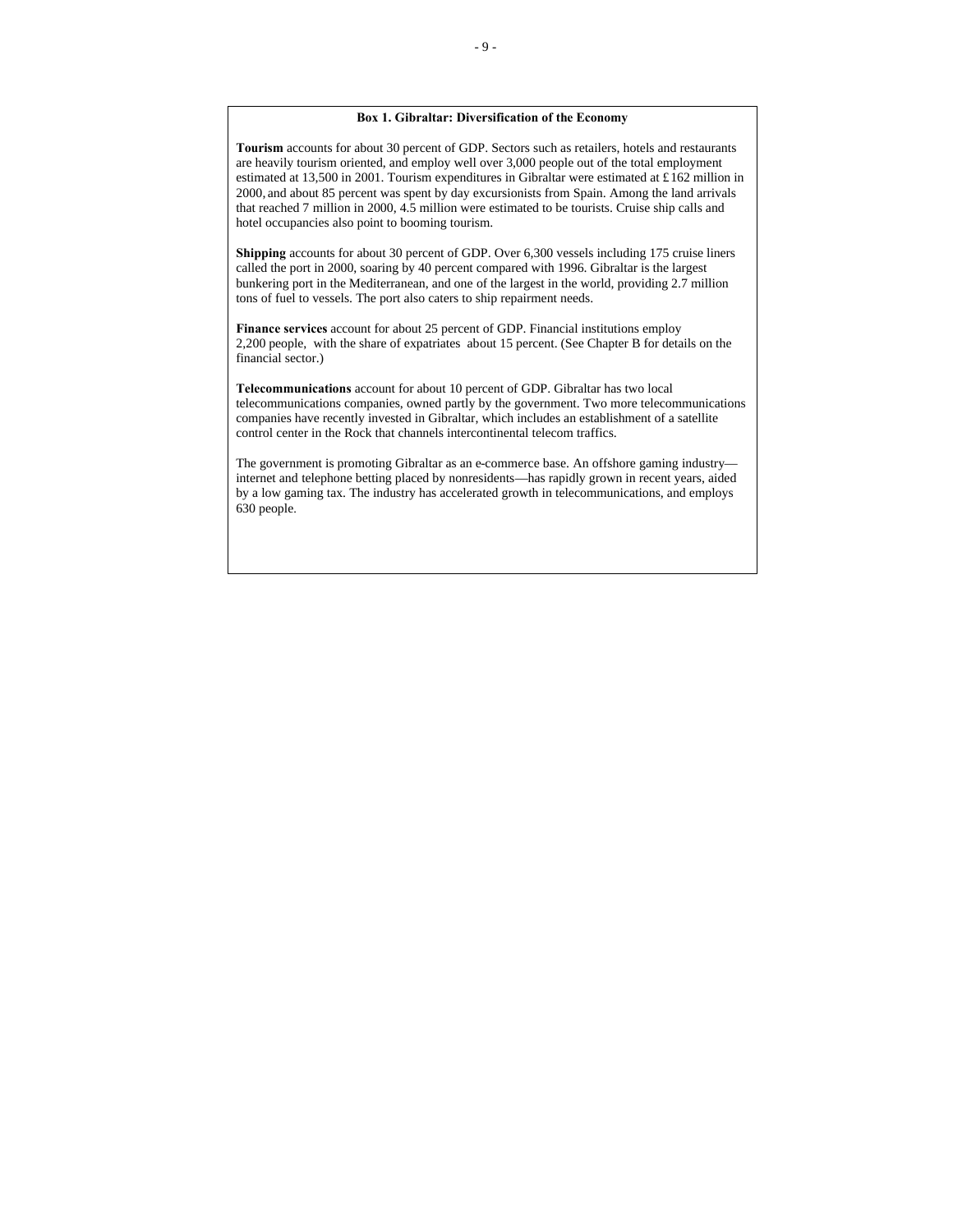**Box 1. Gibraltar: Diversification of the Economy**

**Tourism** accounts for about 30 percent of GDP. Sectors such as retailers, hotels and restaurants are heavily tourism oriented, and employ well over 3,000 people out of the total employment estimated at 13,500 in 2001. Tourism expenditures in Gibraltar were estimated at £162 million in 2000, and about 85 percent was spent by day excursionists from Spain. Among the land arrivals that reached 7 million in 2000, 4.5 million were estimated to be tourists. Cruise ship calls and hotel occupancies also point to booming tourism.

**Shipping** accounts for about 30 percent of GDP. Over 6,300 vessels including 175 cruise liners called the port in 2000, soaring by 40 percent compared with 1996. Gibraltar is the largest bunkering port in the Mediterranean, and one of the largest in the world, providing 2.7 million tons of fuel to vessels. The port also caters to ship repairment needs.

**Finance services** account for about 25 percent of GDP. Financial institutions employ 2,200 people, with the share of expatriates about 15 percent. (See Chapter B for details on the financial sector.)

**Telecommunications** account for about 10 percent of GDP. Gibraltar has two local telecommunications companies, owned partly by the government. Two more telecommunications companies have recently invested in Gibraltar, which includes an establishment of a satellite control center in the Rock that channels intercontinental telecom traffics.

The government is promoting Gibraltar as an e-commerce base. An offshore gaming industry—internet and telephone betting placed by nonresidents—has rapidly grown in recent years, aided by a low gaming tax. The industry has accelerated growth in telecommunications, and employs 630 people.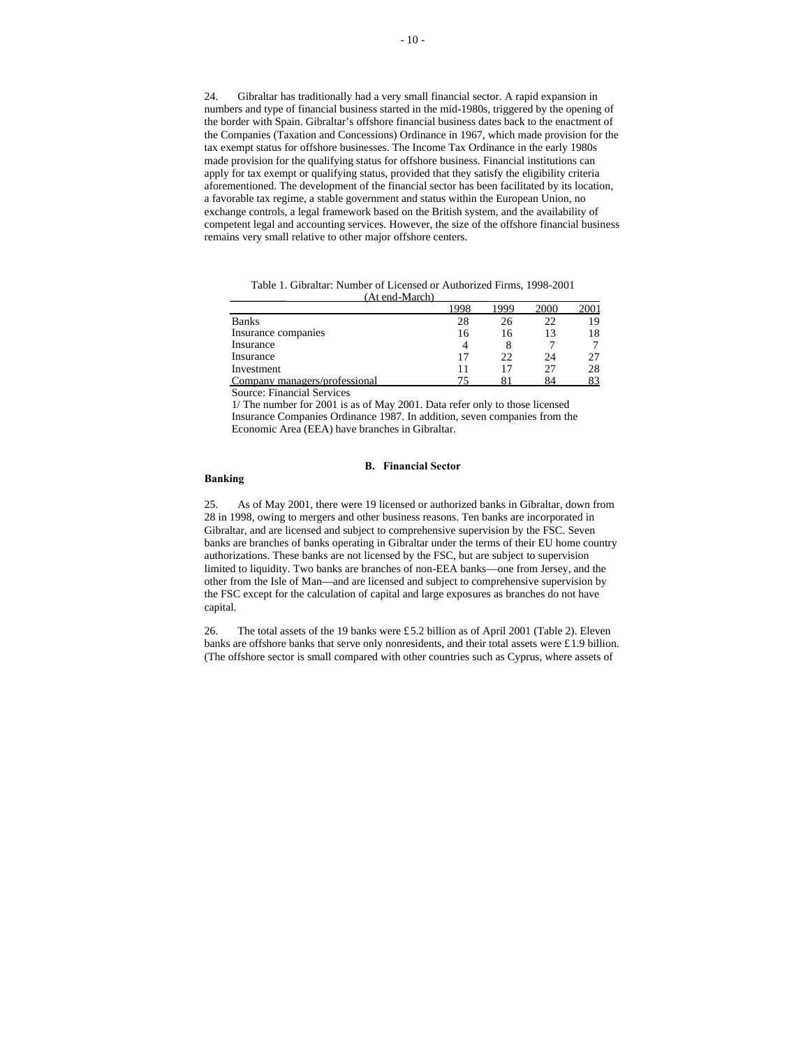24. Gibraltar has traditionally had a very small financial sector. A rapid expansion in numbers and type of financial business started in the mid-1980s, triggered by the opening of the border with Spain. Gibraltar's offshore financial business dates back to the enactment of the Companies (Taxation and Concessions) Ordinance in 1967, which made provision for the tax exempt status for offshore businesses. The Income Tax Ordinance in the early 1980s made provision for the qualifying status for offshore business. Financial institutions can apply for tax exempt or qualifying status, provided that they satisfy the eligibility criteria aforementioned. The development of the financial sector has been facilitated by its location, a favorable tax regime, a stable government and status within the European Union, no exchange controls, a legal framework based on the British system, and the availability of competent legal and accounting services. However, the size of the offshore financial business remains very small relative to other major offshore centers.

Table 1. Gibraltar: Number of Licensed or Authorized Firms, 1998-2001
(At end-March)

| | 1998 | 1999 | 2000 | 2001 |
|---|---|---|---|---|
| Banks | 28 | 26 | 22 | 19 |
| Insurance companies | 16 | 16 | 13 | 18 |
| Insurance | 4 | 8 | 7 | 7 |
| Insurance | 17 | 22 | 24 | 27 |
| Investment | 11 | 17 | 27 | 28 |
| Company managers/professional | 75 | 81 | 84 | 83 |

Source: Financial Services

1/ The number for 2001 is as of May 2001. Data refer only to those licensed Insurance Companies Ordinance 1987. In addition, seven companies from the Economic Area (EEA) have branches in Gibraltar.

### B. Financial Sector

**Banking**

25. As of May 2001, there were 19 licensed or authorized banks in Gibraltar, down from 28 in 1998, owing to mergers and other business reasons. Ten banks are incorporated in Gibraltar, and are licensed and subject to comprehensive supervision by the FSC. Seven banks are branches of banks operating in Gibraltar under the terms of their EU home country authorizations. These banks are not licensed by the FSC, but are subject to supervision limited to liquidity. Two banks are branches of non-EEA banks—one from Jersey, and the other from the Isle of Man—and are licensed and subject to comprehensive supervision by the FSC except for the calculation of capital and large exposures as branches do not have capital.

26. The total assets of the 19 banks were £5.2 billion as of April 2001 (Table 2). Eleven banks are offshore banks that serve only nonresidents, and their total assets were £1.9 billion. (The offshore sector is small compared with other countries such as Cyprus, where assets of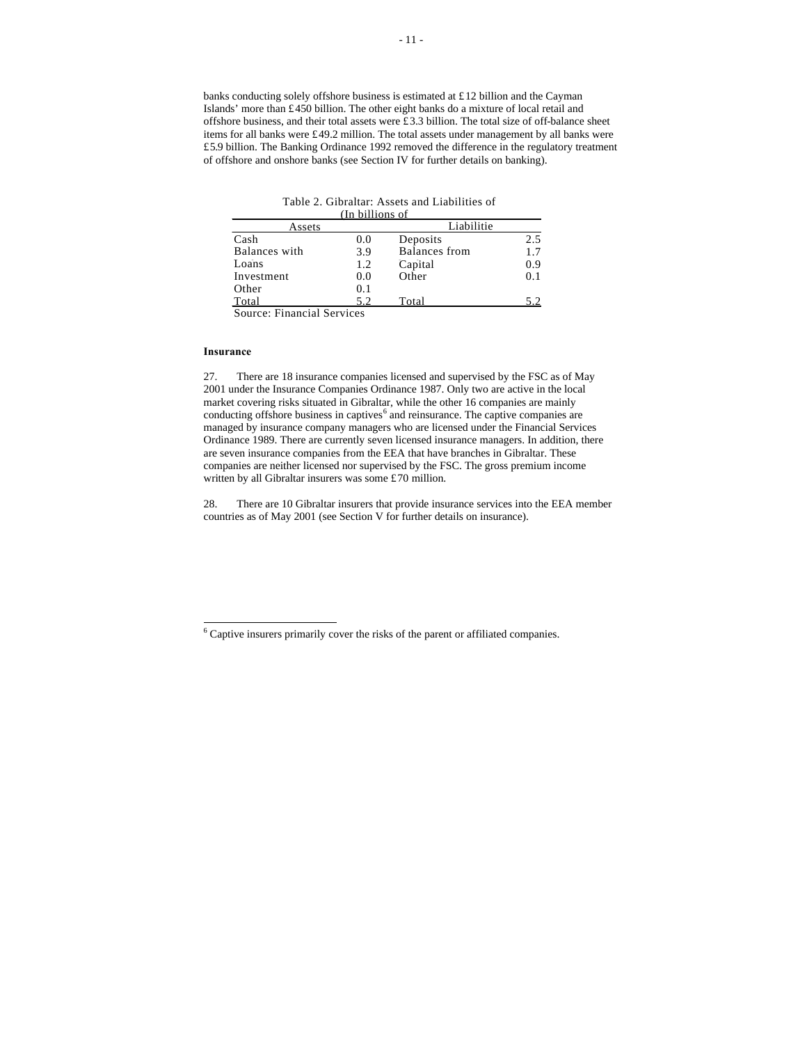banks conducting solely offshore business is estimated at £12 billion and the Cayman Islands' more than £450 billion. The other eight banks do a mixture of local retail and offshore business, and their total assets were £3.3 billion. The total size of off-balance sheet items for all banks were £49.2 million. The total assets under management by all banks were £5.9 billion. The Banking Ordinance 1992 removed the difference in the regulatory treatment of offshore and onshore banks (see Section IV for further details on banking).

Table 2. Gibraltar: Assets and Liabilities of
(In billions of

| Assets | | Liabilitie | |
|---|---|---|---|
| Cash | 0.0 | Deposits | 2.5 |
| Balances with | 3.9 | Balances from | 1.7 |
| Loans | 1.2 | Capital | 0.9 |
| Investment | 0.0 | Other | 0.1 |
| Other | 0.1 | | |
| Total | 5.2 | Total | 5.2 |

Source: Financial Services

**Insurance**

27. There are 18 insurance companies licensed and supervised by the FSC as of May 2001 under the Insurance Companies Ordinance 1987. Only two are active in the local market covering risks situated in Gibraltar, while the other 16 companies are mainly conducting offshore business in captives[6] and reinsurance. The captive companies are managed by insurance company managers who are licensed under the Financial Services Ordinance 1989. There are currently seven licensed insurance managers. In addition, there are seven insurance companies from the EEA that have branches in Gibraltar. These companies are neither licensed nor supervised by the FSC. The gross premium income written by all Gibraltar insurers was some £70 million.

28. There are 10 Gibraltar insurers that provide insurance services into the EEA member countries as of May 2001 (see Section V for further details on insurance).

[6] Captive insurers primarily cover the risks of the parent or affiliated companies.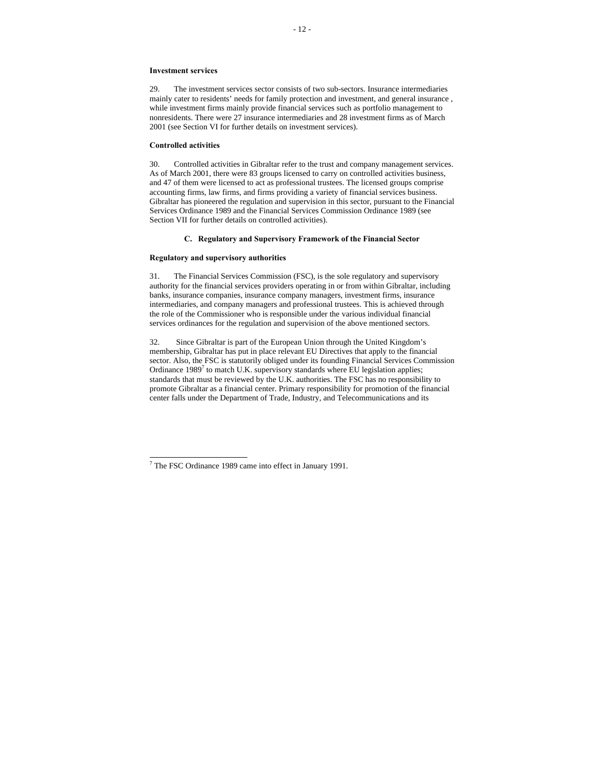**Investment services**

29. The investment services sector consists of two sub-sectors. Insurance intermediaries mainly cater to residents' needs for family protection and investment, and general insurance , while investment firms mainly provide financial services such as portfolio management to nonresidents. There were 27 insurance intermediaries and 28 investment firms as of March 2001 (see Section VI for further details on investment services).

**Controlled activities**

30. Controlled activities in Gibraltar refer to the trust and company management services. As of March 2001, there were 83 groups licensed to carry on controlled activities business, and 47 of them were licensed to act as professional trustees. The licensed groups comprise accounting firms, law firms, and firms providing a variety of financial services business. Gibraltar has pioneered the regulation and supervision in this sector, pursuant to the Financial Services Ordinance 1989 and the Financial Services Commission Ordinance 1989 (see Section VII for further details on controlled activities).

## C. Regulatory and Supervisory Framework of the Financial Sector

**Regulatory and supervisory authorities**

31. The Financial Services Commission (FSC), is the sole regulatory and supervisory authority for the financial services providers operating in or from within Gibraltar, including banks, insurance companies, insurance company managers, investment firms, insurance intermediaries, and company managers and professional trustees. This is achieved through the role of the Commissioner who is responsible under the various individual financial services ordinances for the regulation and supervision of the above mentioned sectors.

32. Since Gibraltar is part of the European Union through the United Kingdom's membership, Gibraltar has put in place relevant EU Directives that apply to the financial sector. Also, the FSC is statutorily obliged under its founding Financial Services Commission Ordinance 1989[7] to match U.K. supervisory standards where EU legislation applies; standards that must be reviewed by the U.K. authorities. The FSC has no responsibility to promote Gibraltar as a financial center. Primary responsibility for promotion of the financial center falls under the Department of Trade, Industry, and Telecommunications and its

[7] The FSC Ordinance 1989 came into effect in January 1991.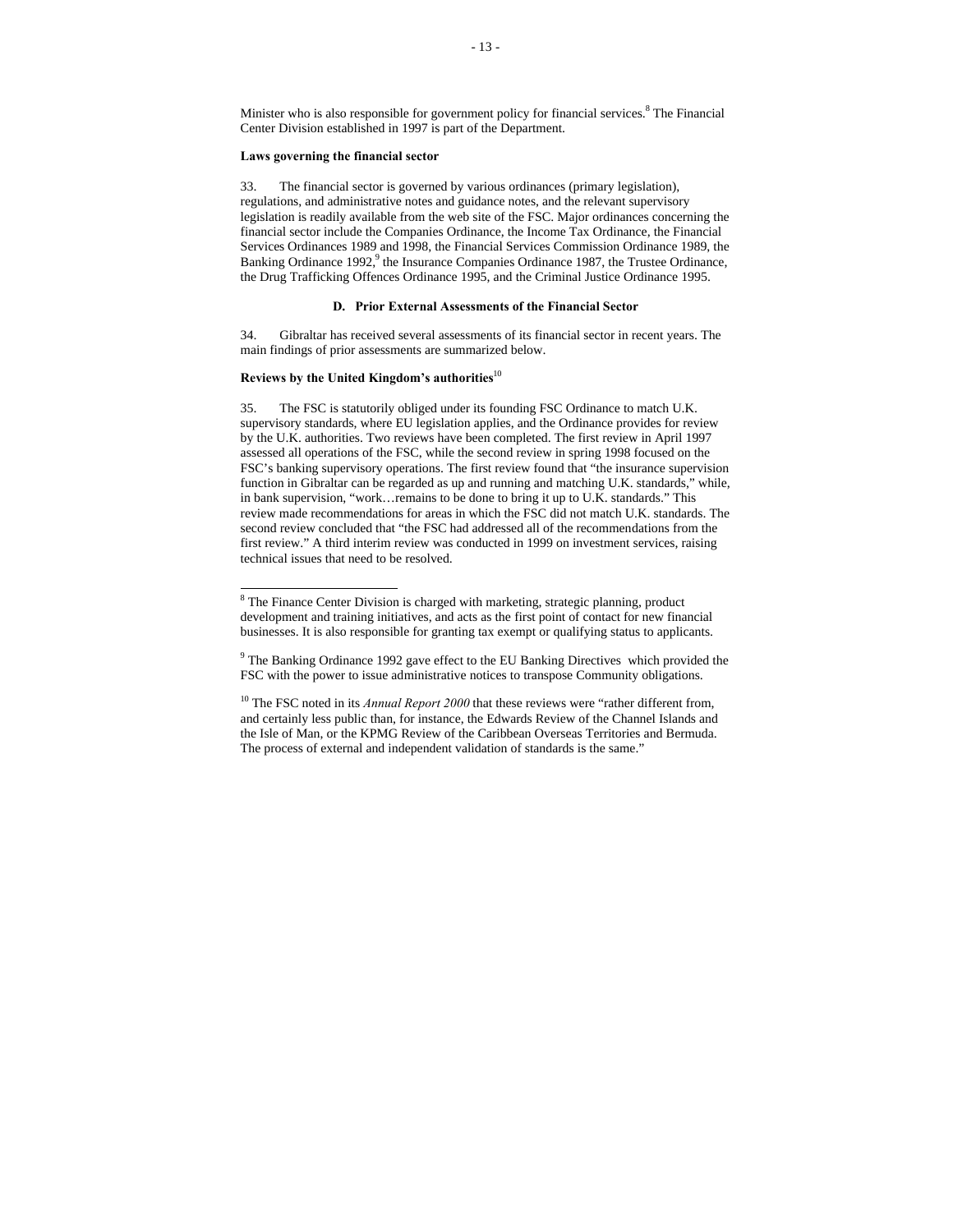Minister who is also responsible for government policy for financial services.[8] The Financial Center Division established in 1997 is part of the Department.

**Laws governing the financial sector**

33. The financial sector is governed by various ordinances (primary legislation), regulations, and administrative notes and guidance notes, and the relevant supervisory legislation is readily available from the web site of the FSC. Major ordinances concerning the financial sector include the Companies Ordinance, the Income Tax Ordinance, the Financial Services Ordinances 1989 and 1998, the Financial Services Commission Ordinance 1989, the Banking Ordinance 1992,[9] the Insurance Companies Ordinance 1987, the Trustee Ordinance, the Drug Trafficking Offences Ordinance 1995, and the Criminal Justice Ordinance 1995.

### D. Prior External Assessments of the Financial Sector

34. Gibraltar has received several assessments of its financial sector in recent years. The main findings of prior assessments are summarized below.

**Reviews by the United Kingdom's authorities**[10]

35. The FSC is statutorily obliged under its founding FSC Ordinance to match U.K. supervisory standards, where EU legislation applies, and the Ordinance provides for review by the U.K. authorities. Two reviews have been completed. The first review in April 1997 assessed all operations of the FSC, while the second review in spring 1998 focused on the FSC's banking supervisory operations. The first review found that "the insurance supervision function in Gibraltar can be regarded as up and running and matching U.K. standards," while, in bank supervision, "work…remains to be done to bring it up to U.K. standards." This review made recommendations for areas in which the FSC did not match U.K. standards. The second review concluded that "the FSC had addressed all of the recommendations from the first review." A third interim review was conducted in 1999 on investment services, raising technical issues that need to be resolved.

---

[8] The Finance Center Division is charged with marketing, strategic planning, product development and training initiatives, and acts as the first point of contact for new financial businesses. It is also responsible for granting tax exempt or qualifying status to applicants.

[9] The Banking Ordinance 1992 gave effect to the EU Banking Directives which provided the FSC with the power to issue administrative notices to transpose Community obligations.

[10] The FSC noted in its *Annual Report 2000* that these reviews were "rather different from, and certainly less public than, for instance, the Edwards Review of the Channel Islands and the Isle of Man, or the KPMG Review of the Caribbean Overseas Territories and Bermuda. The process of external and independent validation of standards is the same."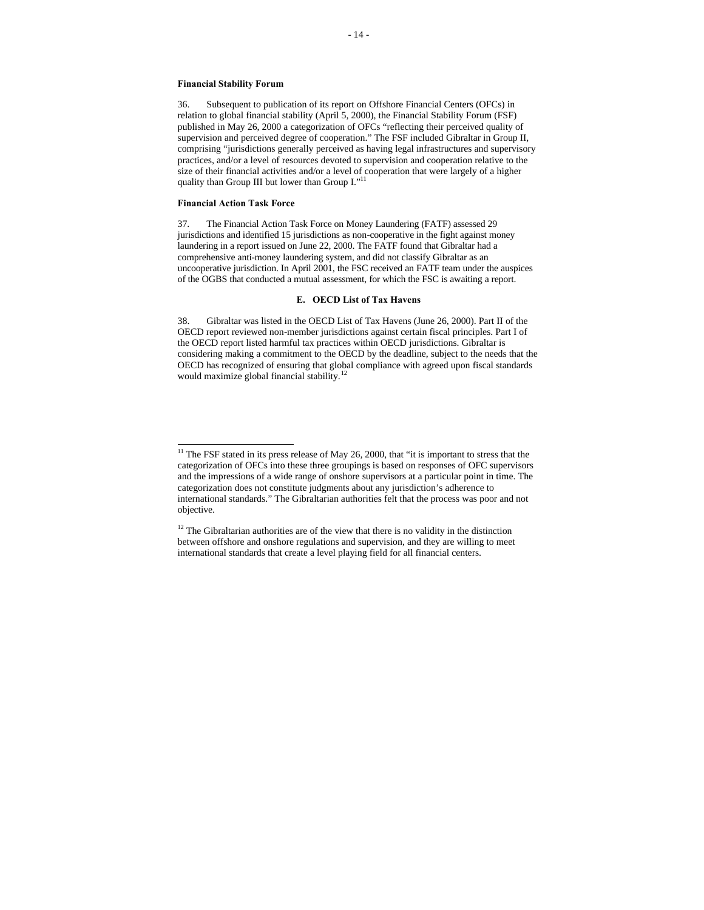**Financial Stability Forum**

36. Subsequent to publication of its report on Offshore Financial Centers (OFCs) in relation to global financial stability (April 5, 2000), the Financial Stability Forum (FSF) published in May 26, 2000 a categorization of OFCs "reflecting their perceived quality of supervision and perceived degree of cooperation." The FSF included Gibraltar in Group II, comprising "jurisdictions generally perceived as having legal infrastructures and supervisory practices, and/or a level of resources devoted to supervision and cooperation relative to the size of their financial activities and/or a level of cooperation that were largely of a higher quality than Group III but lower than Group I."[11]

**Financial Action Task Force**

37. The Financial Action Task Force on Money Laundering (FATF) assessed 29 jurisdictions and identified 15 jurisdictions as non-cooperative in the fight against money laundering in a report issued on June 22, 2000. The FATF found that Gibraltar had a comprehensive anti-money laundering system, and did not classify Gibraltar as an uncooperative jurisdiction. In April 2001, the FSC received an FATF team under the auspices of the OGBS that conducted a mutual assessment, for which the FSC is awaiting a report.

### E. OECD List of Tax Havens

38. Gibraltar was listed in the OECD List of Tax Havens (June 26, 2000). Part II of the OECD report reviewed non-member jurisdictions against certain fiscal principles. Part I of the OECD report listed harmful tax practices within OECD jurisdictions. Gibraltar is considering making a commitment to the OECD by the deadline, subject to the needs that the OECD has recognized of ensuring that global compliance with agreed upon fiscal standards would maximize global financial stability.[12]

---

[11] The FSF stated in its press release of May 26, 2000, that "it is important to stress that the categorization of OFCs into these three groupings is based on responses of OFC supervisors and the impressions of a wide range of onshore supervisors at a particular point in time. The categorization does not constitute judgments about any jurisdiction's adherence to international standards." The Gibraltarian authorities felt that the process was poor and not objective.

[12] The Gibraltarian authorities are of the view that there is no validity in the distinction between offshore and onshore regulations and supervision, and they are willing to meet international standards that create a level playing field for all financial centers.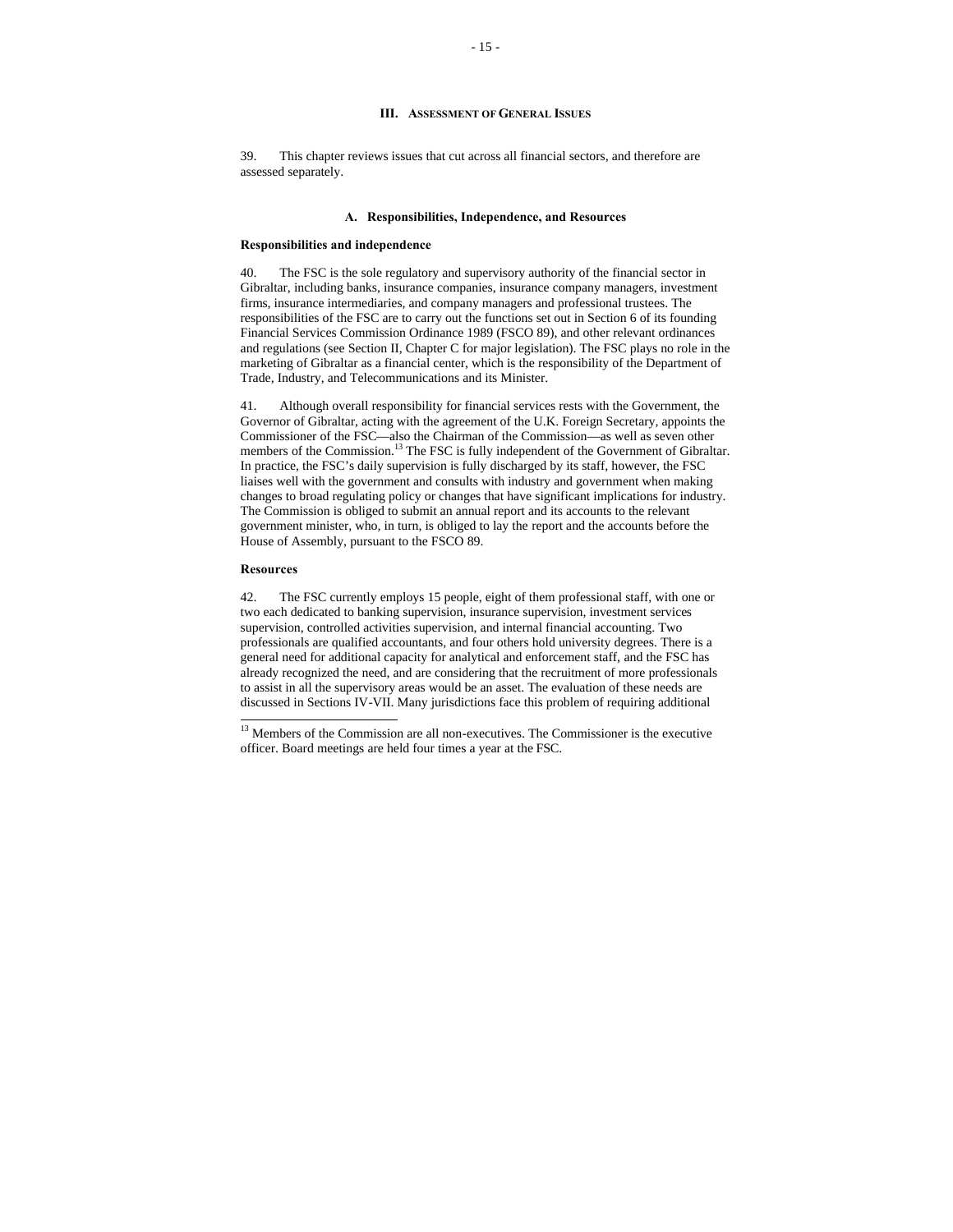## III. Assessment of General Issues

39. This chapter reviews issues that cut across all financial sectors, and therefore are assessed separately.

### A. Responsibilities, Independence, and Resources

**Responsibilities and independence**

40. The FSC is the sole regulatory and supervisory authority of the financial sector in Gibraltar, including banks, insurance companies, insurance company managers, investment firms, insurance intermediaries, and company managers and professional trustees. The responsibilities of the FSC are to carry out the functions set out in Section 6 of its founding Financial Services Commission Ordinance 1989 (FSCO 89), and other relevant ordinances and regulations (see Section II, Chapter C for major legislation). The FSC plays no role in the marketing of Gibraltar as a financial center, which is the responsibility of the Department of Trade, Industry, and Telecommunications and its Minister.

41. Although overall responsibility for financial services rests with the Government, the Governor of Gibraltar, acting with the agreement of the U.K. Foreign Secretary, appoints the Commissioner of the FSC—also the Chairman of the Commission—as well as seven other members of the Commission.[13] The FSC is fully independent of the Government of Gibraltar. In practice, the FSC's daily supervision is fully discharged by its staff, however, the FSC liaises well with the government and consults with industry and government when making changes to broad regulating policy or changes that have significant implications for industry. The Commission is obliged to submit an annual report and its accounts to the relevant government minister, who, in turn, is obliged to lay the report and the accounts before the House of Assembly, pursuant to the FSCO 89.

**Resources**

42. The FSC currently employs 15 people, eight of them professional staff, with one or two each dedicated to banking supervision, insurance supervision, investment services supervision, controlled activities supervision, and internal financial accounting. Two professionals are qualified accountants, and four others hold university degrees. There is a general need for additional capacity for analytical and enforcement staff, and the FSC has already recognized the need, and are considering that the recruitment of more professionals to assist in all the supervisory areas would be an asset. The evaluation of these needs are discussed in Sections IV-VII. Many jurisdictions face this problem of requiring additional

---

[13] Members of the Commission are all non-executives. The Commissioner is the executive officer. Board meetings are held four times a year at the FSC.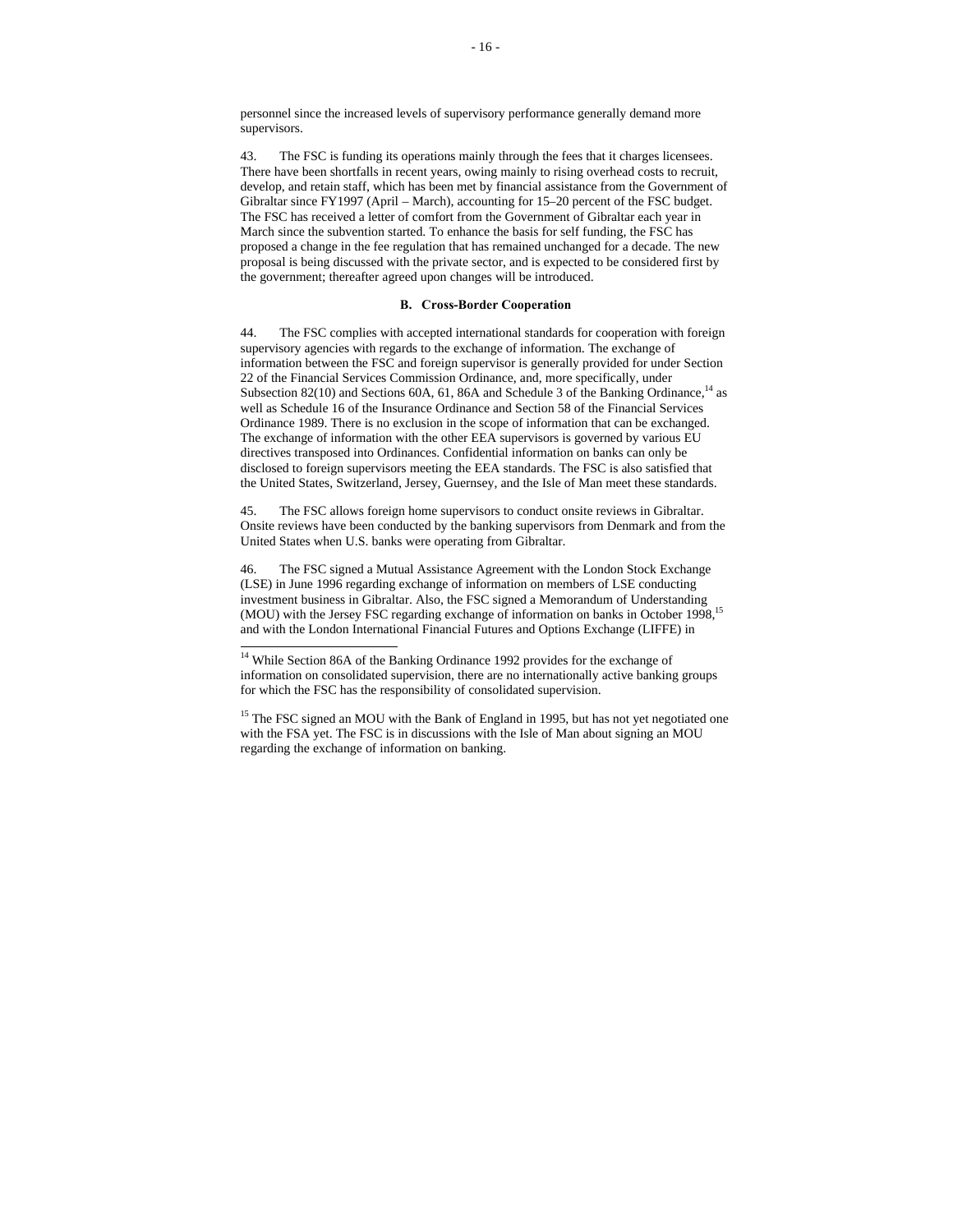personnel since the increased levels of supervisory performance generally demand more supervisors.

43. The FSC is funding its operations mainly through the fees that it charges licensees. There have been shortfalls in recent years, owing mainly to rising overhead costs to recruit, develop, and retain staff, which has been met by financial assistance from the Government of Gibraltar since FY1997 (April – March), accounting for 15–20 percent of the FSC budget. The FSC has received a letter of comfort from the Government of Gibraltar each year in March since the subvention started. To enhance the basis for self funding, the FSC has proposed a change in the fee regulation that has remained unchanged for a decade. The new proposal is being discussed with the private sector, and is expected to be considered first by the government; thereafter agreed upon changes will be introduced.

### B. Cross-Border Cooperation

44. The FSC complies with accepted international standards for cooperation with foreign supervisory agencies with regards to the exchange of information. The exchange of information between the FSC and foreign supervisor is generally provided for under Section 22 of the Financial Services Commission Ordinance, and, more specifically, under Subsection 82(10) and Sections 60A, 61, 86A and Schedule 3 of the Banking Ordinance,[14] as well as Schedule 16 of the Insurance Ordinance and Section 58 of the Financial Services Ordinance 1989. There is no exclusion in the scope of information that can be exchanged. The exchange of information with the other EEA supervisors is governed by various EU directives transposed into Ordinances. Confidential information on banks can only be disclosed to foreign supervisors meeting the EEA standards. The FSC is also satisfied that the United States, Switzerland, Jersey, Guernsey, and the Isle of Man meet these standards.

45. The FSC allows foreign home supervisors to conduct onsite reviews in Gibraltar. Onsite reviews have been conducted by the banking supervisors from Denmark and from the United States when U.S. banks were operating from Gibraltar.

46. The FSC signed a Mutual Assistance Agreement with the London Stock Exchange (LSE) in June 1996 regarding exchange of information on members of LSE conducting investment business in Gibraltar. Also, the FSC signed a Memorandum of Understanding (MOU) with the Jersey FSC regarding exchange of information on banks in October 1998,[15] and with the London International Financial Futures and Options Exchange (LIFFE) in

---

[14] While Section 86A of the Banking Ordinance 1992 provides for the exchange of information on consolidated supervision, there are no internationally active banking groups for which the FSC has the responsibility of consolidated supervision.

[15] The FSC signed an MOU with the Bank of England in 1995, but has not yet negotiated one with the FSA yet. The FSC is in discussions with the Isle of Man about signing an MOU regarding the exchange of information on banking.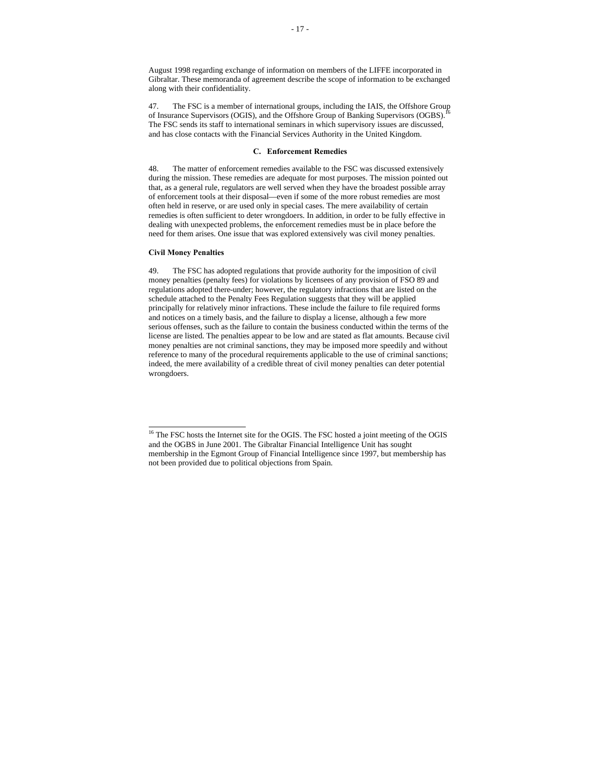August 1998 regarding exchange of information on members of the LIFFE incorporated in Gibraltar. These memoranda of agreement describe the scope of information to be exchanged along with their confidentiality.

47. The FSC is a member of international groups, including the IAIS, the Offshore Group of Insurance Supervisors (OGIS), and the Offshore Group of Banking Supervisors (OGBS).[16] The FSC sends its staff to international seminars in which supervisory issues are discussed, and has close contacts with the Financial Services Authority in the United Kingdom.

### C. Enforcement Remedies

48. The matter of enforcement remedies available to the FSC was discussed extensively during the mission. These remedies are adequate for most purposes. The mission pointed out that, as a general rule, regulators are well served when they have the broadest possible array of enforcement tools at their disposal—even if some of the more robust remedies are most often held in reserve, or are used only in special cases. The mere availability of certain remedies is often sufficient to deter wrongdoers. In addition, in order to be fully effective in dealing with unexpected problems, the enforcement remedies must be in place before the need for them arises. One issue that was explored extensively was civil money penalties.

**Civil Money Penalties**

49. The FSC has adopted regulations that provide authority for the imposition of civil money penalties (penalty fees) for violations by licensees of any provision of FSO 89 and regulations adopted there-under; however, the regulatory infractions that are listed on the schedule attached to the Penalty Fees Regulation suggests that they will be applied principally for relatively minor infractions. These include the failure to file required forms and notices on a timely basis, and the failure to display a license, although a few more serious offenses, such as the failure to contain the business conducted within the terms of the license are listed. The penalties appear to be low and are stated as flat amounts. Because civil money penalties are not criminal sanctions, they may be imposed more speedily and without reference to many of the procedural requirements applicable to the use of criminal sanctions; indeed, the mere availability of a credible threat of civil money penalties can deter potential wrongdoers.

---

[16] The FSC hosts the Internet site for the OGIS. The FSC hosted a joint meeting of the OGIS and the OGBS in June 2001. The Gibraltar Financial Intelligence Unit has sought membership in the Egmont Group of Financial Intelligence since 1997, but membership has not been provided due to political objections from Spain.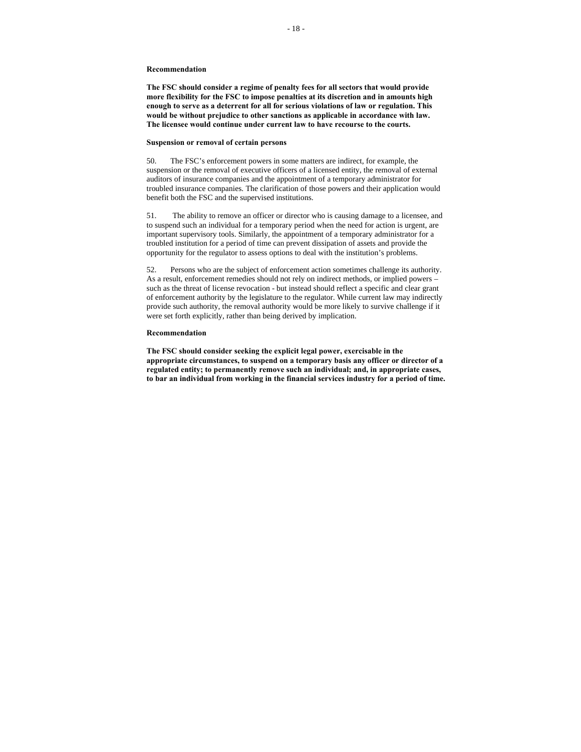**Recommendation**

**The FSC should consider a regime of penalty fees for all sectors that would provide more flexibility for the FSC to impose penalties at its discretion and in amounts high enough to serve as a deterrent for all for serious violations of law or regulation. This would be without prejudice to other sanctions as applicable in accordance with law. The licensee would continue under current law to have recourse to the courts.**

**Suspension or removal of certain persons**

50. The FSC's enforcement powers in some matters are indirect, for example, the suspension or the removal of executive officers of a licensed entity, the removal of external auditors of insurance companies and the appointment of a temporary administrator for troubled insurance companies. The clarification of those powers and their application would benefit both the FSC and the supervised institutions.

51. The ability to remove an officer or director who is causing damage to a licensee, and to suspend such an individual for a temporary period when the need for action is urgent, are important supervisory tools. Similarly, the appointment of a temporary administrator for a troubled institution for a period of time can prevent dissipation of assets and provide the opportunity for the regulator to assess options to deal with the institution's problems.

52. Persons who are the subject of enforcement action sometimes challenge its authority. As a result, enforcement remedies should not rely on indirect methods, or implied powers – such as the threat of license revocation - but instead should reflect a specific and clear grant of enforcement authority by the legislature to the regulator. While current law may indirectly provide such authority, the removal authority would be more likely to survive challenge if it were set forth explicitly, rather than being derived by implication.

**Recommendation**

**The FSC should consider seeking the explicit legal power, exercisable in the appropriate circumstances, to suspend on a temporary basis any officer or director of a regulated entity; to permanently remove such an individual; and, in appropriate cases, to bar an individual from working in the financial services industry for a period of time.**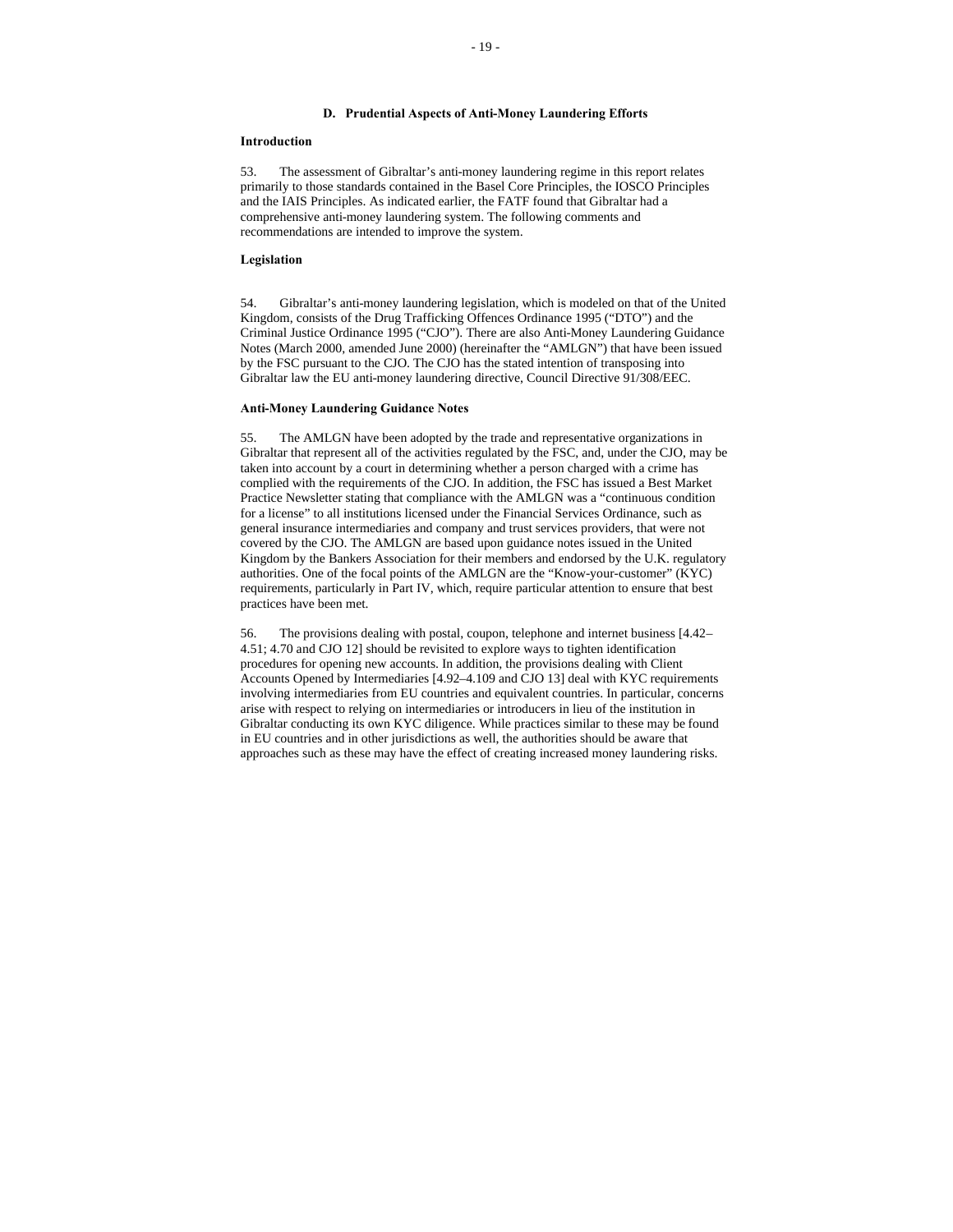## D. Prudential Aspects of Anti-Money Laundering Efforts

### Introduction

53. The assessment of Gibraltar's anti-money laundering regime in this report relates primarily to those standards contained in the Basel Core Principles, the IOSCO Principles and the IAIS Principles. As indicated earlier, the FATF found that Gibraltar had a comprehensive anti-money laundering system. The following comments and recommendations are intended to improve the system.

### Legislation

54. Gibraltar's anti-money laundering legislation, which is modeled on that of the United Kingdom, consists of the Drug Trafficking Offences Ordinance 1995 ("DTO") and the Criminal Justice Ordinance 1995 ("CJO"). There are also Anti-Money Laundering Guidance Notes (March 2000, amended June 2000) (hereinafter the "AMLGN") that have been issued by the FSC pursuant to the CJO. The CJO has the stated intention of transposing into Gibraltar law the EU anti-money laundering directive, Council Directive 91/308/EEC.

### Anti-Money Laundering Guidance Notes

55. The AMLGN have been adopted by the trade and representative organizations in Gibraltar that represent all of the activities regulated by the FSC, and, under the CJO, may be taken into account by a court in determining whether a person charged with a crime has complied with the requirements of the CJO. In addition, the FSC has issued a Best Market Practice Newsletter stating that compliance with the AMLGN was a "continuous condition for a license" to all institutions licensed under the Financial Services Ordinance, such as general insurance intermediaries and company and trust services providers, that were not covered by the CJO. The AMLGN are based upon guidance notes issued in the United Kingdom by the Bankers Association for their members and endorsed by the U.K. regulatory authorities. One of the focal points of the AMLGN are the "Know-your-customer" (KYC) requirements, particularly in Part IV, which, require particular attention to ensure that best practices have been met.

56. The provisions dealing with postal, coupon, telephone and internet business [4.42–4.51; 4.70 and CJO 12] should be revisited to explore ways to tighten identification procedures for opening new accounts. In addition, the provisions dealing with Client Accounts Opened by Intermediaries [4.92–4.109 and CJO 13] deal with KYC requirements involving intermediaries from EU countries and equivalent countries. In particular, concerns arise with respect to relying on intermediaries or introducers in lieu of the institution in Gibraltar conducting its own KYC diligence. While practices similar to these may be found in EU countries and in other jurisdictions as well, the authorities should be aware that approaches such as these may have the effect of creating increased money laundering risks.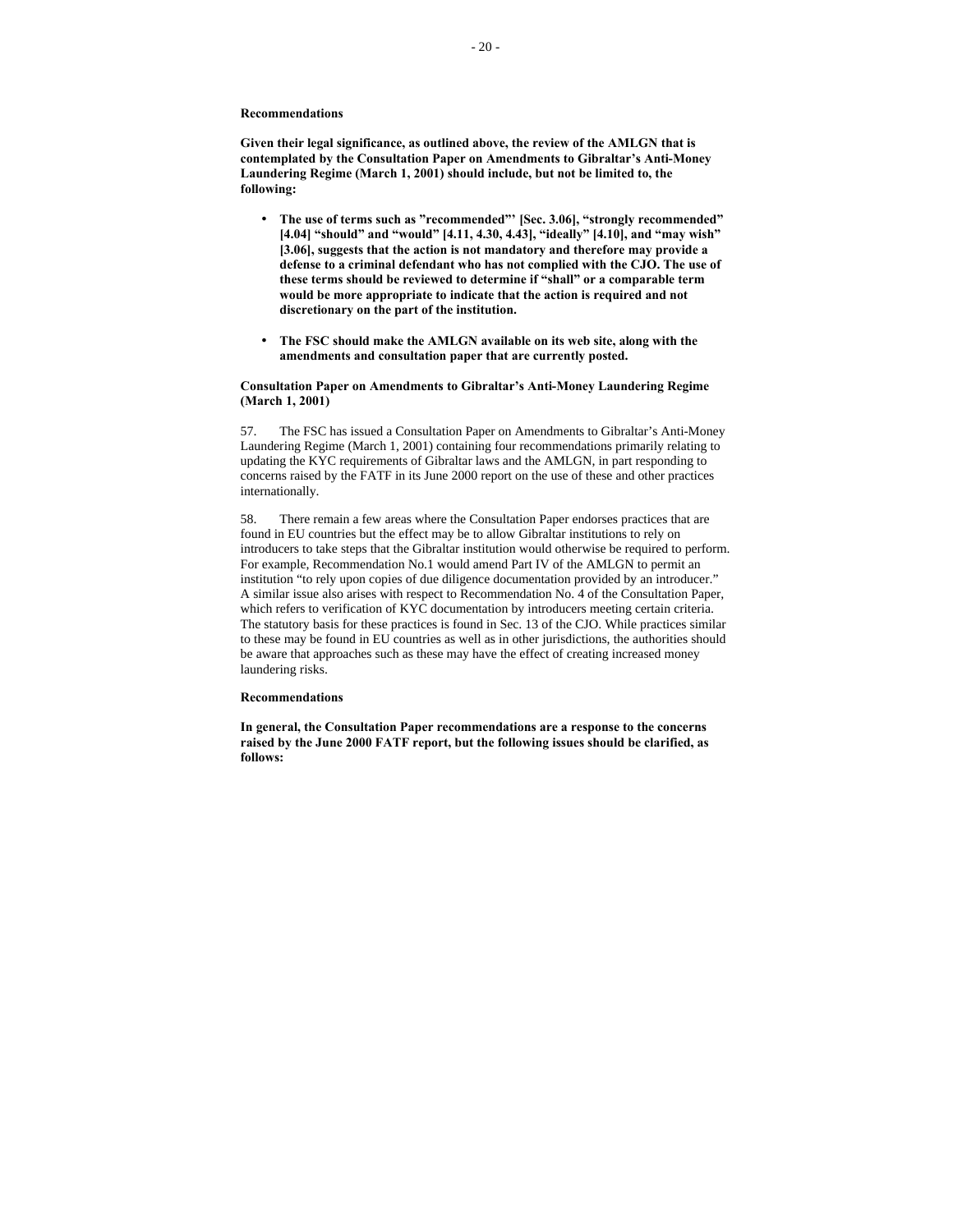**Recommendations**

**Given their legal significance, as outlined above, the review of the AMLGN that is contemplated by the Consultation Paper on Amendments to Gibraltar's Anti-Money Laundering Regime (March 1, 2001) should include, but not be limited to, the following:**

- **The use of terms such as "recommended"' [Sec. 3.06], "strongly recommended" [4.04] "should" and "would" [4.11, 4.30, 4.43], "ideally" [4.10], and "may wish" [3.06], suggests that the action is not mandatory and therefore may provide a defense to a criminal defendant who has not complied with the CJO. The use of these terms should be reviewed to determine if "shall" or a comparable term would be more appropriate to indicate that the action is required and not discretionary on the part of the institution.**

- **The FSC should make the AMLGN available on its web site, along with the amendments and consultation paper that are currently posted.**

**Consultation Paper on Amendments to Gibraltar's Anti-Money Laundering Regime (March 1, 2001)**

57. The FSC has issued a Consultation Paper on Amendments to Gibraltar's Anti-Money Laundering Regime (March 1, 2001) containing four recommendations primarily relating to updating the KYC requirements of Gibraltar laws and the AMLGN, in part responding to concerns raised by the FATF in its June 2000 report on the use of these and other practices internationally.

58. There remain a few areas where the Consultation Paper endorses practices that are found in EU countries but the effect may be to allow Gibraltar institutions to rely on introducers to take steps that the Gibraltar institution would otherwise be required to perform. For example, Recommendation No.1 would amend Part IV of the AMLGN to permit an institution "to rely upon copies of due diligence documentation provided by an introducer." A similar issue also arises with respect to Recommendation No. 4 of the Consultation Paper, which refers to verification of KYC documentation by introducers meeting certain criteria. The statutory basis for these practices is found in Sec. 13 of the CJO. While practices similar to these may be found in EU countries as well as in other jurisdictions, the authorities should be aware that approaches such as these may have the effect of creating increased money laundering risks.

**Recommendations**

**In general, the Consultation Paper recommendations are a response to the concerns raised by the June 2000 FATF report, but the following issues should be clarified, as follows:**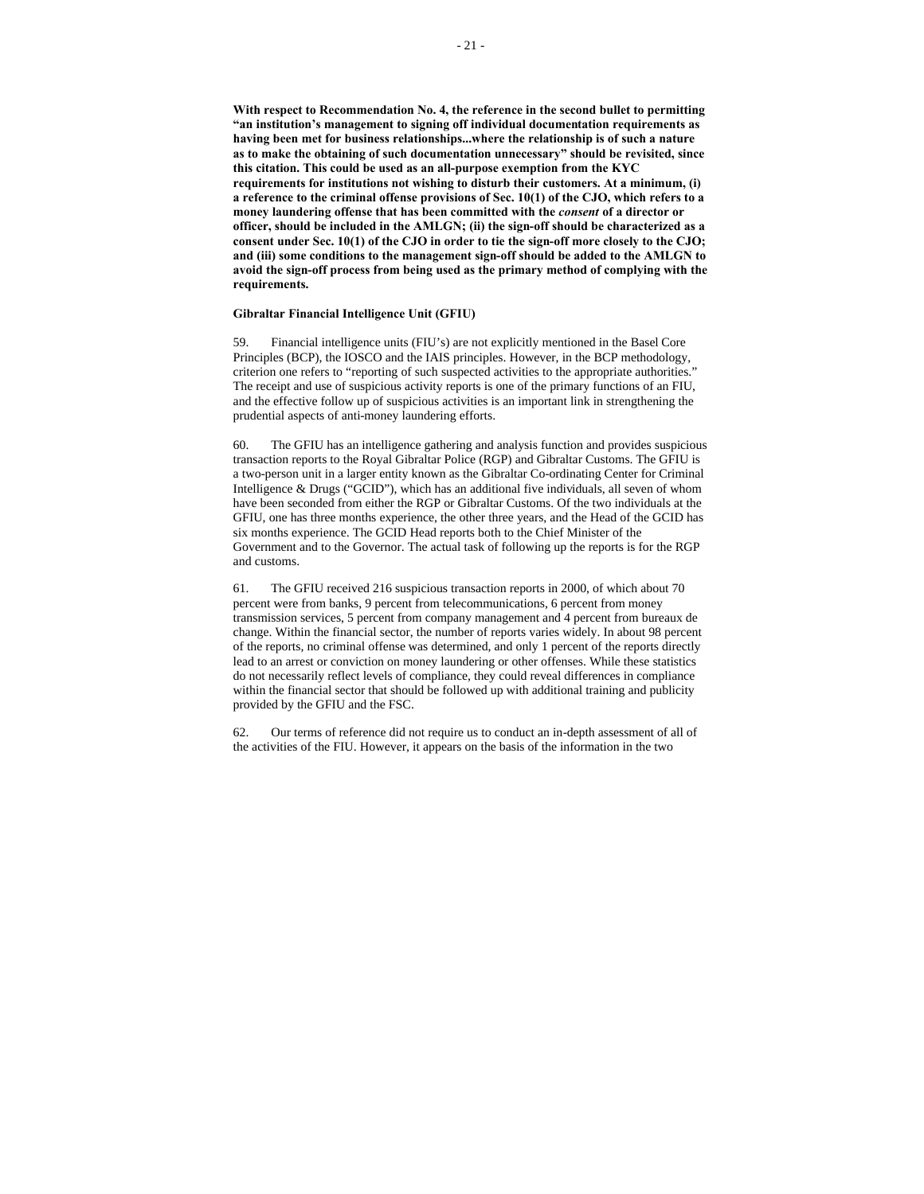**With respect to Recommendation No. 4, the reference in the second bullet to permitting "an institution's management to signing off individual documentation requirements as having been met for business relationships...where the relationship is of such a nature as to make the obtaining of such documentation unnecessary" should be revisited, since this citation. This could be used as an all-purpose exemption from the KYC requirements for institutions not wishing to disturb their customers. At a minimum, (i) a reference to the criminal offense provisions of Sec. 10(1) of the CJO, which refers to a money laundering offense that has been committed with the *consent* of a director or officer, should be included in the AMLGN; (ii) the sign-off should be characterized as a consent under Sec. 10(1) of the CJO in order to tie the sign-off more closely to the CJO; and (iii) some conditions to the management sign-off should be added to the AMLGN to avoid the sign-off process from being used as the primary method of complying with the requirements.**

**Gibraltar Financial Intelligence Unit (GFIU)**

59. Financial intelligence units (FIU's) are not explicitly mentioned in the Basel Core Principles (BCP), the IOSCO and the IAIS principles. However, in the BCP methodology, criterion one refers to "reporting of such suspected activities to the appropriate authorities." The receipt and use of suspicious activity reports is one of the primary functions of an FIU, and the effective follow up of suspicious activities is an important link in strengthening the prudential aspects of anti-money laundering efforts.

60. The GFIU has an intelligence gathering and analysis function and provides suspicious transaction reports to the Royal Gibraltar Police (RGP) and Gibraltar Customs. The GFIU is a two-person unit in a larger entity known as the Gibraltar Co-ordinating Center for Criminal Intelligence & Drugs ("GCID"), which has an additional five individuals, all seven of whom have been seconded from either the RGP or Gibraltar Customs. Of the two individuals at the GFIU, one has three months experience, the other three years, and the Head of the GCID has six months experience. The GCID Head reports both to the Chief Minister of the Government and to the Governor. The actual task of following up the reports is for the RGP and customs.

61. The GFIU received 216 suspicious transaction reports in 2000, of which about 70 percent were from banks, 9 percent from telecommunications, 6 percent from money transmission services, 5 percent from company management and 4 percent from bureaux de change. Within the financial sector, the number of reports varies widely. In about 98 percent of the reports, no criminal offense was determined, and only 1 percent of the reports directly lead to an arrest or conviction on money laundering or other offenses. While these statistics do not necessarily reflect levels of compliance, they could reveal differences in compliance within the financial sector that should be followed up with additional training and publicity provided by the GFIU and the FSC.

62. Our terms of reference did not require us to conduct an in-depth assessment of all of the activities of the FIU. However, it appears on the basis of the information in the two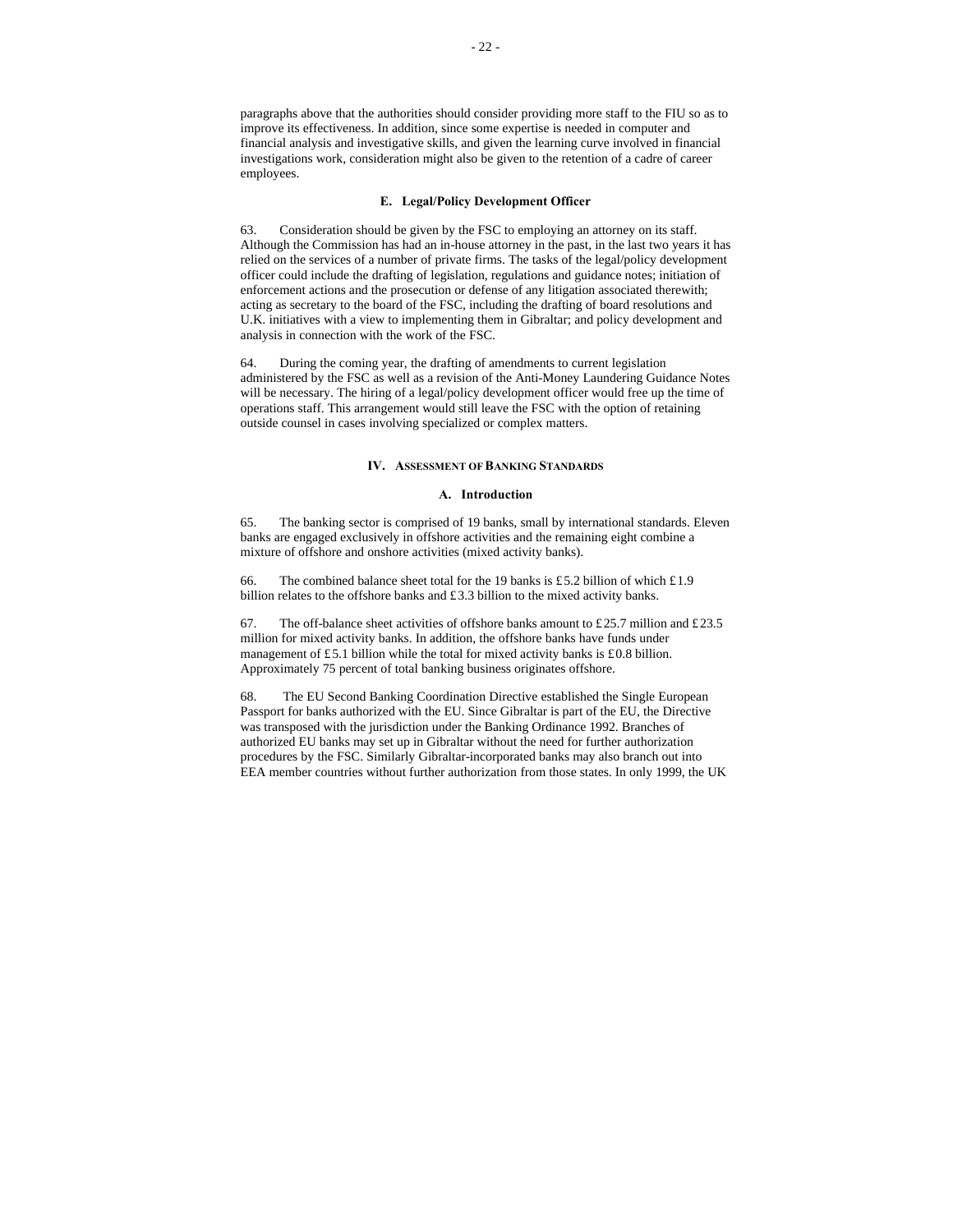paragraphs above that the authorities should consider providing more staff to the FIU so as to improve its effectiveness. In addition, since some expertise is needed in computer and financial analysis and investigative skills, and given the learning curve involved in financial investigations work, consideration might also be given to the retention of a cadre of career employees.

### E. Legal/Policy Development Officer

63. Consideration should be given by the FSC to employing an attorney on its staff. Although the Commission has had an in-house attorney in the past, in the last two years it has relied on the services of a number of private firms. The tasks of the legal/policy development officer could include the drafting of legislation, regulations and guidance notes; initiation of enforcement actions and the prosecution or defense of any litigation associated therewith; acting as secretary to the board of the FSC, including the drafting of board resolutions and U.K. initiatives with a view to implementing them in Gibraltar; and policy development and analysis in connection with the work of the FSC.

64. During the coming year, the drafting of amendments to current legislation administered by the FSC as well as a revision of the Anti-Money Laundering Guidance Notes will be necessary. The hiring of a legal/policy development officer would free up the time of operations staff. This arrangement would still leave the FSC with the option of retaining outside counsel in cases involving specialized or complex matters.

## IV. Assessment of Banking Standards

### A. Introduction

65. The banking sector is comprised of 19 banks, small by international standards. Eleven banks are engaged exclusively in offshore activities and the remaining eight combine a mixture of offshore and onshore activities (mixed activity banks).

66. The combined balance sheet total for the 19 banks is £5.2 billion of which £1.9 billion relates to the offshore banks and £3.3 billion to the mixed activity banks.

67. The off-balance sheet activities of offshore banks amount to £25.7 million and £23.5 million for mixed activity banks. In addition, the offshore banks have funds under management of £5.1 billion while the total for mixed activity banks is £0.8 billion. Approximately 75 percent of total banking business originates offshore.

68. The EU Second Banking Coordination Directive established the Single European Passport for banks authorized with the EU. Since Gibraltar is part of the EU, the Directive was transposed with the jurisdiction under the Banking Ordinance 1992. Branches of authorized EU banks may set up in Gibraltar without the need for further authorization procedures by the FSC. Similarly Gibraltar-incorporated banks may also branch out into EEA member countries without further authorization from those states. In only 1999, the UK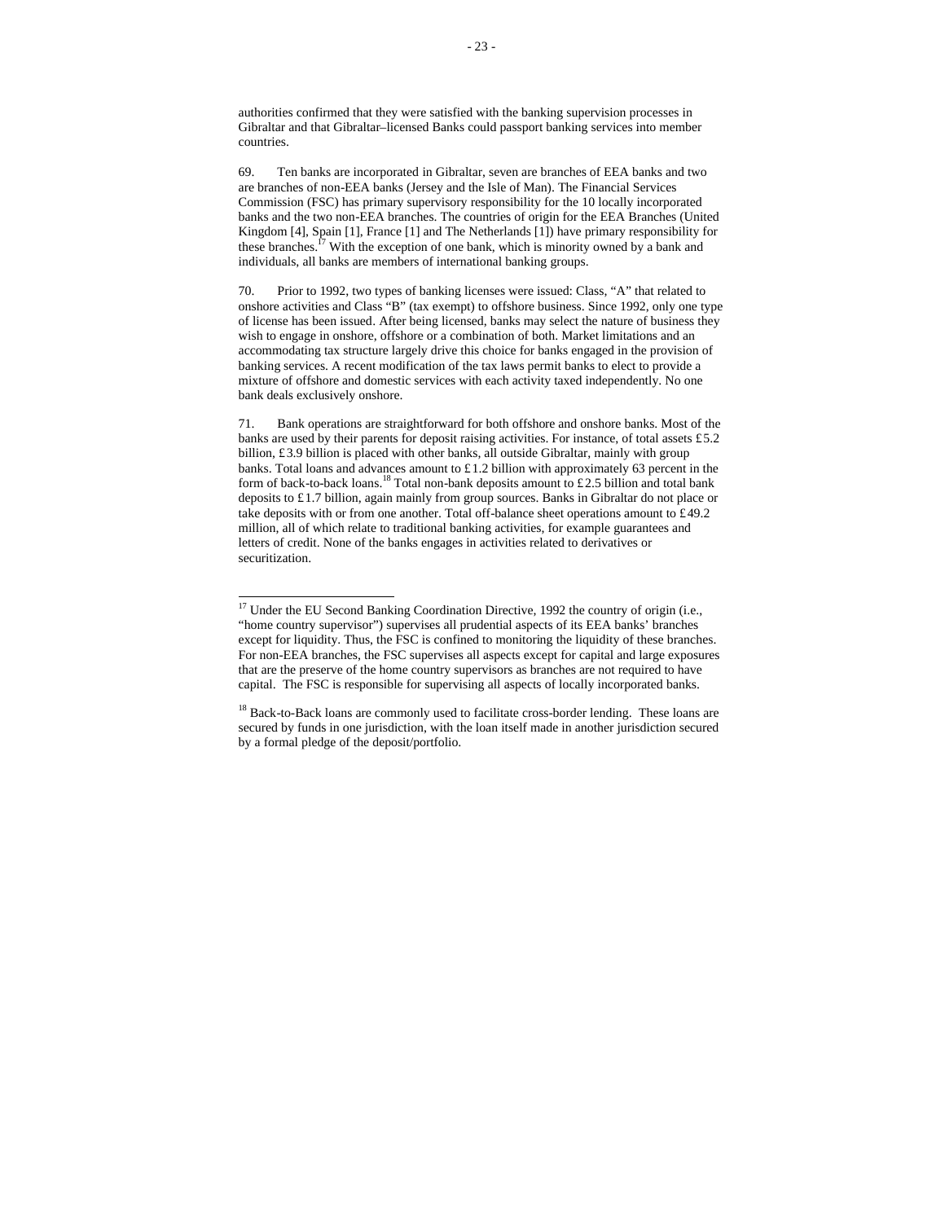authorities confirmed that they were satisfied with the banking supervision processes in Gibraltar and that Gibraltar–licensed Banks could passport banking services into member countries.

69. Ten banks are incorporated in Gibraltar, seven are branches of EEA banks and two are branches of non-EEA banks (Jersey and the Isle of Man). The Financial Services Commission (FSC) has primary supervisory responsibility for the 10 locally incorporated banks and the two non-EEA branches. The countries of origin for the EEA Branches (United Kingdom [4], Spain [1], France [1] and The Netherlands [1]) have primary responsibility for these branches.[17] With the exception of one bank, which is minority owned by a bank and individuals, all banks are members of international banking groups.

70. Prior to 1992, two types of banking licenses were issued: Class, "A" that related to onshore activities and Class "B" (tax exempt) to offshore business. Since 1992, only one type of license has been issued. After being licensed, banks may select the nature of business they wish to engage in onshore, offshore or a combination of both. Market limitations and an accommodating tax structure largely drive this choice for banks engaged in the provision of banking services. A recent modification of the tax laws permit banks to elect to provide a mixture of offshore and domestic services with each activity taxed independently. No one bank deals exclusively onshore.

71. Bank operations are straightforward for both offshore and onshore banks. Most of the banks are used by their parents for deposit raising activities. For instance, of total assets £5.2 billion, £3.9 billion is placed with other banks, all outside Gibraltar, mainly with group banks. Total loans and advances amount to £1.2 billion with approximately 63 percent in the form of back-to-back loans.[18] Total non-bank deposits amount to £2.5 billion and total bank deposits to £1.7 billion, again mainly from group sources. Banks in Gibraltar do not place or take deposits with or from one another. Total off-balance sheet operations amount to £49.2 million, all of which relate to traditional banking activities, for example guarantees and letters of credit. None of the banks engages in activities related to derivatives or securitization.

---

[17] Under the EU Second Banking Coordination Directive, 1992 the country of origin (i.e., "home country supervisor") supervises all prudential aspects of its EEA banks' branches except for liquidity. Thus, the FSC is confined to monitoring the liquidity of these branches. For non-EEA branches, the FSC supervises all aspects except for capital and large exposures that are the preserve of the home country supervisors as branches are not required to have capital. The FSC is responsible for supervising all aspects of locally incorporated banks.

[18] Back-to-Back loans are commonly used to facilitate cross-border lending. These loans are secured by funds in one jurisdiction, with the loan itself made in another jurisdiction secured by a formal pledge of the deposit/portfolio.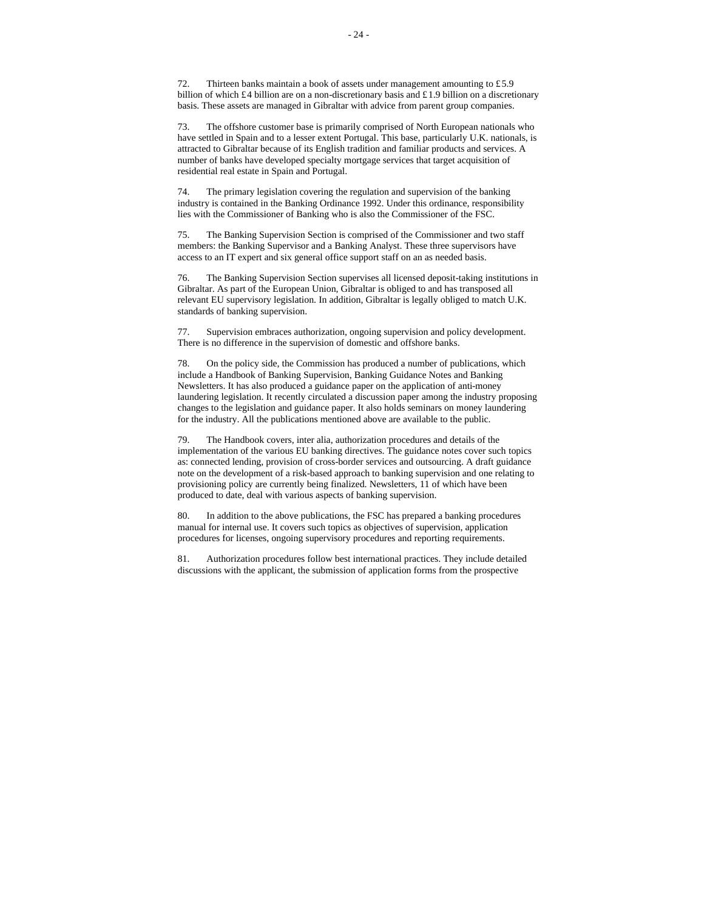72. Thirteen banks maintain a book of assets under management amounting to £5.9 billion of which £4 billion are on a non-discretionary basis and £1.9 billion on a discretionary basis. These assets are managed in Gibraltar with advice from parent group companies.

73. The offshore customer base is primarily comprised of North European nationals who have settled in Spain and to a lesser extent Portugal. This base, particularly U.K. nationals, is attracted to Gibraltar because of its English tradition and familiar products and services. A number of banks have developed specialty mortgage services that target acquisition of residential real estate in Spain and Portugal.

74. The primary legislation covering the regulation and supervision of the banking industry is contained in the Banking Ordinance 1992. Under this ordinance, responsibility lies with the Commissioner of Banking who is also the Commissioner of the FSC.

75. The Banking Supervision Section is comprised of the Commissioner and two staff members: the Banking Supervisor and a Banking Analyst. These three supervisors have access to an IT expert and six general office support staff on an as needed basis.

76. The Banking Supervision Section supervises all licensed deposit-taking institutions in Gibraltar. As part of the European Union, Gibraltar is obliged to and has transposed all relevant EU supervisory legislation. In addition, Gibraltar is legally obliged to match U.K. standards of banking supervision.

77. Supervision embraces authorization, ongoing supervision and policy development. There is no difference in the supervision of domestic and offshore banks.

78. On the policy side, the Commission has produced a number of publications, which include a Handbook of Banking Supervision, Banking Guidance Notes and Banking Newsletters. It has also produced a guidance paper on the application of anti-money laundering legislation. It recently circulated a discussion paper among the industry proposing changes to the legislation and guidance paper. It also holds seminars on money laundering for the industry. All the publications mentioned above are available to the public.

79. The Handbook covers, inter alia, authorization procedures and details of the implementation of the various EU banking directives. The guidance notes cover such topics as: connected lending, provision of cross-border services and outsourcing. A draft guidance note on the development of a risk-based approach to banking supervision and one relating to provisioning policy are currently being finalized. Newsletters, 11 of which have been produced to date, deal with various aspects of banking supervision.

80. In addition to the above publications, the FSC has prepared a banking procedures manual for internal use. It covers such topics as objectives of supervision, application procedures for licenses, ongoing supervisory procedures and reporting requirements.

81. Authorization procedures follow best international practices. They include detailed discussions with the applicant, the submission of application forms from the prospective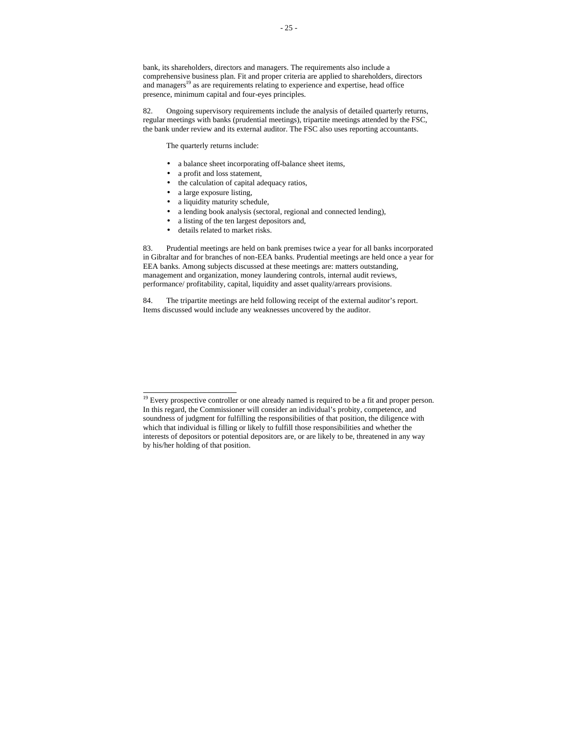bank, its shareholders, directors and managers. The requirements also include a comprehensive business plan. Fit and proper criteria are applied to shareholders, directors and managers[19] as are requirements relating to experience and expertise, head office presence, minimum capital and four-eyes principles.

82. Ongoing supervisory requirements include the analysis of detailed quarterly returns, regular meetings with banks (prudential meetings), tripartite meetings attended by the FSC, the bank under review and its external auditor. The FSC also uses reporting accountants.

The quarterly returns include:

- a balance sheet incorporating off-balance sheet items,
- a profit and loss statement,
- the calculation of capital adequacy ratios,
- a large exposure listing,
- a liquidity maturity schedule,
- a lending book analysis (sectoral, regional and connected lending),
- a listing of the ten largest depositors and,
- details related to market risks.

83. Prudential meetings are held on bank premises twice a year for all banks incorporated in Gibraltar and for branches of non-EEA banks. Prudential meetings are held once a year for EEA banks. Among subjects discussed at these meetings are: matters outstanding, management and organization, money laundering controls, internal audit reviews, performance/ profitability, capital, liquidity and asset quality/arrears provisions.

84. The tripartite meetings are held following receipt of the external auditor's report. Items discussed would include any weaknesses uncovered by the auditor.

[19] Every prospective controller or one already named is required to be a fit and proper person. In this regard, the Commissioner will consider an individual's probity, competence, and soundness of judgment for fulfilling the responsibilities of that position, the diligence with which that individual is filling or likely to fulfill those responsibilities and whether the interests of depositors or potential depositors are, or are likely to be, threatened in any way by his/her holding of that position.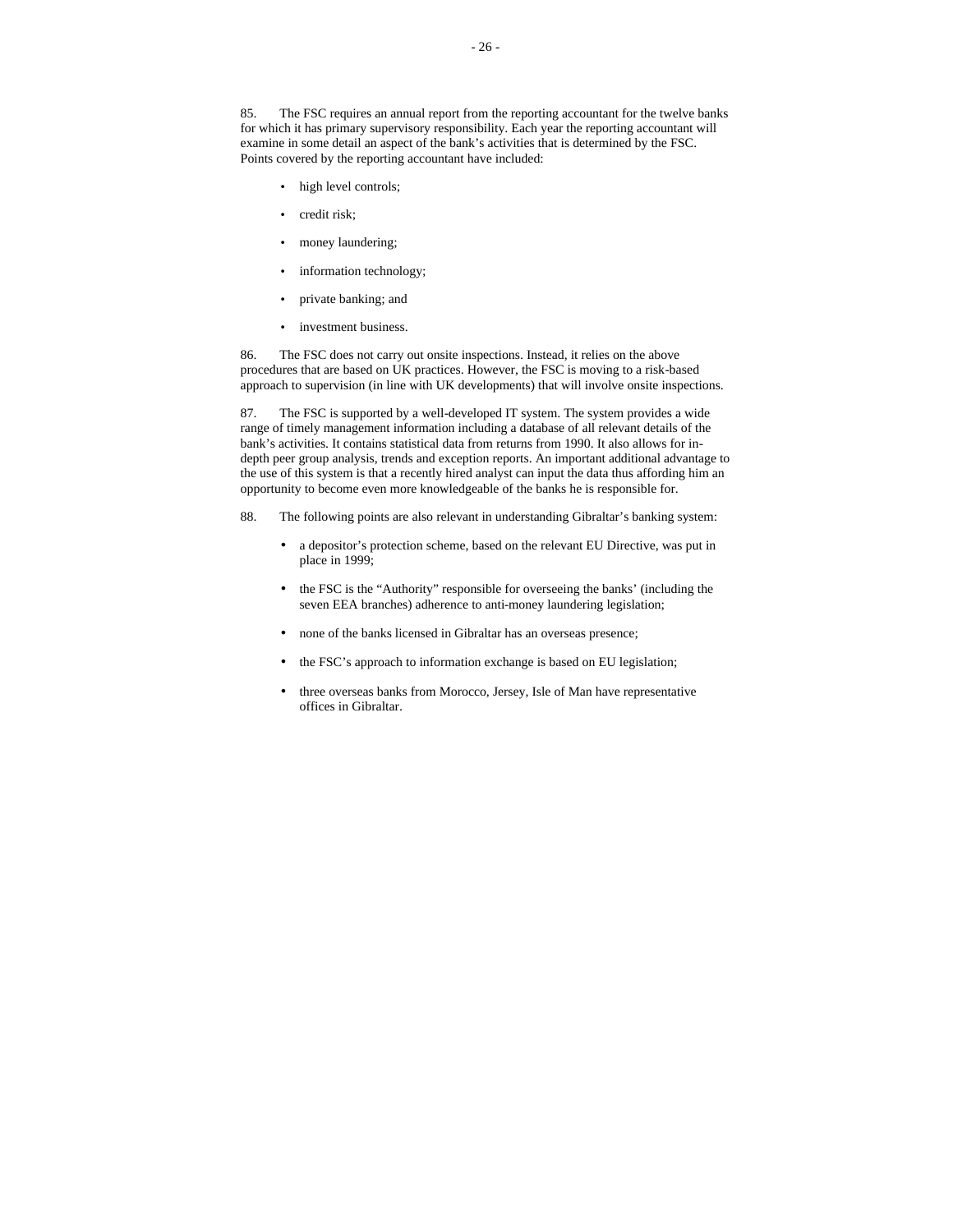85. The FSC requires an annual report from the reporting accountant for the twelve banks for which it has primary supervisory responsibility. Each year the reporting accountant will examine in some detail an aspect of the bank's activities that is determined by the FSC. Points covered by the reporting accountant have included:

- high level controls;
- credit risk;
- money laundering;
- information technology;
- private banking; and
- investment business.

86. The FSC does not carry out onsite inspections. Instead, it relies on the above procedures that are based on UK practices. However, the FSC is moving to a risk-based approach to supervision (in line with UK developments) that will involve onsite inspections.

87. The FSC is supported by a well-developed IT system. The system provides a wide range of timely management information including a database of all relevant details of the bank's activities. It contains statistical data from returns from 1990. It also allows for in-depth peer group analysis, trends and exception reports. An important additional advantage to the use of this system is that a recently hired analyst can input the data thus affording him an opportunity to become even more knowledgeable of the banks he is responsible for.

88. The following points are also relevant in understanding Gibraltar's banking system:

- a depositor's protection scheme, based on the relevant EU Directive, was put in place in 1999;
- the FSC is the "Authority" responsible for overseeing the banks' (including the seven EEA branches) adherence to anti-money laundering legislation;
- none of the banks licensed in Gibraltar has an overseas presence;
- the FSC's approach to information exchange is based on EU legislation;
- three overseas banks from Morocco, Jersey, Isle of Man have representative offices in Gibraltar.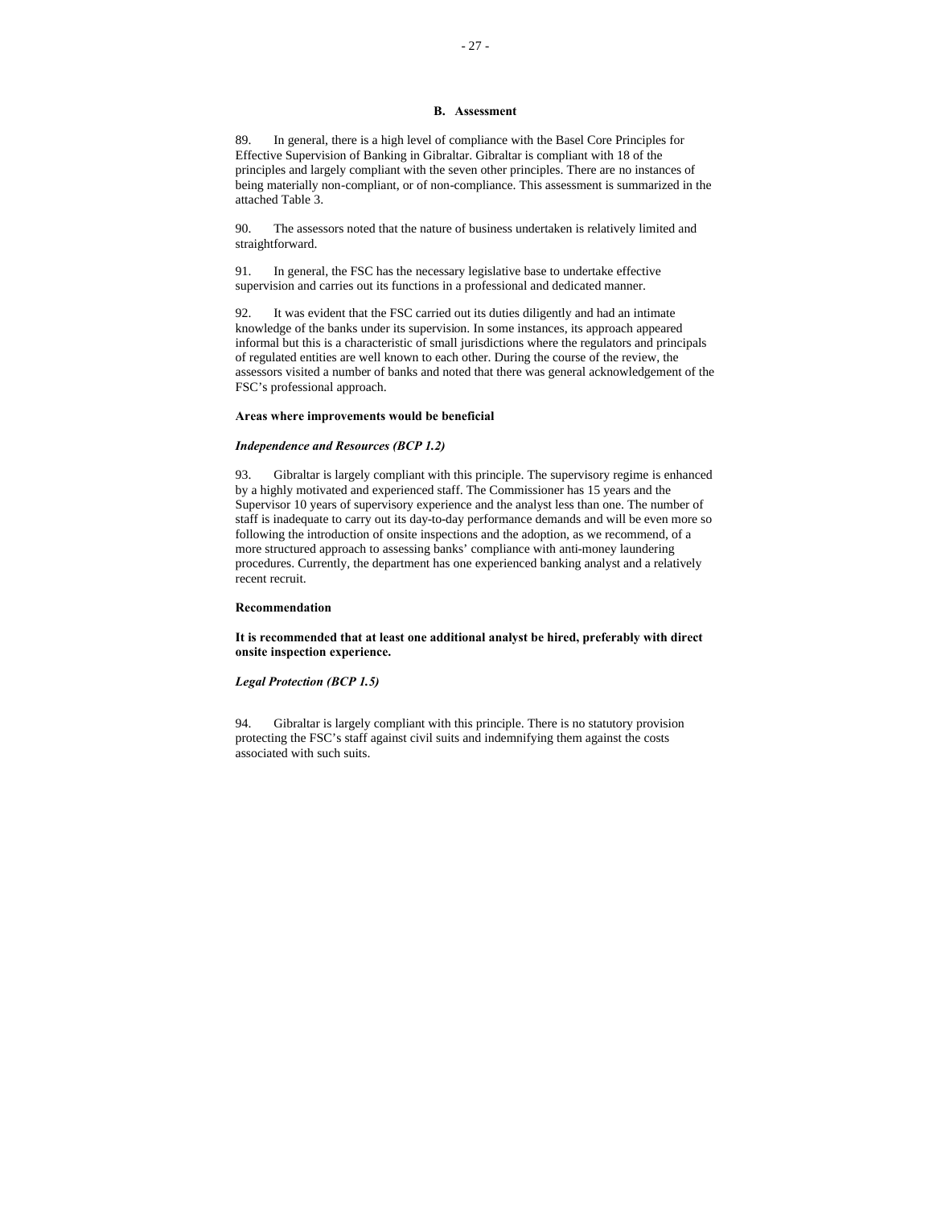## B. Assessment

89. In general, there is a high level of compliance with the Basel Core Principles for Effective Supervision of Banking in Gibraltar. Gibraltar is compliant with 18 of the principles and largely compliant with the seven other principles. There are no instances of being materially non-compliant, or of non-compliance. This assessment is summarized in the attached Table 3.

90. The assessors noted that the nature of business undertaken is relatively limited and straightforward.

91. In general, the FSC has the necessary legislative base to undertake effective supervision and carries out its functions in a professional and dedicated manner.

92. It was evident that the FSC carried out its duties diligently and had an intimate knowledge of the banks under its supervision. In some instances, its approach appeared informal but this is a characteristic of small jurisdictions where the regulators and principals of regulated entities are well known to each other. During the course of the review, the assessors visited a number of banks and noted that there was general acknowledgement of the FSC's professional approach.

**Areas where improvements would be beneficial**

***Independence and Resources (BCP 1.2)***

93. Gibraltar is largely compliant with this principle. The supervisory regime is enhanced by a highly motivated and experienced staff. The Commissioner has 15 years and the Supervisor 10 years of supervisory experience and the analyst less than one. The number of staff is inadequate to carry out its day-to-day performance demands and will be even more so following the introduction of onsite inspections and the adoption, as we recommend, of a more structured approach to assessing banks' compliance with anti-money laundering procedures. Currently, the department has one experienced banking analyst and a relatively recent recruit.

**Recommendation**

**It is recommended that at least one additional analyst be hired, preferably with direct onsite inspection experience.**

***Legal Protection (BCP 1.5)***

94. Gibraltar is largely compliant with this principle. There is no statutory provision protecting the FSC's staff against civil suits and indemnifying them against the costs associated with such suits.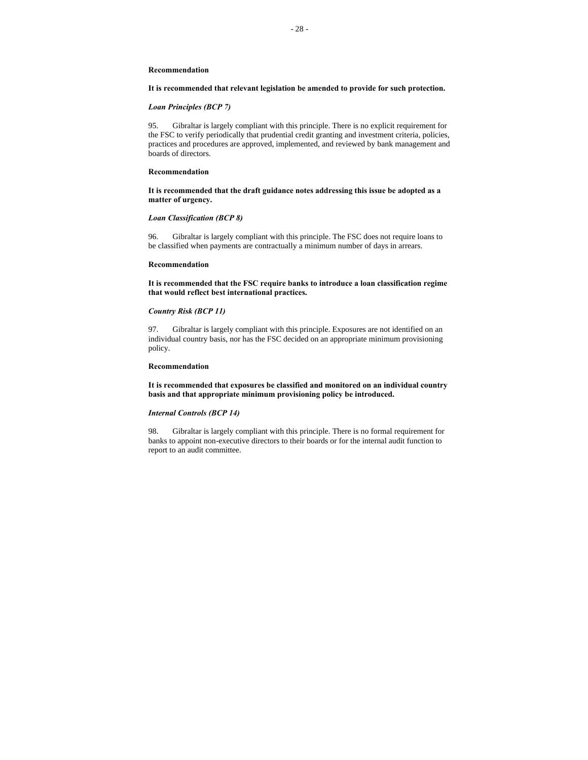**Recommendation**

**It is recommended that relevant legislation be amended to provide for such protection.**

***Loan Principles (BCP 7)***

95. Gibraltar is largely compliant with this principle. There is no explicit requirement for the FSC to verify periodically that prudential credit granting and investment criteria, policies, practices and procedures are approved, implemented, and reviewed by bank management and boards of directors.

**Recommendation**

**It is recommended that the draft guidance notes addressing this issue be adopted as a matter of urgency.**

***Loan Classification (BCP 8)***

96. Gibraltar is largely compliant with this principle. The FSC does not require loans to be classified when payments are contractually a minimum number of days in arrears.

**Recommendation**

**It is recommended that the FSC require banks to introduce a loan classification regime that would reflect best international practices.**

***Country Risk (BCP 11)***

97. Gibraltar is largely compliant with this principle. Exposures are not identified on an individual country basis, nor has the FSC decided on an appropriate minimum provisioning policy.

**Recommendation**

**It is recommended that exposures be classified and monitored on an individual country basis and that appropriate minimum provisioning policy be introduced.**

***Internal Controls (BCP 14)***

98. Gibraltar is largely compliant with this principle. There is no formal requirement for banks to appoint non-executive directors to their boards or for the internal audit function to report to an audit committee.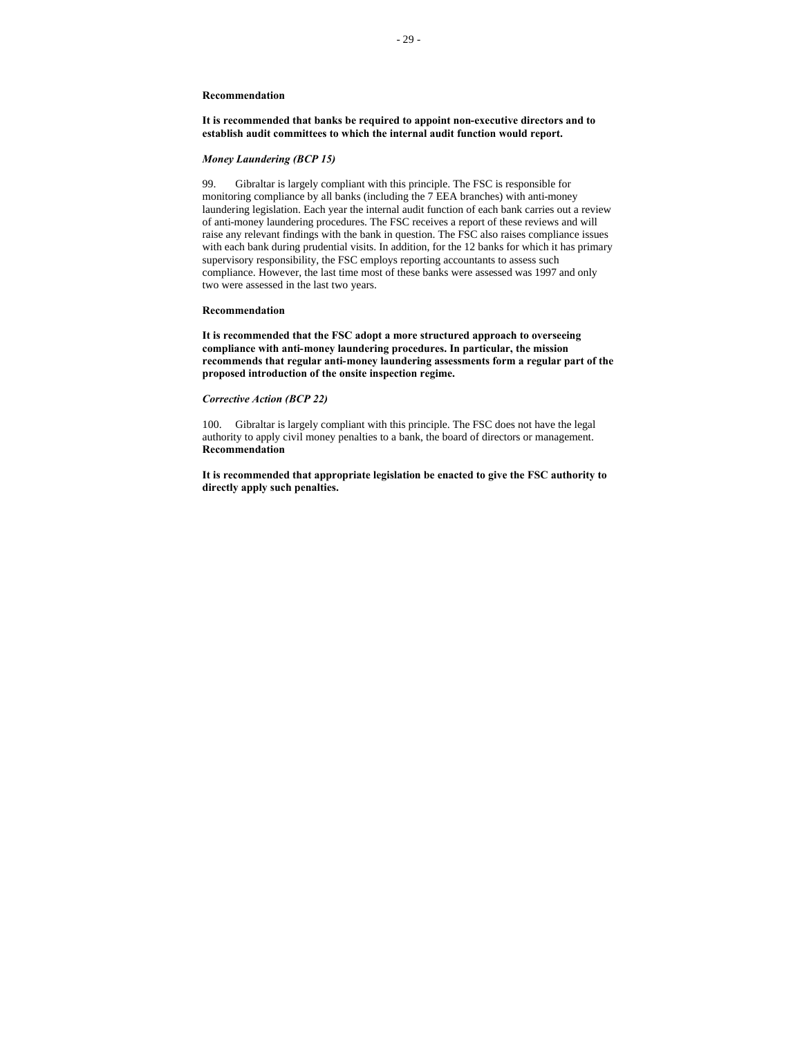**Recommendation**

**It is recommended that banks be required to appoint non-executive directors and to establish audit committees to which the internal audit function would report.**

***Money Laundering (BCP 15)***

99. Gibraltar is largely compliant with this principle. The FSC is responsible for monitoring compliance by all banks (including the 7 EEA branches) with anti-money laundering legislation. Each year the internal audit function of each bank carries out a review of anti-money laundering procedures. The FSC receives a report of these reviews and will raise any relevant findings with the bank in question. The FSC also raises compliance issues with each bank during prudential visits. In addition, for the 12 banks for which it has primary supervisory responsibility, the FSC employs reporting accountants to assess such compliance. However, the last time most of these banks were assessed was 1997 and only two were assessed in the last two years.

**Recommendation**

**It is recommended that the FSC adopt a more structured approach to overseeing compliance with anti-money laundering procedures. In particular, the mission recommends that regular anti-money laundering assessments form a regular part of the proposed introduction of the onsite inspection regime.**

***Corrective Action (BCP 22)***

100. Gibraltar is largely compliant with this principle. The FSC does not have the legal authority to apply civil money penalties to a bank, the board of directors or management.

**Recommendation**

**It is recommended that appropriate legislation be enacted to give the FSC authority to directly apply such penalties.**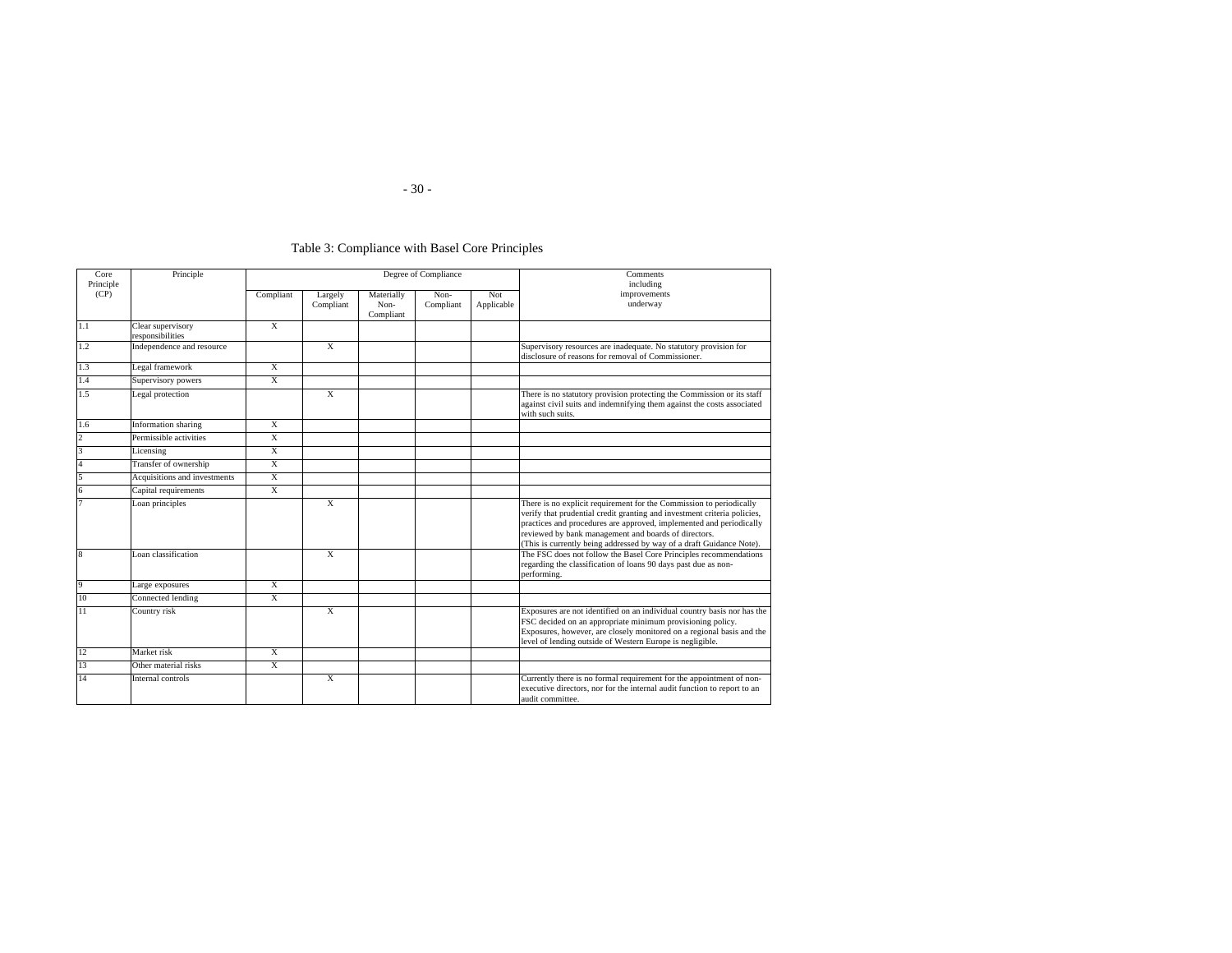Table 3: Compliance with Basel Core Principles

| Core Principle (CP) | Principle | Degree of Compliance | | | | | Comments including improvements underway |
|---|---|---|---|---|---|---|---|
| | | Compliant | Largely Compliant | Materially Non-Compliant | Non-Compliant | Not Applicable | |
| 1.1 | Clear supervisory responsibilities | X | | | | | |
| 1.2 | Independence and resource | | X | | | | Supervisory resources are inadequate. No statutory provision for disclosure of reasons for removal of Commissioner. |
| 1.3 | Legal framework | X | | | | | |
| 1.4 | Supervisory powers | X | | | | | |
| 1.5 | Legal protection | | X | | | | There is no statutory provision protecting the Commission or its staff against civil suits and indemnifying them against the costs associated with such suits. |
| 1.6 | Information sharing | X | | | | | |
| 2 | Permissible activities | X | | | | | |
| 3 | Licensing | X | | | | | |
| 4 | Transfer of ownership | X | | | | | |
| 5 | Acquisitions and investments | X | | | | | |
| 6 | Capital requirements | X | | | | | |
| 7 | Loan principles | | X | | | | There is no explicit requirement for the Commission to periodically verify that prudential credit granting and investment criteria policies, practices and procedures are approved, implemented and periodically reviewed by bank management and boards of directors. (This is currently being addressed by way of a draft Guidance Note). |
| 8 | Loan classification | | X | | | | The FSC does not follow the Basel Core Principles recommendations regarding the classification of loans 90 days past due as non-performing. |
| 9 | Large exposures | X | | | | | |
| 10 | Connected lending | X | | | | | |
| 11 | Country risk | | X | | | | Exposures are not identified on an individual country basis nor has the FSC decided on an appropriate minimum provisioning policy. Exposures, however, are closely monitored on a regional basis and the level of lending outside of Western Europe is negligible. |
| 12 | Market risk | X | | | | | |
| 13 | Other material risks | X | | | | | |
| 14 | Internal controls | | X | | | | Currently there is no formal requirement for the appointment of non-executive directors, nor for the internal audit function to report to an audit committee. |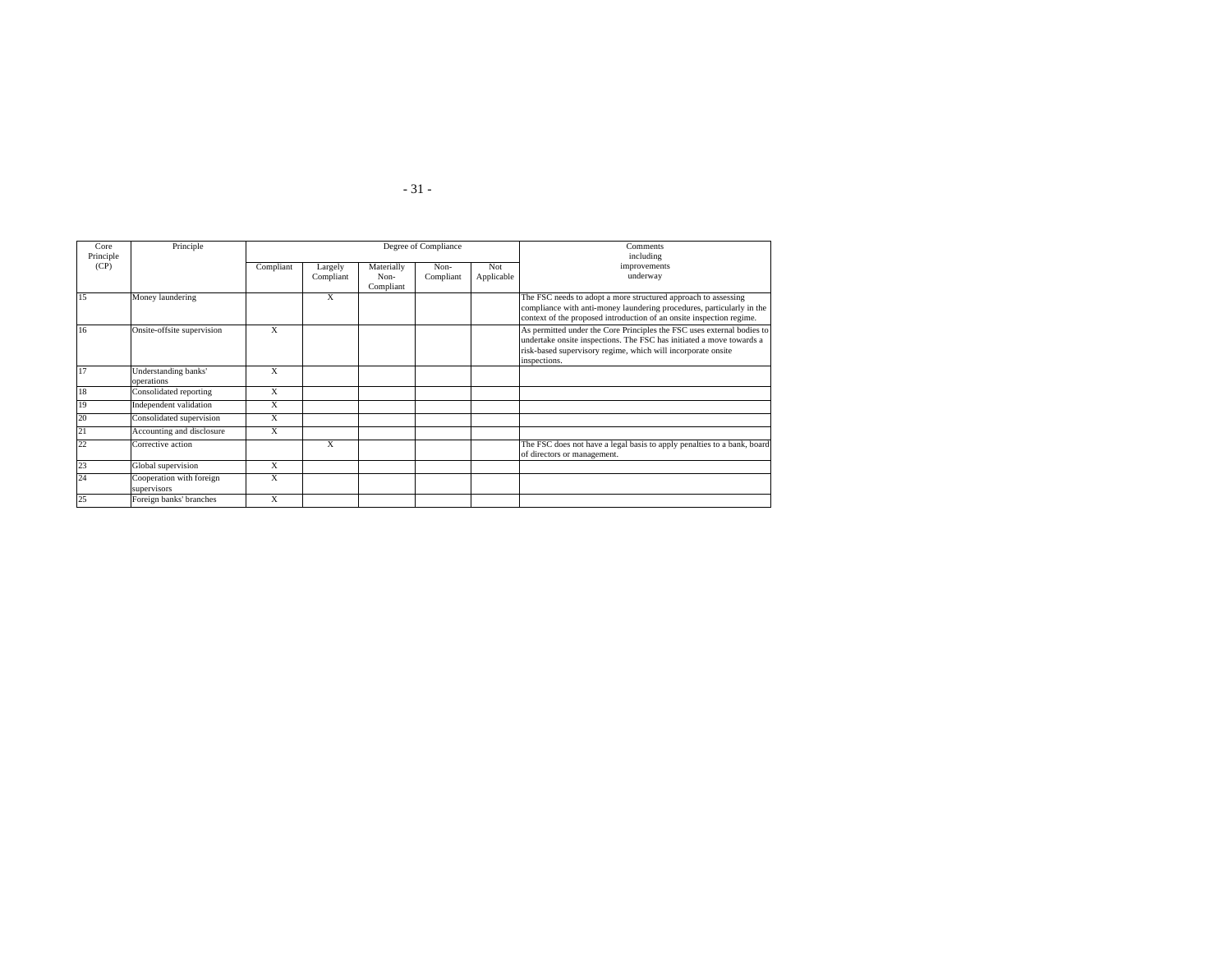| Core Principle (CP) | Principle | Degree of Compliance | | | | | Comments including improvements underway |
|---|---|---|---|---|---|---|---|
| | | Compliant | Largely Compliant | Materially Non-Compliant | Non-Compliant | Not Applicable | |
| 15 | Money laundering | | X | | | | The FSC needs to adopt a more structured approach to assessing compliance with anti-money laundering procedures, particularly in the context of the proposed introduction of an onsite inspection regime. |
| 16 | Onsite-offsite supervision | X | | | | | As permitted under the Core Principles the FSC uses external bodies to undertake onsite inspections. The FSC has initiated a move towards a risk-based supervisory regime, which will incorporate onsite inspections. |
| 17 | Understanding banks' operations | X | | | | | |
| 18 | Consolidated reporting | X | | | | | |
| 19 | Independent validation | X | | | | | |
| 20 | Consolidated supervision | X | | | | | |
| 21 | Accounting and disclosure | X | | | | | |
| 22 | Corrective action | | X | | | | The FSC does not have a legal basis to apply penalties to a bank, board of directors or management. |
| 23 | Global supervision | X | | | | | |
| 24 | Cooperation with foreign supervisors | X | | | | | |
| 25 | Foreign banks' branches | X | | | | | |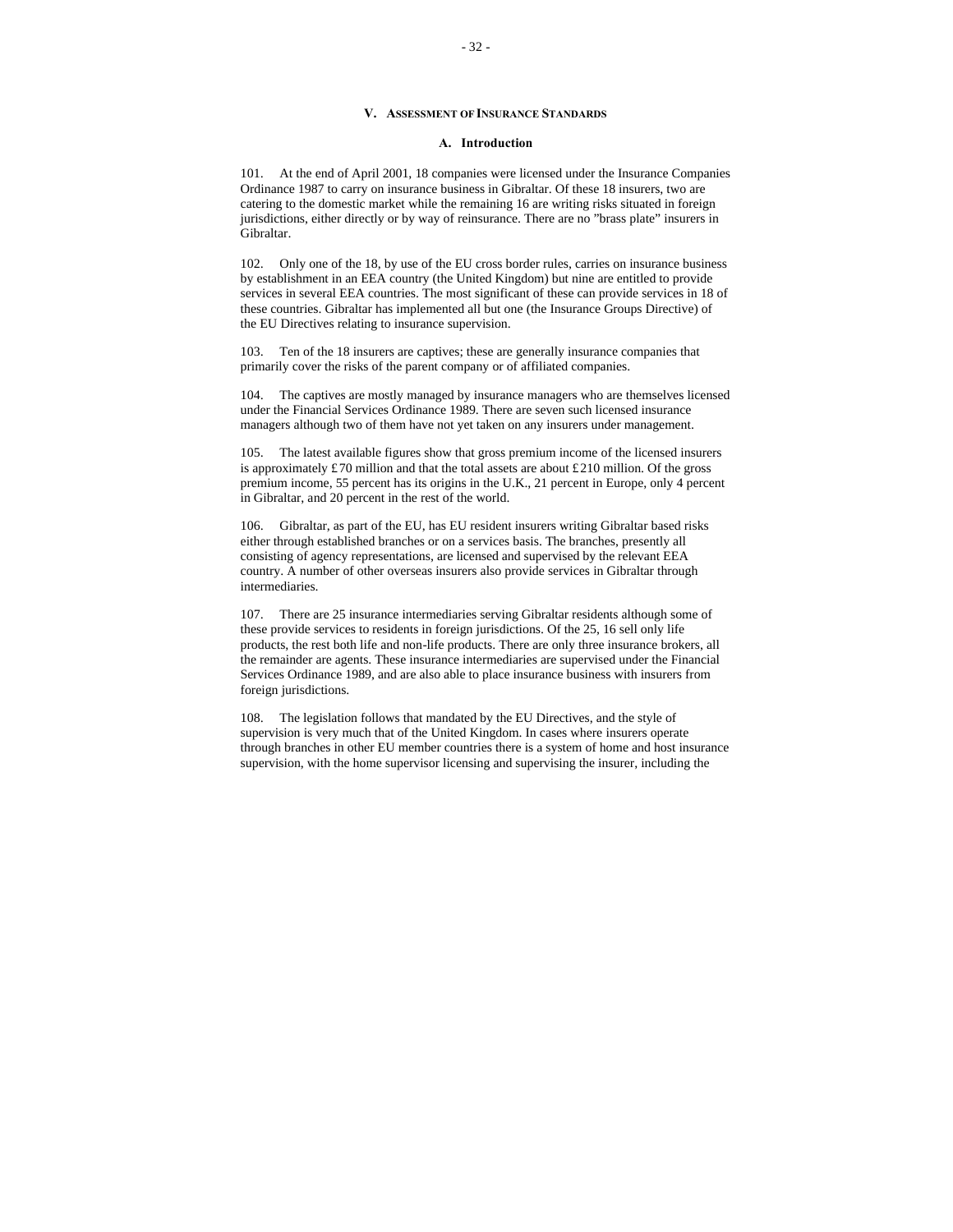## V. Assessment of Insurance Standards

### A. Introduction

101. At the end of April 2001, 18 companies were licensed under the Insurance Companies Ordinance 1987 to carry on insurance business in Gibraltar. Of these 18 insurers, two are catering to the domestic market while the remaining 16 are writing risks situated in foreign jurisdictions, either directly or by way of reinsurance. There are no "brass plate" insurers in Gibraltar.

102. Only one of the 18, by use of the EU cross border rules, carries on insurance business by establishment in an EEA country (the United Kingdom) but nine are entitled to provide services in several EEA countries. The most significant of these can provide services in 18 of these countries. Gibraltar has implemented all but one (the Insurance Groups Directive) of the EU Directives relating to insurance supervision.

103. Ten of the 18 insurers are captives; these are generally insurance companies that primarily cover the risks of the parent company or of affiliated companies.

104. The captives are mostly managed by insurance managers who are themselves licensed under the Financial Services Ordinance 1989. There are seven such licensed insurance managers although two of them have not yet taken on any insurers under management.

105. The latest available figures show that gross premium income of the licensed insurers is approximately £70 million and that the total assets are about £210 million. Of the gross premium income, 55 percent has its origins in the U.K., 21 percent in Europe, only 4 percent in Gibraltar, and 20 percent in the rest of the world.

106. Gibraltar, as part of the EU, has EU resident insurers writing Gibraltar based risks either through established branches or on a services basis. The branches, presently all consisting of agency representations, are licensed and supervised by the relevant EEA country. A number of other overseas insurers also provide services in Gibraltar through intermediaries.

107. There are 25 insurance intermediaries serving Gibraltar residents although some of these provide services to residents in foreign jurisdictions. Of the 25, 16 sell only life products, the rest both life and non-life products. There are only three insurance brokers, all the remainder are agents. These insurance intermediaries are supervised under the Financial Services Ordinance 1989, and are also able to place insurance business with insurers from foreign jurisdictions.

108. The legislation follows that mandated by the EU Directives, and the style of supervision is very much that of the United Kingdom. In cases where insurers operate through branches in other EU member countries there is a system of home and host insurance supervision, with the home supervisor licensing and supervising the insurer, including the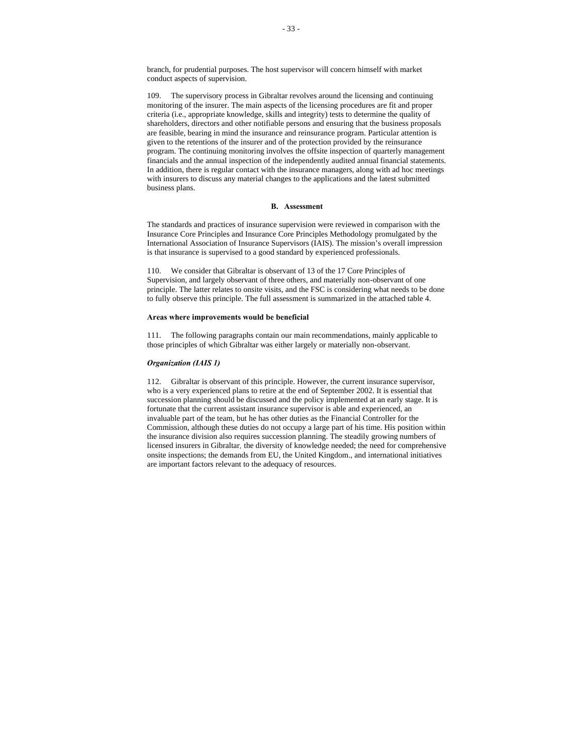branch, for prudential purposes. The host supervisor will concern himself with market conduct aspects of supervision.

109. The supervisory process in Gibraltar revolves around the licensing and continuing monitoring of the insurer. The main aspects of the licensing procedures are fit and proper criteria (i.e., appropriate knowledge, skills and integrity) tests to determine the quality of shareholders, directors and other notifiable persons and ensuring that the business proposals are feasible, bearing in mind the insurance and reinsurance program. Particular attention is given to the retentions of the insurer and of the protection provided by the reinsurance program. The continuing monitoring involves the offsite inspection of quarterly management financials and the annual inspection of the independently audited annual financial statements. In addition, there is regular contact with the insurance managers, along with ad hoc meetings with insurers to discuss any material changes to the applications and the latest submitted business plans.

## B. Assessment

The standards and practices of insurance supervision were reviewed in comparison with the Insurance Core Principles and Insurance Core Principles Methodology promulgated by the International Association of Insurance Supervisors (IAIS). The mission's overall impression is that insurance is supervised to a good standard by experienced professionals.

110. We consider that Gibraltar is observant of 13 of the 17 Core Principles of Supervision, and largely observant of three others, and materially non-observant of one principle. The latter relates to onsite visits, and the FSC is considering what needs to be done to fully observe this principle. The full assessment is summarized in the attached table 4.

### Areas where improvements would be beneficial

111. The following paragraphs contain our main recommendations, mainly applicable to those principles of which Gibraltar was either largely or materially non-observant.

#### *Organization (IAIS 1)*

112. Gibraltar is observant of this principle. However, the current insurance supervisor, who is a very experienced plans to retire at the end of September 2002. It is essential that succession planning should be discussed and the policy implemented at an early stage. It is fortunate that the current assistant insurance supervisor is able and experienced, an invaluable part of the team, but he has other duties as the Financial Controller for the Commission, although these duties do not occupy a large part of his time. His position within the insurance division also requires succession planning. The steadily growing numbers of licensed insurers in Gibraltar, the diversity of knowledge needed; the need for comprehensive onsite inspections; the demands from EU, the United Kingdom., and international initiatives are important factors relevant to the adequacy of resources.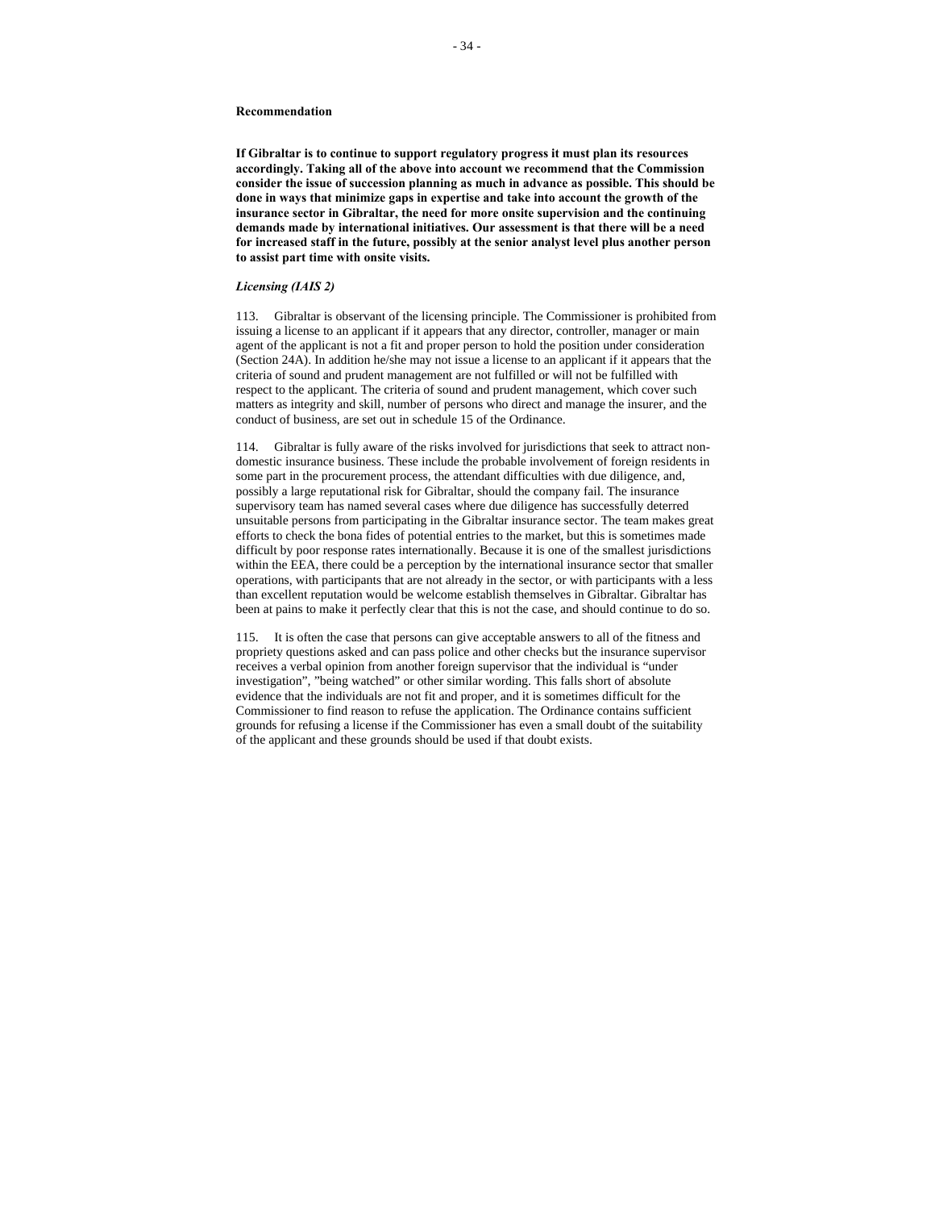**Recommendation**

**If Gibraltar is to continue to support regulatory progress it must plan its resources accordingly. Taking all of the above into account we recommend that the Commission consider the issue of succession planning as much in advance as possible. This should be done in ways that minimize gaps in expertise and take into account the growth of the insurance sector in Gibraltar, the need for more onsite supervision and the continuing demands made by international initiatives. Our assessment is that there will be a need for increased staff in the future, possibly at the senior analyst level plus another person to assist part time with onsite visits.**

***Licensing (IAIS 2)***

113. Gibraltar is observant of the licensing principle. The Commissioner is prohibited from issuing a license to an applicant if it appears that any director, controller, manager or main agent of the applicant is not a fit and proper person to hold the position under consideration (Section 24A). In addition he/she may not issue a license to an applicant if it appears that the criteria of sound and prudent management are not fulfilled or will not be fulfilled with respect to the applicant. The criteria of sound and prudent management, which cover such matters as integrity and skill, number of persons who direct and manage the insurer, and the conduct of business, are set out in schedule 15 of the Ordinance.

114. Gibraltar is fully aware of the risks involved for jurisdictions that seek to attract non-domestic insurance business. These include the probable involvement of foreign residents in some part in the procurement process, the attendant difficulties with due diligence, and, possibly a large reputational risk for Gibraltar, should the company fail. The insurance supervisory team has named several cases where due diligence has successfully deterred unsuitable persons from participating in the Gibraltar insurance sector. The team makes great efforts to check the bona fides of potential entries to the market, but this is sometimes made difficult by poor response rates internationally. Because it is one of the smallest jurisdictions within the EEA, there could be a perception by the international insurance sector that smaller operations, with participants that are not already in the sector, or with participants with a less than excellent reputation would be welcome establish themselves in Gibraltar. Gibraltar has been at pains to make it perfectly clear that this is not the case, and should continue to do so.

115. It is often the case that persons can give acceptable answers to all of the fitness and propriety questions asked and can pass police and other checks but the insurance supervisor receives a verbal opinion from another foreign supervisor that the individual is "under investigation", "being watched" or other similar wording. This falls short of absolute evidence that the individuals are not fit and proper, and it is sometimes difficult for the Commissioner to find reason to refuse the application. The Ordinance contains sufficient grounds for refusing a license if the Commissioner has even a small doubt of the suitability of the applicant and these grounds should be used if that doubt exists.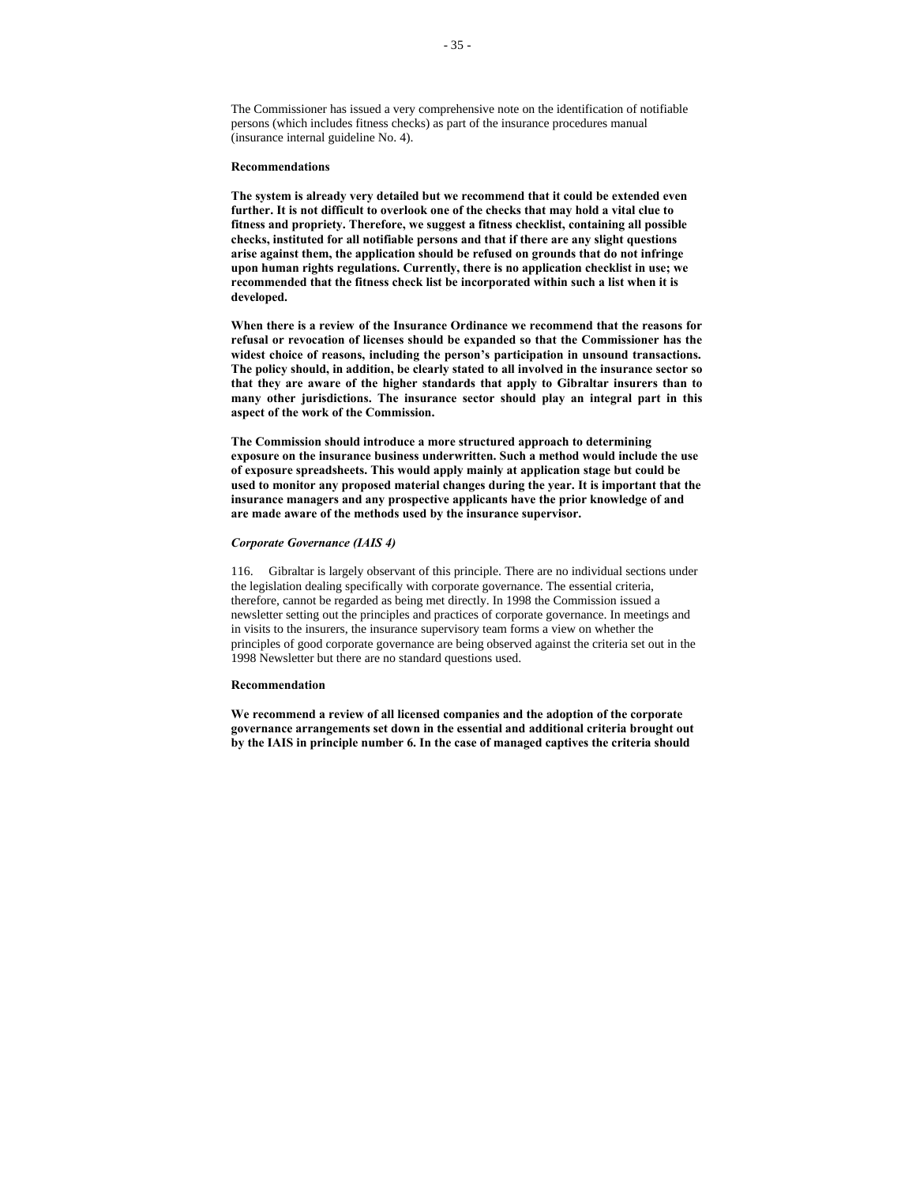The Commissioner has issued a very comprehensive note on the identification of notifiable persons (which includes fitness checks) as part of the insurance procedures manual (insurance internal guideline No. 4).

**Recommendations**

**The system is already very detailed but we recommend that it could be extended even further. It is not difficult to overlook one of the checks that may hold a vital clue to fitness and propriety. Therefore, we suggest a fitness checklist, containing all possible checks, instituted for all notifiable persons and that if there are any slight questions arise against them, the application should be refused on grounds that do not infringe upon human rights regulations. Currently, there is no application checklist in use; we recommended that the fitness check list be incorporated within such a list when it is developed.**

**When there is a review of the Insurance Ordinance we recommend that the reasons for refusal or revocation of licenses should be expanded so that the Commissioner has the widest choice of reasons, including the person's participation in unsound transactions. The policy should, in addition, be clearly stated to all involved in the insurance sector so that they are aware of the higher standards that apply to Gibraltar insurers than to many other jurisdictions. The insurance sector should play an integral part in this aspect of the work of the Commission.**

**The Commission should introduce a more structured approach to determining exposure on the insurance business underwritten. Such a method would include the use of exposure spreadsheets. This would apply mainly at application stage but could be used to monitor any proposed material changes during the year. It is important that the insurance managers and any prospective applicants have the prior knowledge of and are made aware of the methods used by the insurance supervisor.**

***Corporate Governance (IAIS 4)***

116. Gibraltar is largely observant of this principle. There are no individual sections under the legislation dealing specifically with corporate governance. The essential criteria, therefore, cannot be regarded as being met directly. In 1998 the Commission issued a newsletter setting out the principles and practices of corporate governance. In meetings and in visits to the insurers, the insurance supervisory team forms a view on whether the principles of good corporate governance are being observed against the criteria set out in the 1998 Newsletter but there are no standard questions used.

**Recommendation**

**We recommend a review of all licensed companies and the adoption of the corporate governance arrangements set down in the essential and additional criteria brought out by the IAIS in principle number 6. In the case of managed captives the criteria should**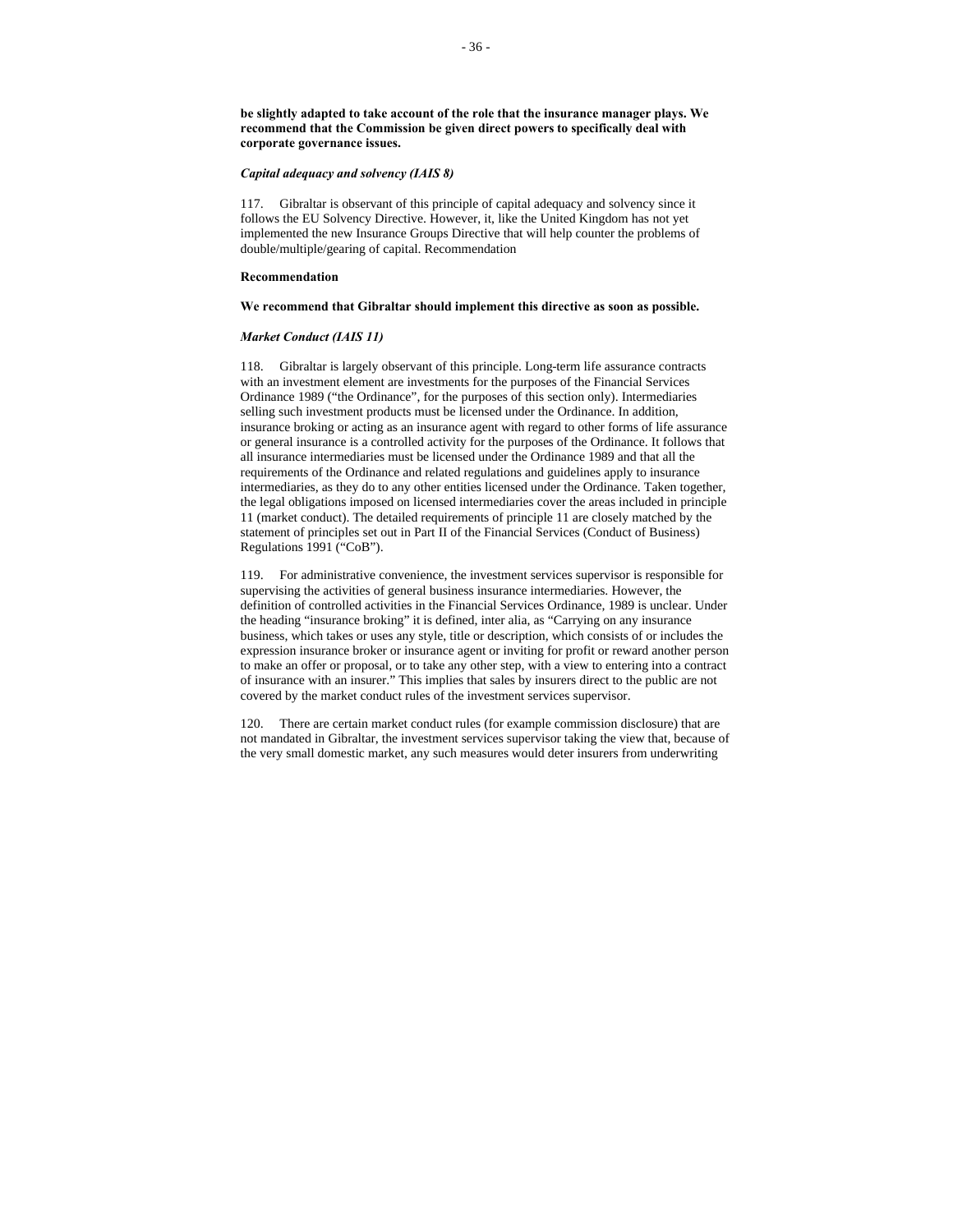**be slightly adapted to take account of the role that the insurance manager plays. We recommend that the Commission be given direct powers to specifically deal with corporate governance issues.**

***Capital adequacy and solvency (IAIS 8)***

117. Gibraltar is observant of this principle of capital adequacy and solvency since it follows the EU Solvency Directive. However, it, like the United Kingdom has not yet implemented the new Insurance Groups Directive that will help counter the problems of double/multiple/gearing of capital. Recommendation

**Recommendation**

**We recommend that Gibraltar should implement this directive as soon as possible.**

***Market Conduct (IAIS 11)***

118. Gibraltar is largely observant of this principle. Long-term life assurance contracts with an investment element are investments for the purposes of the Financial Services Ordinance 1989 ("the Ordinance", for the purposes of this section only). Intermediaries selling such investment products must be licensed under the Ordinance. In addition, insurance broking or acting as an insurance agent with regard to other forms of life assurance or general insurance is a controlled activity for the purposes of the Ordinance. It follows that all insurance intermediaries must be licensed under the Ordinance 1989 and that all the requirements of the Ordinance and related regulations and guidelines apply to insurance intermediaries, as they do to any other entities licensed under the Ordinance. Taken together, the legal obligations imposed on licensed intermediaries cover the areas included in principle 11 (market conduct). The detailed requirements of principle 11 are closely matched by the statement of principles set out in Part II of the Financial Services (Conduct of Business) Regulations 1991 ("CoB").

119. For administrative convenience, the investment services supervisor is responsible for supervising the activities of general business insurance intermediaries. However, the definition of controlled activities in the Financial Services Ordinance, 1989 is unclear. Under the heading "insurance broking" it is defined, inter alia, as "Carrying on any insurance business, which takes or uses any style, title or description, which consists of or includes the expression insurance broker or insurance agent or inviting for profit or reward another person to make an offer or proposal, or to take any other step, with a view to entering into a contract of insurance with an insurer." This implies that sales by insurers direct to the public are not covered by the market conduct rules of the investment services supervisor.

120. There are certain market conduct rules (for example commission disclosure) that are not mandated in Gibraltar, the investment services supervisor taking the view that, because of the very small domestic market, any such measures would deter insurers from underwriting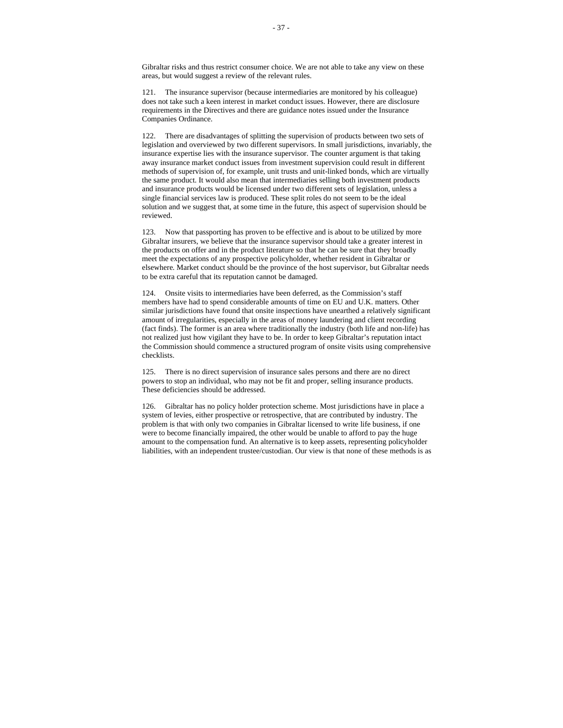Gibraltar risks and thus restrict consumer choice. We are not able to take any view on these areas, but would suggest a review of the relevant rules.

121. The insurance supervisor (because intermediaries are monitored by his colleague) does not take such a keen interest in market conduct issues. However, there are disclosure requirements in the Directives and there are guidance notes issued under the Insurance Companies Ordinance.

122. There are disadvantages of splitting the supervision of products between two sets of legislation and overviewed by two different supervisors. In small jurisdictions, invariably, the insurance expertise lies with the insurance supervisor. The counter argument is that taking away insurance market conduct issues from investment supervision could result in different methods of supervision of, for example, unit trusts and unit-linked bonds, which are virtually the same product. It would also mean that intermediaries selling both investment products and insurance products would be licensed under two different sets of legislation, unless a single financial services law is produced. These split roles do not seem to be the ideal solution and we suggest that, at some time in the future, this aspect of supervision should be reviewed.

123. Now that passporting has proven to be effective and is about to be utilized by more Gibraltar insurers, we believe that the insurance supervisor should take a greater interest in the products on offer and in the product literature so that he can be sure that they broadly meet the expectations of any prospective policyholder, whether resident in Gibraltar or elsewhere. Market conduct should be the province of the host supervisor, but Gibraltar needs to be extra careful that its reputation cannot be damaged.

124. Onsite visits to intermediaries have been deferred, as the Commission's staff members have had to spend considerable amounts of time on EU and U.K. matters. Other similar jurisdictions have found that onsite inspections have unearthed a relatively significant amount of irregularities, especially in the areas of money laundering and client recording (fact finds). The former is an area where traditionally the industry (both life and non-life) has not realized just how vigilant they have to be. In order to keep Gibraltar's reputation intact the Commission should commence a structured program of onsite visits using comprehensive checklists.

125. There is no direct supervision of insurance sales persons and there are no direct powers to stop an individual, who may not be fit and proper, selling insurance products. These deficiencies should be addressed.

126. Gibraltar has no policy holder protection scheme. Most jurisdictions have in place a system of levies, either prospective or retrospective, that are contributed by industry. The problem is that with only two companies in Gibraltar licensed to write life business, if one were to become financially impaired, the other would be unable to afford to pay the huge amount to the compensation fund. An alternative is to keep assets, representing policyholder liabilities, with an independent trustee/custodian. Our view is that none of these methods is as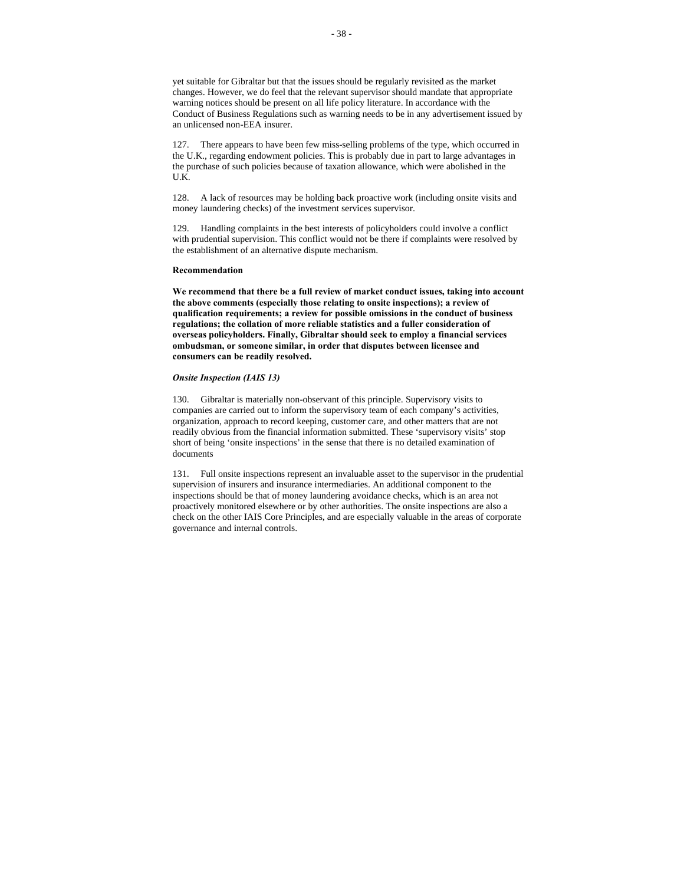yet suitable for Gibraltar but that the issues should be regularly revisited as the market changes. However, we do feel that the relevant supervisor should mandate that appropriate warning notices should be present on all life policy literature. In accordance with the Conduct of Business Regulations such as warning needs to be in any advertisement issued by an unlicensed non-EEA insurer.

127. There appears to have been few miss-selling problems of the type, which occurred in the U.K., regarding endowment policies. This is probably due in part to large advantages in the purchase of such policies because of taxation allowance, which were abolished in the U.K.

128. A lack of resources may be holding back proactive work (including onsite visits and money laundering checks) of the investment services supervisor.

129. Handling complaints in the best interests of policyholders could involve a conflict with prudential supervision. This conflict would not be there if complaints were resolved by the establishment of an alternative dispute mechanism.

**Recommendation**

**We recommend that there be a full review of market conduct issues, taking into account the above comments (especially those relating to onsite inspections); a review of qualification requirements; a review for possible omissions in the conduct of business regulations; the collation of more reliable statistics and a fuller consideration of overseas policyholders. Finally, Gibraltar should seek to employ a financial services ombudsman, or someone similar, in order that disputes between licensee and consumers can be readily resolved.**

***Onsite Inspection (IAIS 13)***

130. Gibraltar is materially non-observant of this principle. Supervisory visits to companies are carried out to inform the supervisory team of each company's activities, organization, approach to record keeping, customer care, and other matters that are not readily obvious from the financial information submitted. These 'supervisory visits' stop short of being 'onsite inspections' in the sense that there is no detailed examination of documents

131. Full onsite inspections represent an invaluable asset to the supervisor in the prudential supervision of insurers and insurance intermediaries. An additional component to the inspections should be that of money laundering avoidance checks, which is an area not proactively monitored elsewhere or by other authorities. The onsite inspections are also a check on the other IAIS Core Principles, and are especially valuable in the areas of corporate governance and internal controls.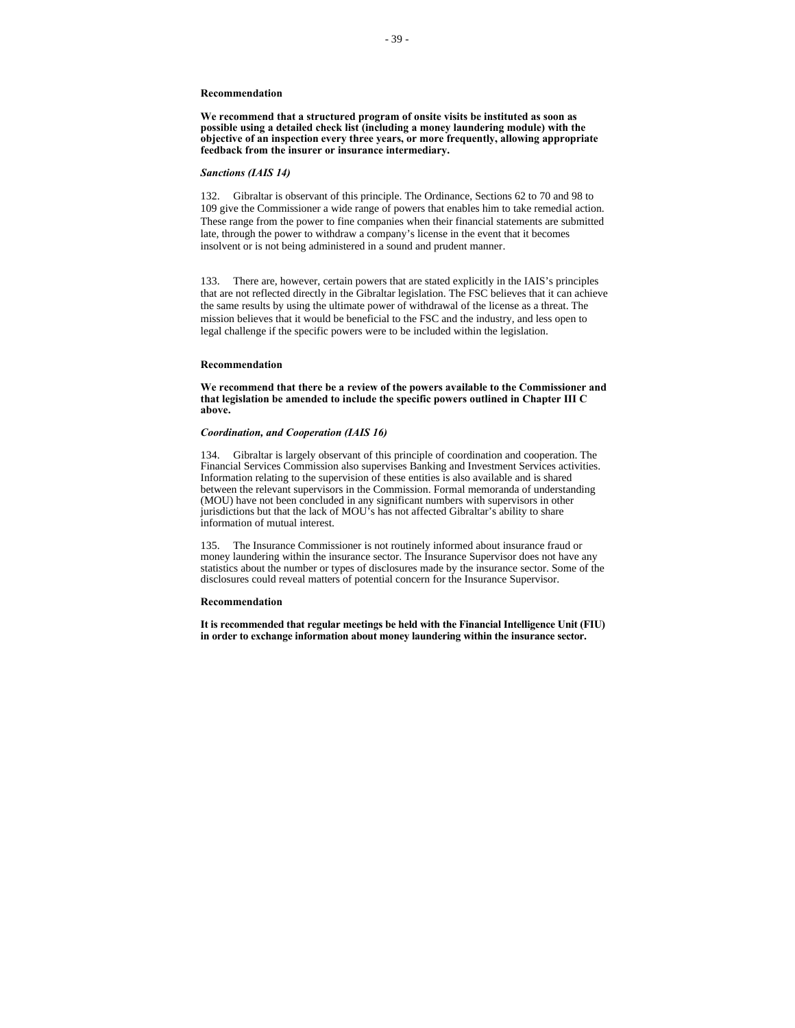**Recommendation**

**We recommend that a structured program of onsite visits be instituted as soon as possible using a detailed check list (including a money laundering module) with the objective of an inspection every three years, or more frequently, allowing appropriate feedback from the insurer or insurance intermediary.**

***Sanctions (IAIS 14)***

132. Gibraltar is observant of this principle. The Ordinance, Sections 62 to 70 and 98 to 109 give the Commissioner a wide range of powers that enables him to take remedial action. These range from the power to fine companies when their financial statements are submitted late, through the power to withdraw a company's license in the event that it becomes insolvent or is not being administered in a sound and prudent manner.

133. There are, however, certain powers that are stated explicitly in the IAIS's principles that are not reflected directly in the Gibraltar legislation. The FSC believes that it can achieve the same results by using the ultimate power of withdrawal of the license as a threat. The mission believes that it would be beneficial to the FSC and the industry, and less open to legal challenge if the specific powers were to be included within the legislation.

**Recommendation**

**We recommend that there be a review of the powers available to the Commissioner and that legislation be amended to include the specific powers outlined in Chapter III C above.**

***Coordination, and Cooperation (IAIS 16)***

134. Gibraltar is largely observant of this principle of coordination and cooperation. The Financial Services Commission also supervises Banking and Investment Services activities. Information relating to the supervision of these entities is also available and is shared between the relevant supervisors in the Commission. Formal memoranda of understanding (MOU) have not been concluded in any significant numbers with supervisors in other jurisdictions but that the lack of MOU's has not affected Gibraltar's ability to share information of mutual interest.

135. The Insurance Commissioner is not routinely informed about insurance fraud or money laundering within the insurance sector. The Insurance Supervisor does not have any statistics about the number or types of disclosures made by the insurance sector. Some of the disclosures could reveal matters of potential concern for the Insurance Supervisor.

**Recommendation**

**It is recommended that regular meetings be held with the Financial Intelligence Unit (FIU) in order to exchange information about money laundering within the insurance sector.**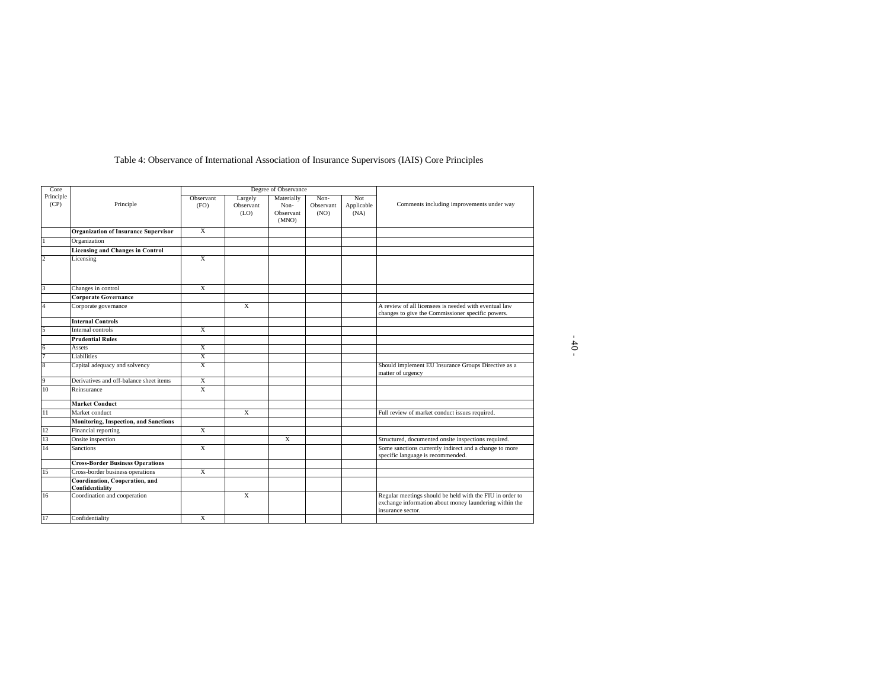Table 4: Observance of International Association of Insurance Supervisors (IAIS) Core Principles

| Core Principle (CP) | Principle | Degree of Observance | | | | | Comments including improvements under way |
|---|---|---|---|---|---|---|---|
| | | Observant (FO) | Largely Observant (LO) | Materially Non-Observant (MNO) | Non-Observant (NO) | Not Applicable (NA) | |
| | **Organization of Insurance Supervisor** | X | | | | | |
| 1 | Organization | | | | | | |
| | **Licensing and Changes in Control** | | | | | | |
| 2 | Licensing | X | | | | | |
| 3 | Changes in control | X | | | | | |
| | **Corporate Governance** | | | | | | |
| 4 | Corporate governance | | X | | | | A review of all licensees is needed with eventual law changes to give the Commissioner specific powers. |
| | **Internal Controls** | | | | | | |
| 5 | Internal controls | X | | | | | |
| | **Prudential Rules** | | | | | | |
| 6 | Assets | X | | | | | |
| 7 | Liabilities | X | | | | | |
| 8 | Capital adequacy and solvency | X | | | | | Should implement EU Insurance Groups Directive as a matter of urgency |
| 9 | Derivatives and off-balance sheet items | X | | | | | |
| 10 | Reinsurance | X | | | | | |
| | **Market Conduct** | | | | | | |
| 11 | Market conduct | | X | | | | Full review of market conduct issues required. |
| | **Monitoring, Inspection, and Sanctions** | | | | | | |
| 12 | Financial reporting | X | | | | | |
| 13 | Onsite inspection | | | X | | | Structured, documented onsite inspections required. |
| 14 | Sanctions | X | | | | | Some sanctions currently indirect and a change to more specific language is recommended. |
| | **Cross-Border Business Operations** | | | | | | |
| 15 | Cross-border business operations | X | | | | | |
| | **Coordination, Cooperation, and Confidentiality** | | | | | | |
| 16 | Coordination and cooperation | | X | | | | Regular meetings should be held with the FIU in order to exchange information about money laundering within the insurance sector. |
| 17 | Confidentiality | X | | | | | |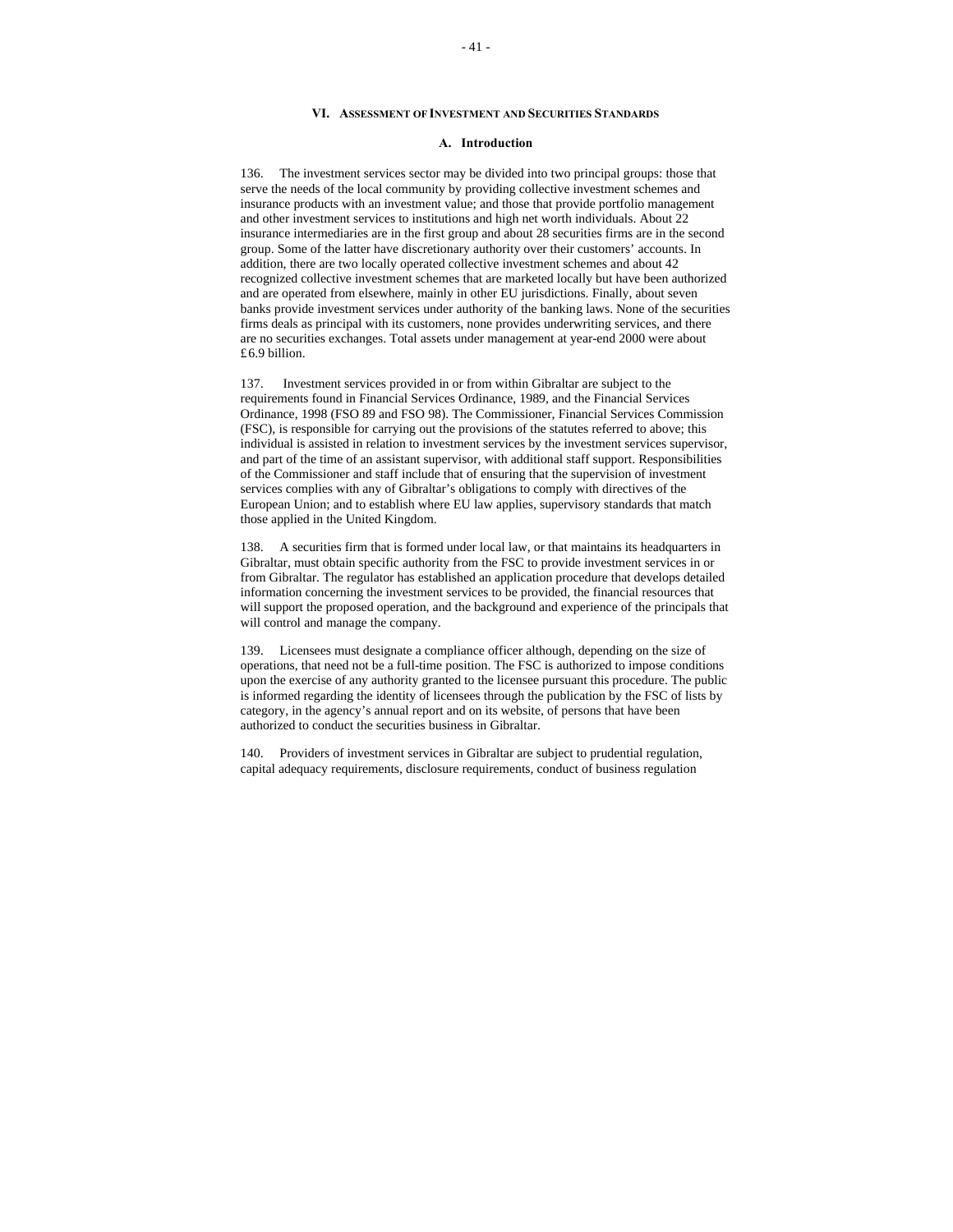## VI. Assessment of Investment and Securities Standards

### A. Introduction

136. The investment services sector may be divided into two principal groups: those that serve the needs of the local community by providing collective investment schemes and insurance products with an investment value; and those that provide portfolio management and other investment services to institutions and high net worth individuals. About 22 insurance intermediaries are in the first group and about 28 securities firms are in the second group. Some of the latter have discretionary authority over their customers' accounts. In addition, there are two locally operated collective investment schemes and about 42 recognized collective investment schemes that are marketed locally but have been authorized and are operated from elsewhere, mainly in other EU jurisdictions. Finally, about seven banks provide investment services under authority of the banking laws. None of the securities firms deals as principal with its customers, none provides underwriting services, and there are no securities exchanges. Total assets under management at year-end 2000 were about £6.9 billion.

137. Investment services provided in or from within Gibraltar are subject to the requirements found in Financial Services Ordinance, 1989, and the Financial Services Ordinance, 1998 (FSO 89 and FSO 98). The Commissioner, Financial Services Commission (FSC), is responsible for carrying out the provisions of the statutes referred to above; this individual is assisted in relation to investment services by the investment services supervisor, and part of the time of an assistant supervisor, with additional staff support. Responsibilities of the Commissioner and staff include that of ensuring that the supervision of investment services complies with any of Gibraltar's obligations to comply with directives of the European Union; and to establish where EU law applies, supervisory standards that match those applied in the United Kingdom.

138. A securities firm that is formed under local law, or that maintains its headquarters in Gibraltar, must obtain specific authority from the FSC to provide investment services in or from Gibraltar. The regulator has established an application procedure that develops detailed information concerning the investment services to be provided, the financial resources that will support the proposed operation, and the background and experience of the principals that will control and manage the company.

139. Licensees must designate a compliance officer although, depending on the size of operations, that need not be a full-time position. The FSC is authorized to impose conditions upon the exercise of any authority granted to the licensee pursuant this procedure. The public is informed regarding the identity of licensees through the publication by the FSC of lists by category, in the agency's annual report and on its website, of persons that have been authorized to conduct the securities business in Gibraltar.

140. Providers of investment services in Gibraltar are subject to prudential regulation, capital adequacy requirements, disclosure requirements, conduct of business regulation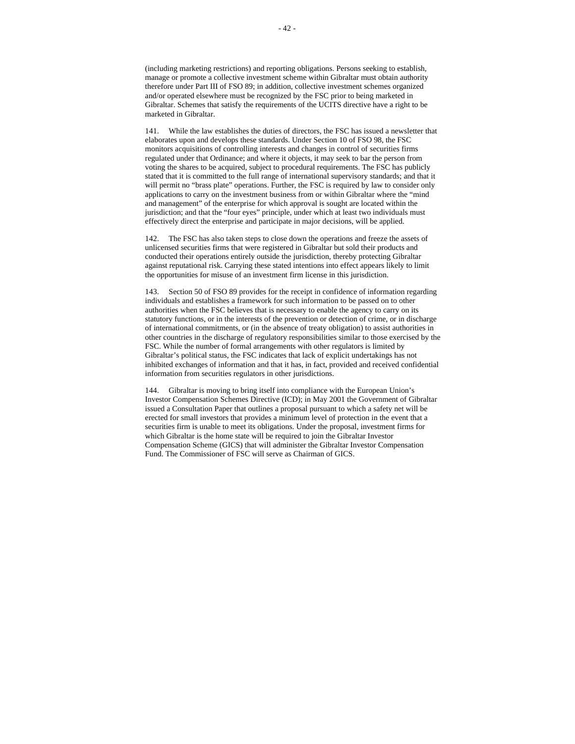(including marketing restrictions) and reporting obligations. Persons seeking to establish, manage or promote a collective investment scheme within Gibraltar must obtain authority therefore under Part III of FSO 89; in addition, collective investment schemes organized and/or operated elsewhere must be recognized by the FSC prior to being marketed in Gibraltar. Schemes that satisfy the requirements of the UCITS directive have a right to be marketed in Gibraltar.

141. While the law establishes the duties of directors, the FSC has issued a newsletter that elaborates upon and develops these standards. Under Section 10 of FSO 98, the FSC monitors acquisitions of controlling interests and changes in control of securities firms regulated under that Ordinance; and where it objects, it may seek to bar the person from voting the shares to be acquired, subject to procedural requirements. The FSC has publicly stated that it is committed to the full range of international supervisory standards; and that it will permit no "brass plate" operations. Further, the FSC is required by law to consider only applications to carry on the investment business from or within Gibraltar where the "mind and management" of the enterprise for which approval is sought are located within the jurisdiction; and that the "four eyes" principle, under which at least two individuals must effectively direct the enterprise and participate in major decisions, will be applied.

142. The FSC has also taken steps to close down the operations and freeze the assets of unlicensed securities firms that were registered in Gibraltar but sold their products and conducted their operations entirely outside the jurisdiction, thereby protecting Gibraltar against reputational risk. Carrying these stated intentions into effect appears likely to limit the opportunities for misuse of an investment firm license in this jurisdiction.

143. Section 50 of FSO 89 provides for the receipt in confidence of information regarding individuals and establishes a framework for such information to be passed on to other authorities when the FSC believes that is necessary to enable the agency to carry on its statutory functions, or in the interests of the prevention or detection of crime, or in discharge of international commitments, or (in the absence of treaty obligation) to assist authorities in other countries in the discharge of regulatory responsibilities similar to those exercised by the FSC. While the number of formal arrangements with other regulators is limited by Gibraltar's political status, the FSC indicates that lack of explicit undertakings has not inhibited exchanges of information and that it has, in fact, provided and received confidential information from securities regulators in other jurisdictions.

144. Gibraltar is moving to bring itself into compliance with the European Union's Investor Compensation Schemes Directive (ICD); in May 2001 the Government of Gibraltar issued a Consultation Paper that outlines a proposal pursuant to which a safety net will be erected for small investors that provides a minimum level of protection in the event that a securities firm is unable to meet its obligations. Under the proposal, investment firms for which Gibraltar is the home state will be required to join the Gibraltar Investor Compensation Scheme (GICS) that will administer the Gibraltar Investor Compensation Fund. The Commissioner of FSC will serve as Chairman of GICS.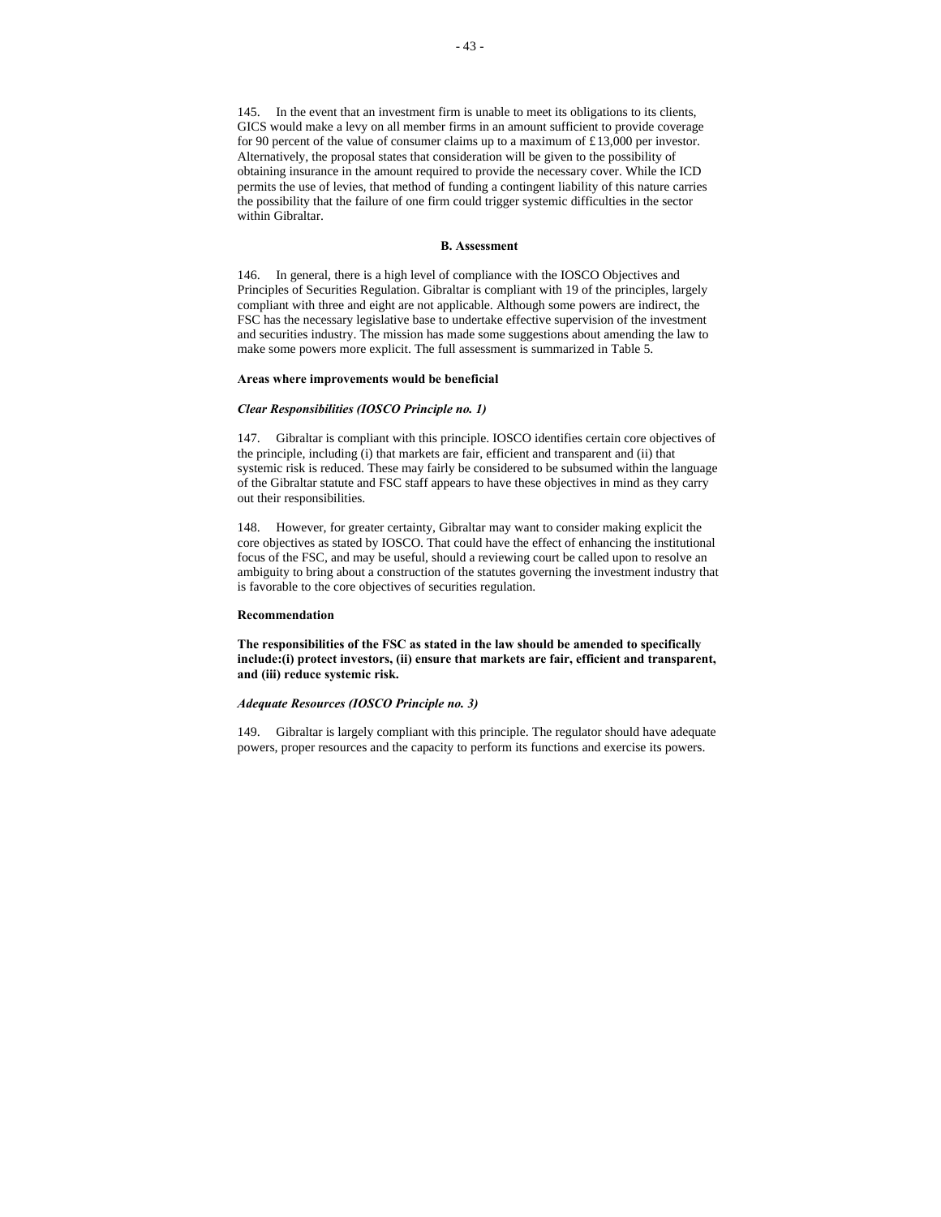145. In the event that an investment firm is unable to meet its obligations to its clients, GICS would make a levy on all member firms in an amount sufficient to provide coverage for 90 percent of the value of consumer claims up to a maximum of £13,000 per investor. Alternatively, the proposal states that consideration will be given to the possibility of obtaining insurance in the amount required to provide the necessary cover. While the ICD permits the use of levies, that method of funding a contingent liability of this nature carries the possibility that the failure of one firm could trigger systemic difficulties in the sector within Gibraltar.

### B. Assessment

146. In general, there is a high level of compliance with the IOSCO Objectives and Principles of Securities Regulation. Gibraltar is compliant with 19 of the principles, largely compliant with three and eight are not applicable. Although some powers are indirect, the FSC has the necessary legislative base to undertake effective supervision of the investment and securities industry. The mission has made some suggestions about amending the law to make some powers more explicit. The full assessment is summarized in Table 5.

**Areas where improvements would be beneficial**

***Clear Responsibilities (IOSCO Principle no. 1)***

147. Gibraltar is compliant with this principle. IOSCO identifies certain core objectives of the principle, including (i) that markets are fair, efficient and transparent and (ii) that systemic risk is reduced. These may fairly be considered to be subsumed within the language of the Gibraltar statute and FSC staff appears to have these objectives in mind as they carry out their responsibilities.

148. However, for greater certainty, Gibraltar may want to consider making explicit the core objectives as stated by IOSCO. That could have the effect of enhancing the institutional focus of the FSC, and may be useful, should a reviewing court be called upon to resolve an ambiguity to bring about a construction of the statutes governing the investment industry that is favorable to the core objectives of securities regulation.

**Recommendation**

**The responsibilities of the FSC as stated in the law should be amended to specifically include:(i) protect investors, (ii) ensure that markets are fair, efficient and transparent, and (iii) reduce systemic risk.**

***Adequate Resources (IOSCO Principle no. 3)***

149. Gibraltar is largely compliant with this principle. The regulator should have adequate powers, proper resources and the capacity to perform its functions and exercise its powers.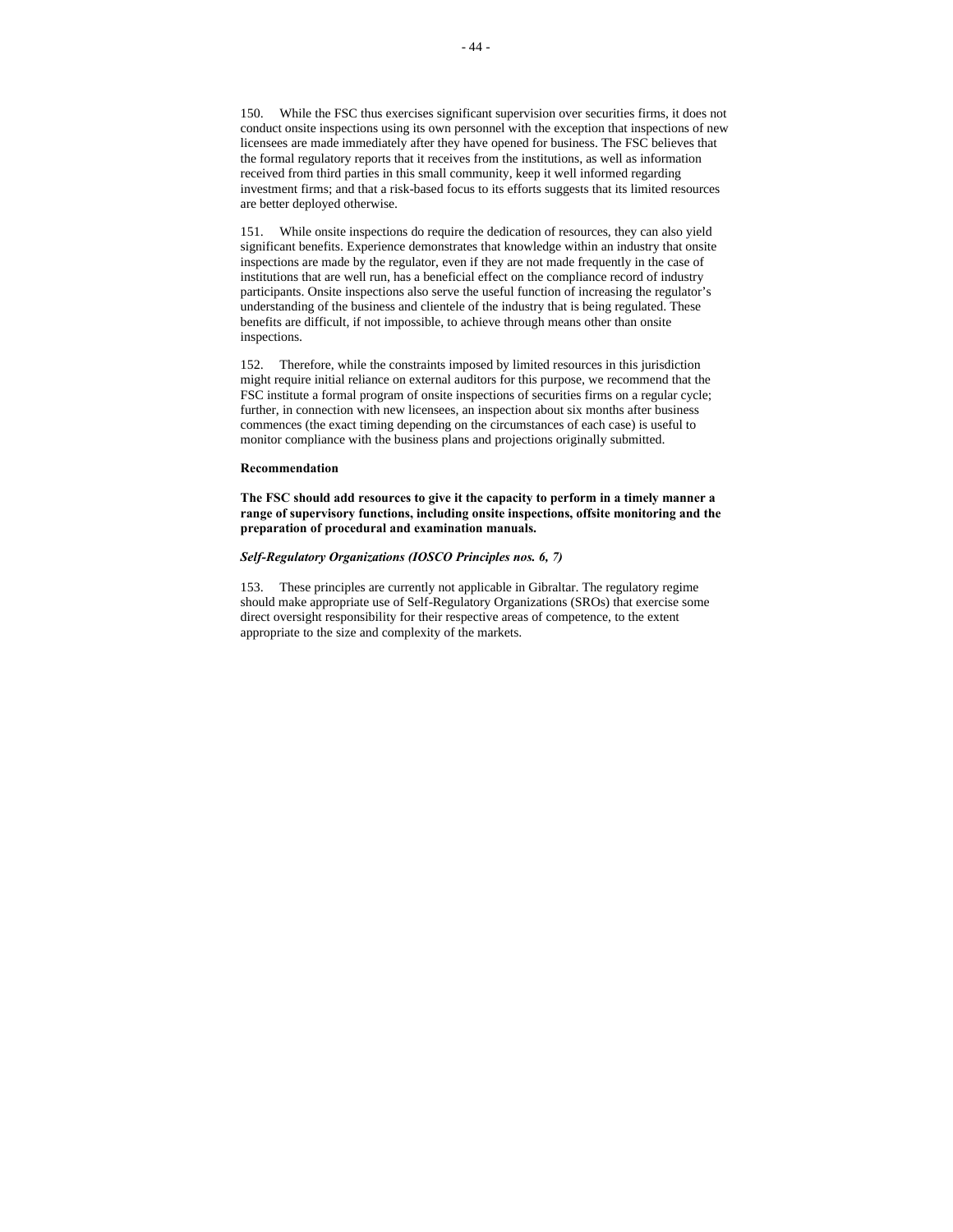150. While the FSC thus exercises significant supervision over securities firms, it does not conduct onsite inspections using its own personnel with the exception that inspections of new licensees are made immediately after they have opened for business. The FSC believes that the formal regulatory reports that it receives from the institutions, as well as information received from third parties in this small community, keep it well informed regarding investment firms; and that a risk-based focus to its efforts suggests that its limited resources are better deployed otherwise.

151. While onsite inspections do require the dedication of resources, they can also yield significant benefits. Experience demonstrates that knowledge within an industry that onsite inspections are made by the regulator, even if they are not made frequently in the case of institutions that are well run, has a beneficial effect on the compliance record of industry participants. Onsite inspections also serve the useful function of increasing the regulator's understanding of the business and clientele of the industry that is being regulated. These benefits are difficult, if not impossible, to achieve through means other than onsite inspections.

152. Therefore, while the constraints imposed by limited resources in this jurisdiction might require initial reliance on external auditors for this purpose, we recommend that the FSC institute a formal program of onsite inspections of securities firms on a regular cycle; further, in connection with new licensees, an inspection about six months after business commences (the exact timing depending on the circumstances of each case) is useful to monitor compliance with the business plans and projections originally submitted.

**Recommendation**

**The FSC should add resources to give it the capacity to perform in a timely manner a range of supervisory functions, including onsite inspections, offsite monitoring and the preparation of procedural and examination manuals.**

***Self-Regulatory Organizations (IOSCO Principles nos. 6, 7)***

153. These principles are currently not applicable in Gibraltar. The regulatory regime should make appropriate use of Self-Regulatory Organizations (SROs) that exercise some direct oversight responsibility for their respective areas of competence, to the extent appropriate to the size and complexity of the markets.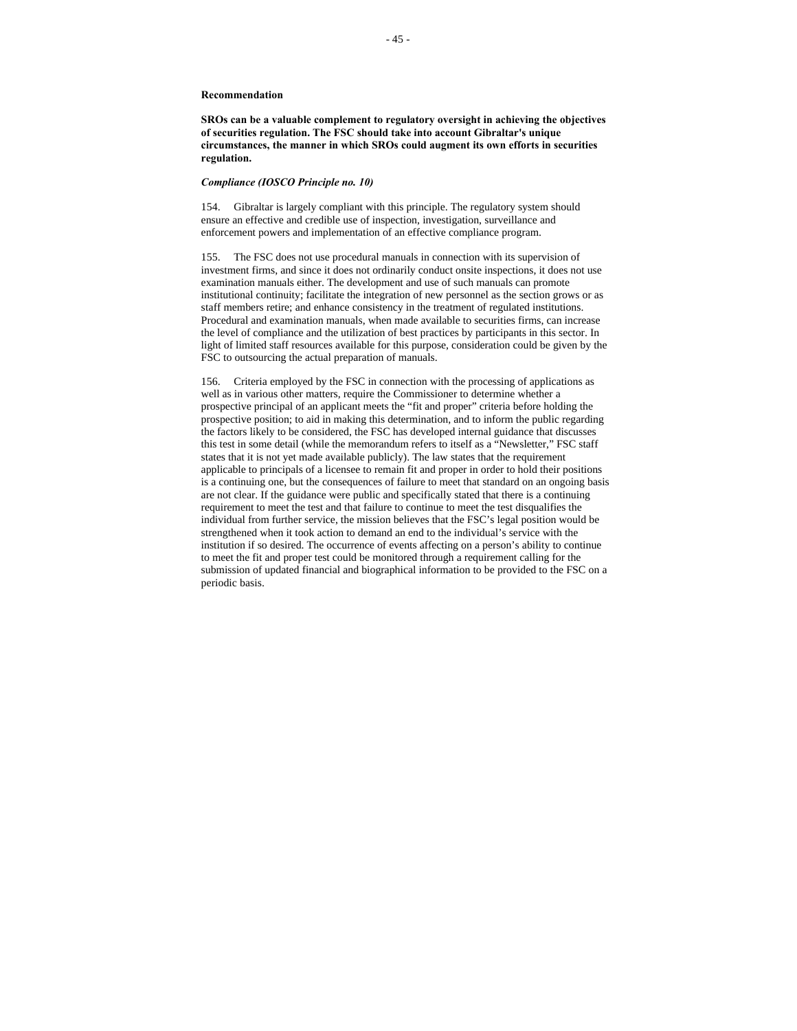**Recommendation**

**SROs can be a valuable complement to regulatory oversight in achieving the objectives of securities regulation. The FSC should take into account Gibraltar's unique circumstances, the manner in which SROs could augment its own efforts in securities regulation.**

***Compliance (IOSCO Principle no. 10)***

154. Gibraltar is largely compliant with this principle. The regulatory system should ensure an effective and credible use of inspection, investigation, surveillance and enforcement powers and implementation of an effective compliance program.

155. The FSC does not use procedural manuals in connection with its supervision of investment firms, and since it does not ordinarily conduct onsite inspections, it does not use examination manuals either. The development and use of such manuals can promote institutional continuity; facilitate the integration of new personnel as the section grows or as staff members retire; and enhance consistency in the treatment of regulated institutions. Procedural and examination manuals, when made available to securities firms, can increase the level of compliance and the utilization of best practices by participants in this sector. In light of limited staff resources available for this purpose, consideration could be given by the FSC to outsourcing the actual preparation of manuals.

156. Criteria employed by the FSC in connection with the processing of applications as well as in various other matters, require the Commissioner to determine whether a prospective principal of an applicant meets the "fit and proper" criteria before holding the prospective position; to aid in making this determination, and to inform the public regarding the factors likely to be considered, the FSC has developed internal guidance that discusses this test in some detail (while the memorandum refers to itself as a "Newsletter," FSC staff states that it is not yet made available publicly). The law states that the requirement applicable to principals of a licensee to remain fit and proper in order to hold their positions is a continuing one, but the consequences of failure to meet that standard on an ongoing basis are not clear. If the guidance were public and specifically stated that there is a continuing requirement to meet the test and that failure to continue to meet the test disqualifies the individual from further service, the mission believes that the FSC's legal position would be strengthened when it took action to demand an end to the individual's service with the institution if so desired. The occurrence of events affecting on a person's ability to continue to meet the fit and proper test could be monitored through a requirement calling for the submission of updated financial and biographical information to be provided to the FSC on a periodic basis.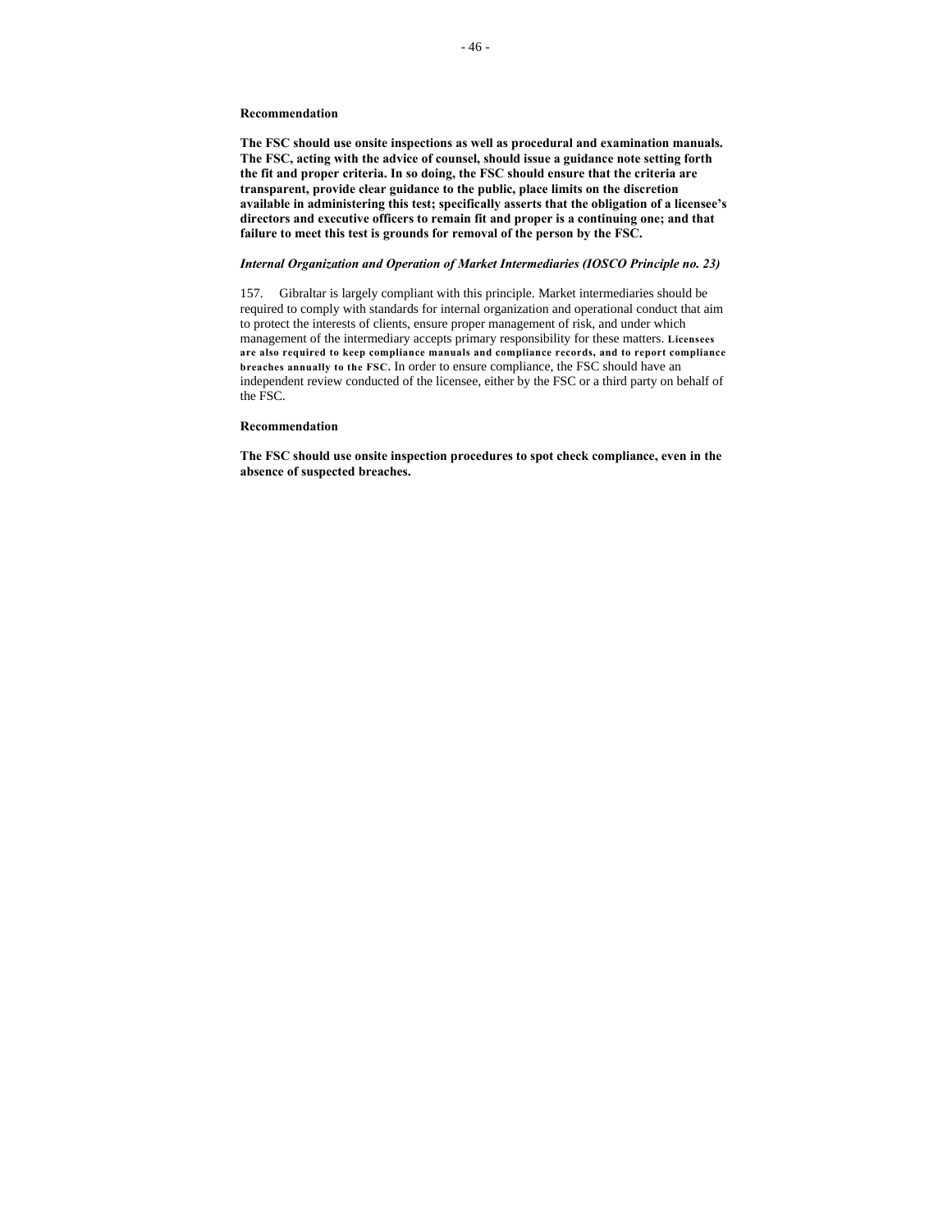**Recommendation**

**The FSC should use onsite inspections as well as procedural and examination manuals. The FSC, acting with the advice of counsel, should issue a guidance note setting forth the fit and proper criteria. In so doing, the FSC should ensure that the criteria are transparent, provide clear guidance to the public, place limits on the discretion available in administering this test; specifically asserts that the obligation of a licensee's directors and executive officers to remain fit and proper is a continuing one; and that failure to meet this test is grounds for removal of the person by the FSC.**

***Internal Organization and Operation of Market Intermediaries (IOSCO Principle no. 23)***

157. Gibraltar is largely compliant with this principle. Market intermediaries should be required to comply with standards for internal organization and operational conduct that aim to protect the interests of clients, ensure proper management of risk, and under which management of the intermediary accepts primary responsibility for these matters. **Licensees are also required to keep compliance manuals and compliance records, and to report compliance breaches annually to the FSC.** In order to ensure compliance, the FSC should have an independent review conducted of the licensee, either by the FSC or a third party on behalf of the FSC.

**Recommendation**

**The FSC should use onsite inspection procedures to spot check compliance, even in the absence of suspected breaches.**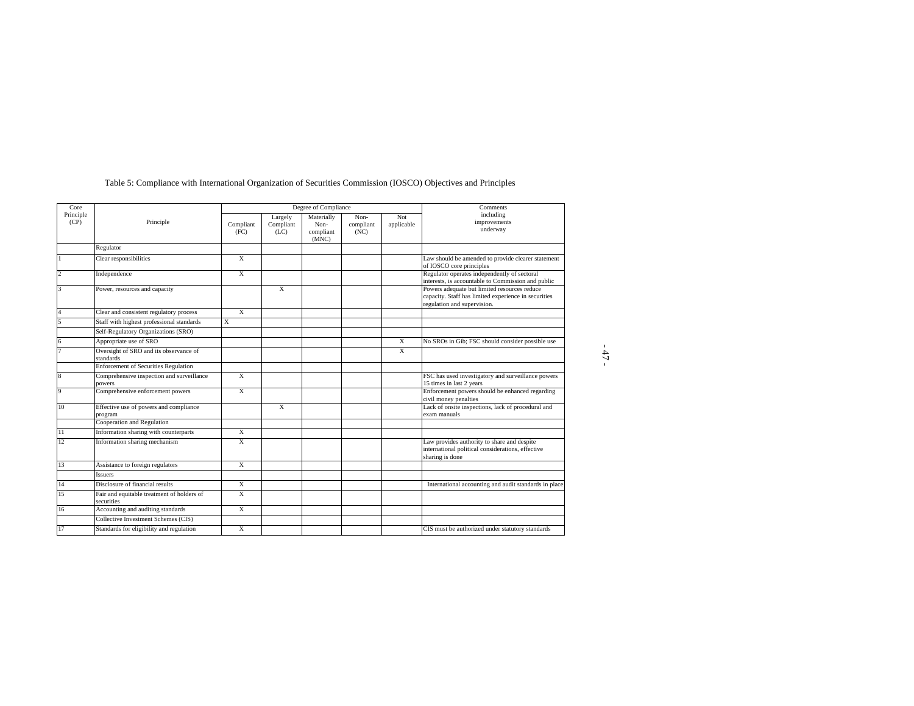Table 5: Compliance with International Organization of Securities Commission (IOSCO) Objectives and Principles

| Core Principle (CP) | Principle | Degree of Compliance | | | | | Comments including improvements underway |
|---|---|---|---|---|---|---|---|
| | | Compliant (FC) | Largely Compliant (LC) | Materially Non-compliant (MNC) | Non-compliant (NC) | Not applicable | |
| | Regulator | | | | | | |
| 1 | Clear responsibilities | X | | | | | Law should be amended to provide clearer statement of IOSCO core principles |
| 2 | Independence | X | | | | | Regulator operates independently of sectoral interests, is accountable to Commission and public |
| 3 | Power, resources and capacity | | X | | | | Powers adequate but limited resources reduce capacity. Staff has limited experience in securities regulation and supervision. |
| 4 | Clear and consistent regulatory process | X | | | | | |
| 5 | Staff with highest professional standards | X | | | | | |
| | Self-Regulatory Organizations (SRO) | | | | | | |
| 6 | Appropriate use of SRO | | | | | X | No SROs in Gib; FSC should consider possible use |
| 7 | Oversight of SRO and its observance of standards | | | | | X | |
| | Enforcement of Securities Regulation | | | | | | |
| 8 | Comprehensive inspection and surveillance powers | X | | | | | FSC has used investigatory and surveillance powers 15 times in last 2 years |
| 9 | Comprehensive enforcement powers | X | | | | | Enforcement powers should be enhanced regarding civil money penalties |
| 10 | Effective use of powers and compliance program | | X | | | | Lack of onsite inspections, lack of procedural and exam manuals |
| | Cooperation and Regulation | | | | | | |
| 11 | Information sharing with counterparts | X | | | | | |
| 12 | Information sharing mechanism | X | | | | | Law provides authority to share and despite international political considerations, effective sharing is done |
| 13 | Assistance to foreign regulators | X | | | | | |
| | Issuers | | | | | | |
| 14 | Disclosure of financial results | X | | | | | International accounting and audit standards in place |
| 15 | Fair and equitable treatment of holders of securities | X | | | | | |
| 16 | Accounting and auditing standards | X | | | | | |
| | Collective Investment Schemes (CIS) | | | | | | |
| 17 | Standards for eligibility and regulation | X | | | | | CIS must be authorized under statutory standards |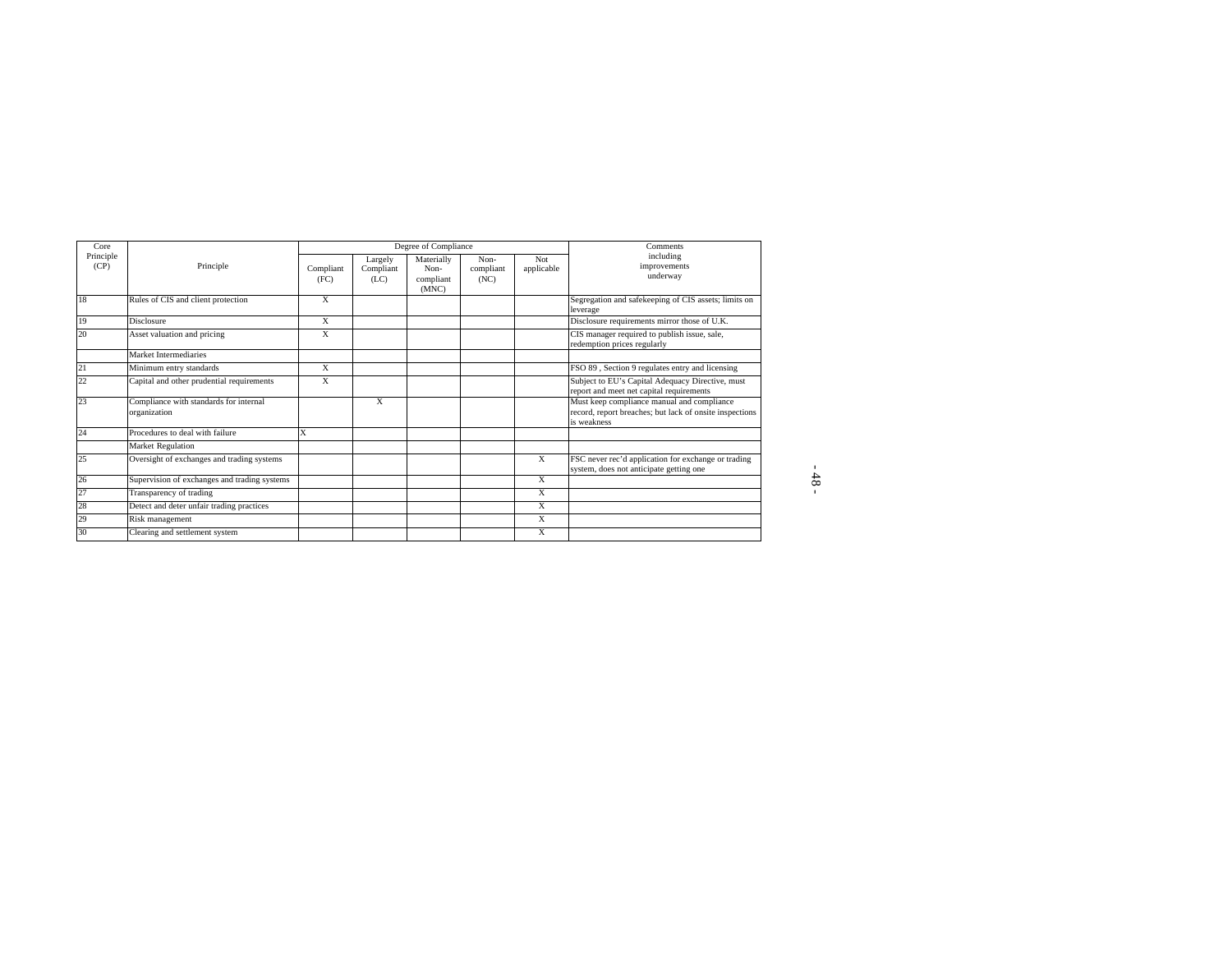| Core Principle (CP) | Principle | Degree of Compliance | | | | | Comments including improvements underway |
|---|---|---|---|---|---|---|---|
| | | Compliant (FC) | Largely Compliant (LC) | Materially Non-compliant (MNC) | Non-compliant (NC) | Not applicable | |
| 18 | Rules of CIS and client protection | X | | | | | Segregation and safekeeping of CIS assets; limits on leverage |
| 19 | Disclosure | X | | | | | Disclosure requirements mirror those of U.K. |
| 20 | Asset valuation and pricing | X | | | | | CIS manager required to publish issue, sale, redemption prices regularly |
| | Market Intermediaries | | | | | | |
| 21 | Minimum entry standards | X | | | | | FSO 89 , Section 9 regulates entry and licensing |
| 22 | Capital and other prudential requirements | X | | | | | Subject to EU's Capital Adequacy Directive, must report and meet net capital requirements |
| 23 | Compliance with standards for internal organization | | X | | | | Must keep compliance manual and compliance record, report breaches; but lack of onsite inspections is weakness |
| 24 | Procedures to deal with failure | X | | | | | |
| | Market Regulation | | | | | | |
| 25 | Oversight of exchanges and trading systems | | | | | X | FSC never rec'd application for exchange or trading system, does not anticipate getting one |
| 26 | Supervision of exchanges and trading systems | | | | | X | |
| 27 | Transparency of trading | | | | | X | |
| 28 | Detect and deter unfair trading practices | | | | | X | |
| 29 | Risk management | | | | | X | |
| 30 | Clearing and settlement system | | | | | X | |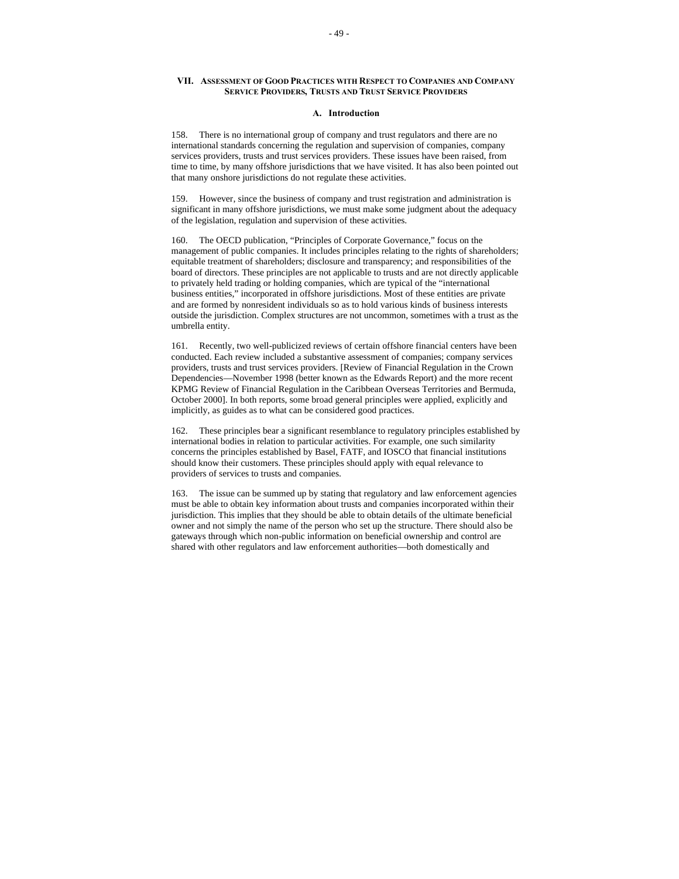## VII. Assessment of Good Practices with Respect to Companies and Company Service Providers, Trusts and Trust Service Providers

### A. Introduction

158. There is no international group of company and trust regulators and there are no international standards concerning the regulation and supervision of companies, company services providers, trusts and trust services providers. These issues have been raised, from time to time, by many offshore jurisdictions that we have visited. It has also been pointed out that many onshore jurisdictions do not regulate these activities.

159. However, since the business of company and trust registration and administration is significant in many offshore jurisdictions, we must make some judgment about the adequacy of the legislation, regulation and supervision of these activities.

160. The OECD publication, "Principles of Corporate Governance," focus on the management of public companies. It includes principles relating to the rights of shareholders; equitable treatment of shareholders; disclosure and transparency; and responsibilities of the board of directors. These principles are not applicable to trusts and are not directly applicable to privately held trading or holding companies, which are typical of the "international business entities," incorporated in offshore jurisdictions. Most of these entities are private and are formed by nonresident individuals so as to hold various kinds of business interests outside the jurisdiction. Complex structures are not uncommon, sometimes with a trust as the umbrella entity.

161. Recently, two well-publicized reviews of certain offshore financial centers have been conducted. Each review included a substantive assessment of companies; company services providers, trusts and trust services providers. [Review of Financial Regulation in the Crown Dependencies—November 1998 (better known as the Edwards Report) and the more recent KPMG Review of Financial Regulation in the Caribbean Overseas Territories and Bermuda, October 2000]. In both reports, some broad general principles were applied, explicitly and implicitly, as guides as to what can be considered good practices.

162. These principles bear a significant resemblance to regulatory principles established by international bodies in relation to particular activities. For example, one such similarity concerns the principles established by Basel, FATF, and IOSCO that financial institutions should know their customers. These principles should apply with equal relevance to providers of services to trusts and companies.

163. The issue can be summed up by stating that regulatory and law enforcement agencies must be able to obtain key information about trusts and companies incorporated within their jurisdiction. This implies that they should be able to obtain details of the ultimate beneficial owner and not simply the name of the person who set up the structure. There should also be gateways through which non-public information on beneficial ownership and control are shared with other regulators and law enforcement authorities—both domestically and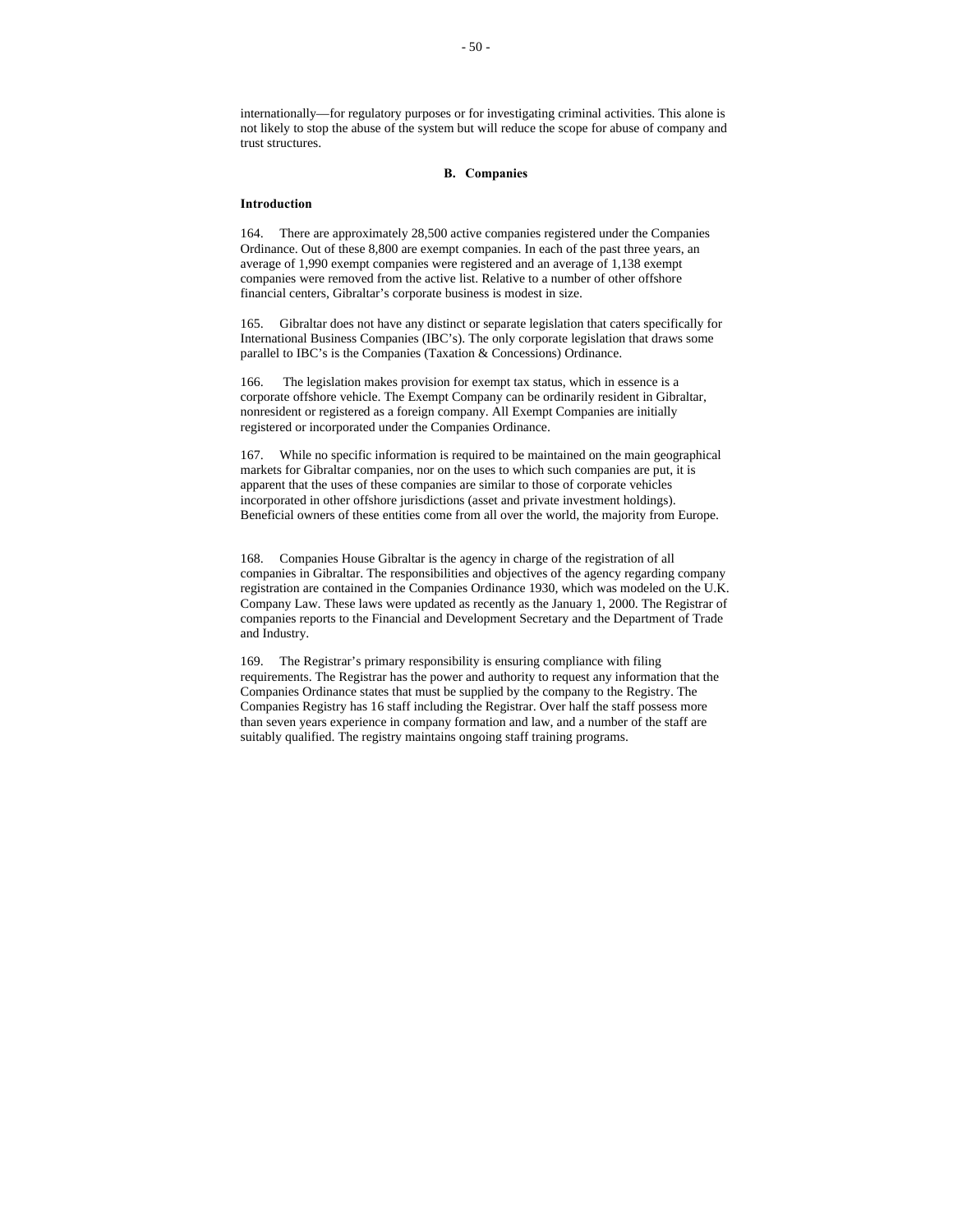internationally—for regulatory purposes or for investigating criminal activities. This alone is not likely to stop the abuse of the system but will reduce the scope for abuse of company and trust structures.

## B. Companies

### Introduction

164. There are approximately 28,500 active companies registered under the Companies Ordinance. Out of these 8,800 are exempt companies. In each of the past three years, an average of 1,990 exempt companies were registered and an average of 1,138 exempt companies were removed from the active list. Relative to a number of other offshore financial centers, Gibraltar's corporate business is modest in size.

165. Gibraltar does not have any distinct or separate legislation that caters specifically for International Business Companies (IBC's). The only corporate legislation that draws some parallel to IBC's is the Companies (Taxation & Concessions) Ordinance.

166. The legislation makes provision for exempt tax status, which in essence is a corporate offshore vehicle. The Exempt Company can be ordinarily resident in Gibraltar, nonresident or registered as a foreign company. All Exempt Companies are initially registered or incorporated under the Companies Ordinance.

167. While no specific information is required to be maintained on the main geographical markets for Gibraltar companies, nor on the uses to which such companies are put, it is apparent that the uses of these companies are similar to those of corporate vehicles incorporated in other offshore jurisdictions (asset and private investment holdings). Beneficial owners of these entities come from all over the world, the majority from Europe.

168. Companies House Gibraltar is the agency in charge of the registration of all companies in Gibraltar. The responsibilities and objectives of the agency regarding company registration are contained in the Companies Ordinance 1930, which was modeled on the U.K. Company Law. These laws were updated as recently as the January 1, 2000. The Registrar of companies reports to the Financial and Development Secretary and the Department of Trade and Industry.

169. The Registrar's primary responsibility is ensuring compliance with filing requirements. The Registrar has the power and authority to request any information that the Companies Ordinance states that must be supplied by the company to the Registry. The Companies Registry has 16 staff including the Registrar. Over half the staff possess more than seven years experience in company formation and law, and a number of the staff are suitably qualified. The registry maintains ongoing staff training programs.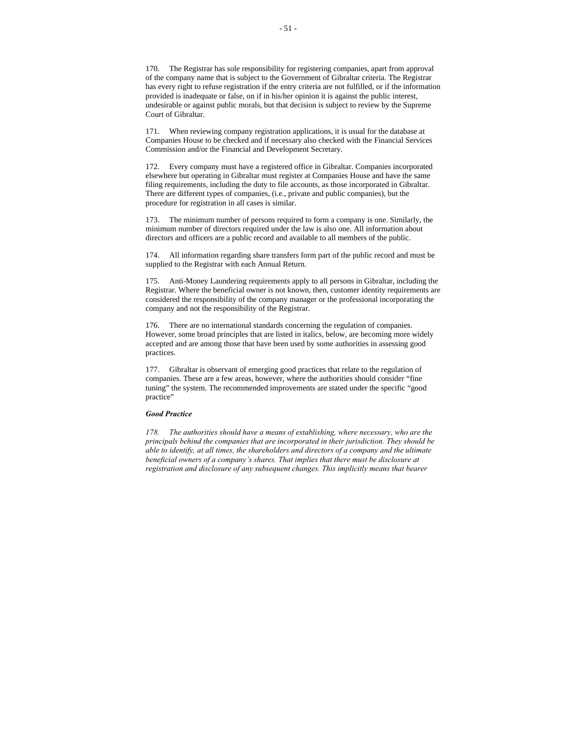170. The Registrar has sole responsibility for registering companies, apart from approval of the company name that is subject to the Government of Gibraltar criteria. The Registrar has every right to refuse registration if the entry criteria are not fulfilled, or if the information provided is inadequate or false, on if in his/her opinion it is against the public interest, undesirable or against public morals, but that decision is subject to review by the Supreme Court of Gibraltar.

171. When reviewing company registration applications, it is usual for the database at Companies House to be checked and if necessary also checked with the Financial Services Commission and/or the Financial and Development Secretary.

172. Every company must have a registered office in Gibraltar. Companies incorporated elsewhere but operating in Gibraltar must register at Companies House and have the same filing requirements, including the duty to file accounts, as those incorporated in Gibraltar. There are different types of companies, (i.e., private and public companies), but the procedure for registration in all cases is similar.

173. The minimum number of persons required to form a company is one. Similarly, the minimum number of directors required under the law is also one. All information about directors and officers are a public record and available to all members of the public.

174. All information regarding share transfers form part of the public record and must be supplied to the Registrar with each Annual Return.

175. Anti-Money Laundering requirements apply to all persons in Gibraltar, including the Registrar. Where the beneficial owner is not known, then, customer identity requirements are considered the responsibility of the company manager or the professional incorporating the company and not the responsibility of the Registrar.

176. There are no international standards concerning the regulation of companies. However, some broad principles that are listed in italics, below, are becoming more widely accepted and are among those that have been used by some authorities in assessing good practices.

177. Gibraltar is observant of emerging good practices that relate to the regulation of companies. These are a few areas, however, where the authorities should consider "fine tuning" the system. The recommended improvements are stated under the specific "good practice"

***Good Practice***

*178. The authorities should have a means of establishing, where necessary, who are the principals behind the companies that are incorporated in their jurisdiction. They should be able to identify, at all times, the shareholders and directors of a company and the ultimate beneficial owners of a company's shares. That implies that there must be disclosure at registration and disclosure of any subsequent changes. This implicitly means that bearer*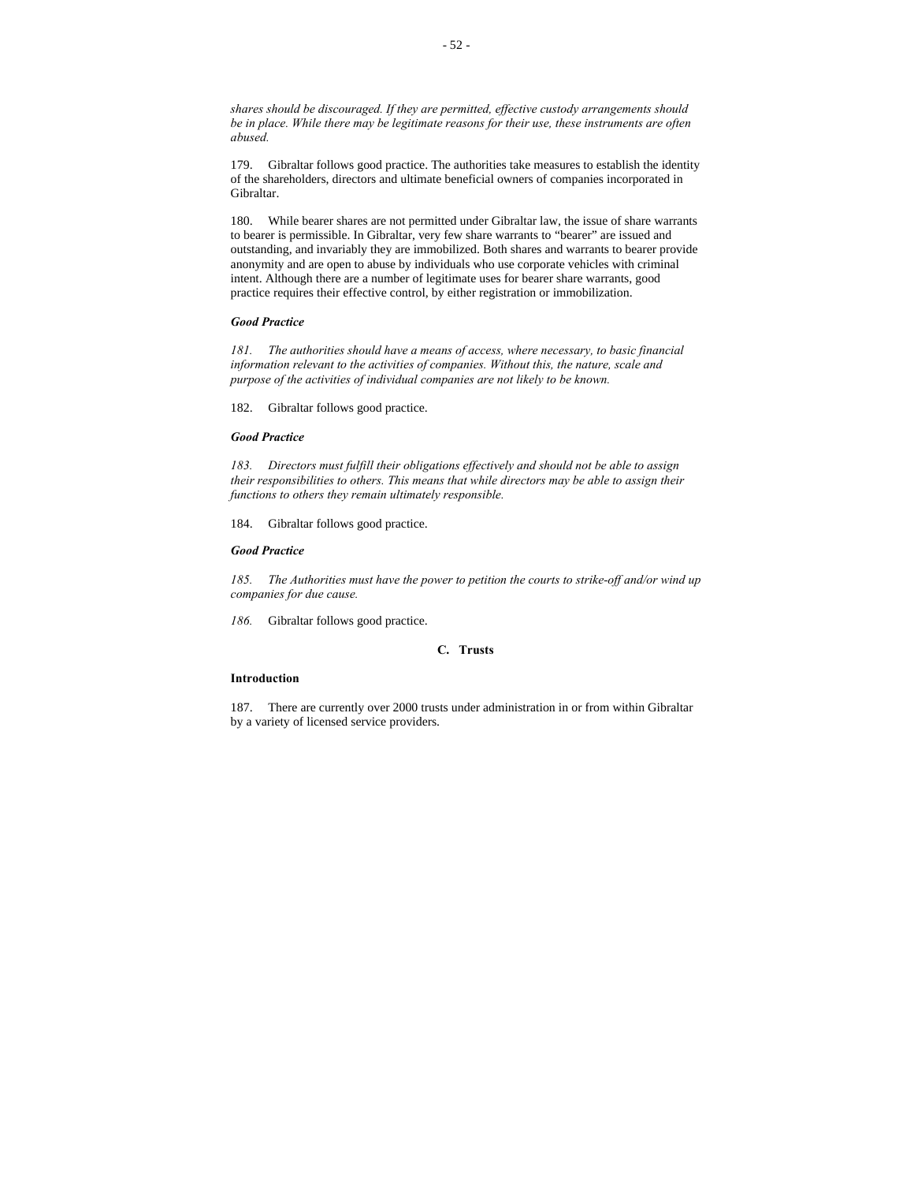*shares should be discouraged. If they are permitted, effective custody arrangements should be in place. While there may be legitimate reasons for their use, these instruments are often abused.*

179. Gibraltar follows good practice. The authorities take measures to establish the identity of the shareholders, directors and ultimate beneficial owners of companies incorporated in Gibraltar.

180. While bearer shares are not permitted under Gibraltar law, the issue of share warrants to bearer is permissible. In Gibraltar, very few share warrants to "bearer" are issued and outstanding, and invariably they are immobilized. Both shares and warrants to bearer provide anonymity and are open to abuse by individuals who use corporate vehicles with criminal intent. Although there are a number of legitimate uses for bearer share warrants, good practice requires their effective control, by either registration or immobilization.

***Good Practice***

*181. The authorities should have a means of access, where necessary, to basic financial information relevant to the activities of companies. Without this, the nature, scale and purpose of the activities of individual companies are not likely to be known.*

182. Gibraltar follows good practice.

***Good Practice***

*183. Directors must fulfill their obligations effectively and should not be able to assign their responsibilities to others. This means that while directors may be able to assign their functions to others they remain ultimately responsible.*

184. Gibraltar follows good practice.

***Good Practice***

*185. The Authorities must have the power to petition the courts to strike-off and/or wind up companies for due cause.*

*186.* Gibraltar follows good practice.

## C. Trusts

**Introduction**

187. There are currently over 2000 trusts under administration in or from within Gibraltar by a variety of licensed service providers.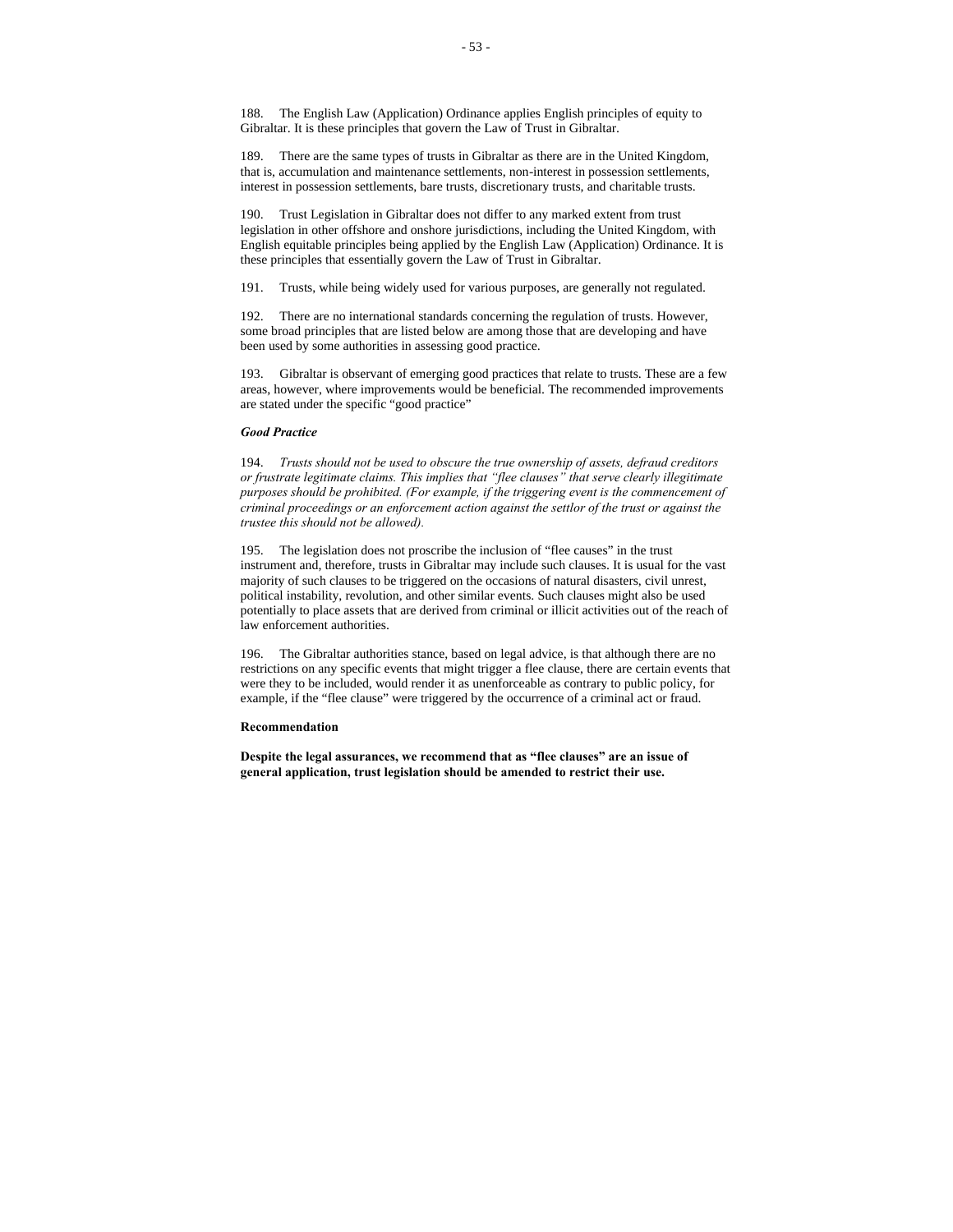188. The English Law (Application) Ordinance applies English principles of equity to Gibraltar. It is these principles that govern the Law of Trust in Gibraltar.

189. There are the same types of trusts in Gibraltar as there are in the United Kingdom, that is, accumulation and maintenance settlements, non-interest in possession settlements, interest in possession settlements, bare trusts, discretionary trusts, and charitable trusts.

190. Trust Legislation in Gibraltar does not differ to any marked extent from trust legislation in other offshore and onshore jurisdictions, including the United Kingdom, with English equitable principles being applied by the English Law (Application) Ordinance. It is these principles that essentially govern the Law of Trust in Gibraltar.

191. Trusts, while being widely used for various purposes, are generally not regulated.

192. There are no international standards concerning the regulation of trusts. However, some broad principles that are listed below are among those that are developing and have been used by some authorities in assessing good practice.

193. Gibraltar is observant of emerging good practices that relate to trusts. These are a few areas, however, where improvements would be beneficial. The recommended improvements are stated under the specific "good practice"

***Good Practice***

194. *Trusts should not be used to obscure the true ownership of assets, defraud creditors or frustrate legitimate claims. This implies that "flee clauses" that serve clearly illegitimate purposes should be prohibited. (For example, if the triggering event is the commencement of criminal proceedings or an enforcement action against the settlor of the trust or against the trustee this should not be allowed).*

195. The legislation does not proscribe the inclusion of "flee causes" in the trust instrument and, therefore, trusts in Gibraltar may include such clauses. It is usual for the vast majority of such clauses to be triggered on the occasions of natural disasters, civil unrest, political instability, revolution, and other similar events. Such clauses might also be used potentially to place assets that are derived from criminal or illicit activities out of the reach of law enforcement authorities.

196. The Gibraltar authorities stance, based on legal advice, is that although there are no restrictions on any specific events that might trigger a flee clause, there are certain events that were they to be included, would render it as unenforceable as contrary to public policy, for example, if the "flee clause" were triggered by the occurrence of a criminal act or fraud.

**Recommendation**

**Despite the legal assurances, we recommend that as "flee clauses" are an issue of general application, trust legislation should be amended to restrict their use.**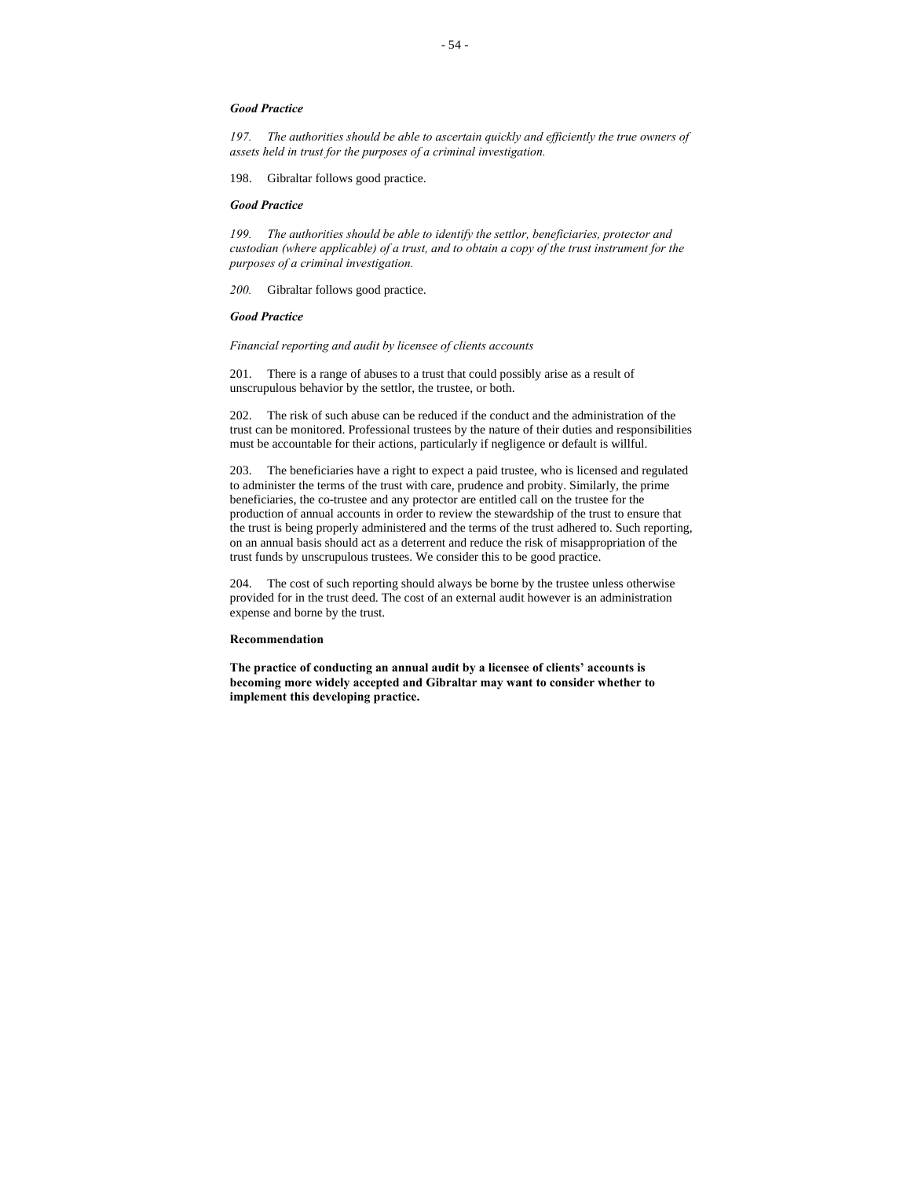***Good Practice***

*197. The authorities should be able to ascertain quickly and efficiently the true owners of assets held in trust for the purposes of a criminal investigation.*

198. Gibraltar follows good practice.

***Good Practice***

*199. The authorities should be able to identify the settlor, beneficiaries, protector and custodian (where applicable) of a trust, and to obtain a copy of the trust instrument for the purposes of a criminal investigation.*

*200.* Gibraltar follows good practice.

***Good Practice***

*Financial reporting and audit by licensee of clients accounts*

201. There is a range of abuses to a trust that could possibly arise as a result of unscrupulous behavior by the settlor, the trustee, or both.

202. The risk of such abuse can be reduced if the conduct and the administration of the trust can be monitored. Professional trustees by the nature of their duties and responsibilities must be accountable for their actions, particularly if negligence or default is willful.

203. The beneficiaries have a right to expect a paid trustee, who is licensed and regulated to administer the terms of the trust with care, prudence and probity. Similarly, the prime beneficiaries, the co-trustee and any protector are entitled call on the trustee for the production of annual accounts in order to review the stewardship of the trust to ensure that the trust is being properly administered and the terms of the trust adhered to. Such reporting, on an annual basis should act as a deterrent and reduce the risk of misappropriation of the trust funds by unscrupulous trustees. We consider this to be good practice.

204. The cost of such reporting should always be borne by the trustee unless otherwise provided for in the trust deed. The cost of an external audit however is an administration expense and borne by the trust.

**Recommendation**

**The practice of conducting an annual audit by a licensee of clients' accounts is becoming more widely accepted and Gibraltar may want to consider whether to implement this developing practice.**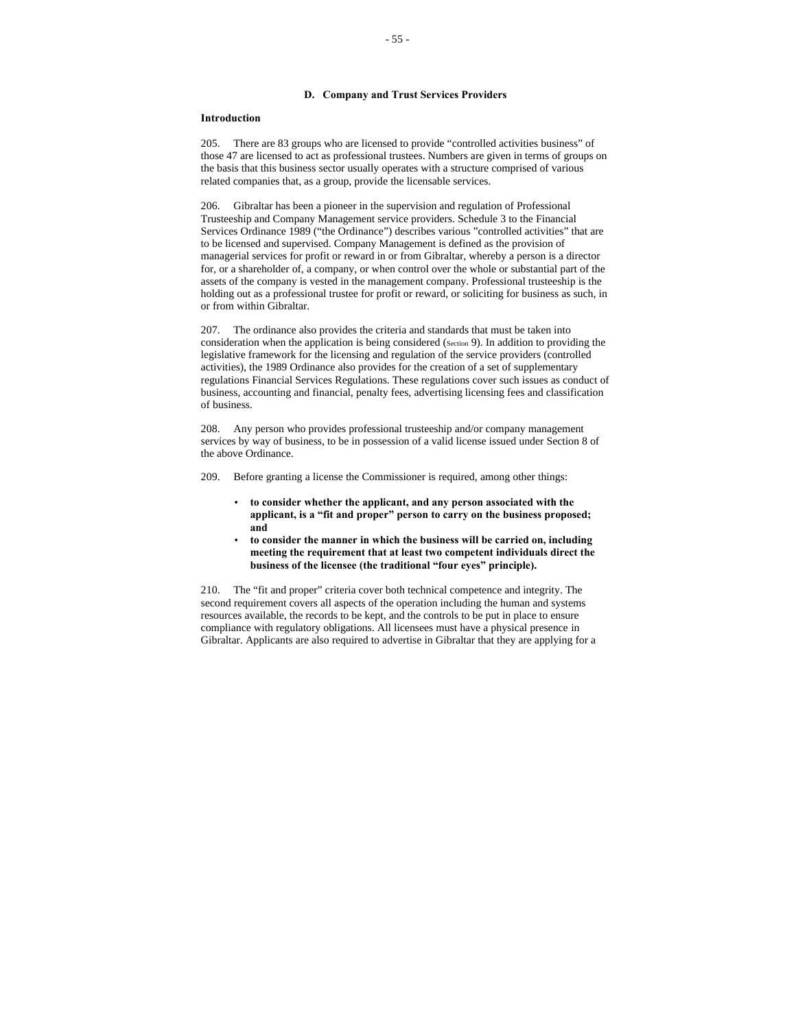### D. Company and Trust Services Providers

**Introduction**

205. There are 83 groups who are licensed to provide "controlled activities business" of those 47 are licensed to act as professional trustees. Numbers are given in terms of groups on the basis that this business sector usually operates with a structure comprised of various related companies that, as a group, provide the licensable services.

206. Gibraltar has been a pioneer in the supervision and regulation of Professional Trusteeship and Company Management service providers. Schedule 3 to the Financial Services Ordinance 1989 ("the Ordinance") describes various "controlled activities" that are to be licensed and supervised. Company Management is defined as the provision of managerial services for profit or reward in or from Gibraltar, whereby a person is a director for, or a shareholder of, a company, or when control over the whole or substantial part of the assets of the company is vested in the management company. Professional trusteeship is the holding out as a professional trustee for profit or reward, or soliciting for business as such, in or from within Gibraltar.

207. The ordinance also provides the criteria and standards that must be taken into consideration when the application is being considered (Section 9). In addition to providing the legislative framework for the licensing and regulation of the service providers (controlled activities), the 1989 Ordinance also provides for the creation of a set of supplementary regulations Financial Services Regulations. These regulations cover such issues as conduct of business, accounting and financial, penalty fees, advertising licensing fees and classification of business.

208. Any person who provides professional trusteeship and/or company management services by way of business, to be in possession of a valid license issued under Section 8 of the above Ordinance.

209. Before granting a license the Commissioner is required, among other things:

- **to consider whether the applicant, and any person associated with the applicant, is a "fit and proper" person to carry on the business proposed; and**
- **to consider the manner in which the business will be carried on, including meeting the requirement that at least two competent individuals direct the business of the licensee (the traditional "four eyes" principle).**

210. The "fit and proper" criteria cover both technical competence and integrity. The second requirement covers all aspects of the operation including the human and systems resources available, the records to be kept, and the controls to be put in place to ensure compliance with regulatory obligations. All licensees must have a physical presence in Gibraltar. Applicants are also required to advertise in Gibraltar that they are applying for a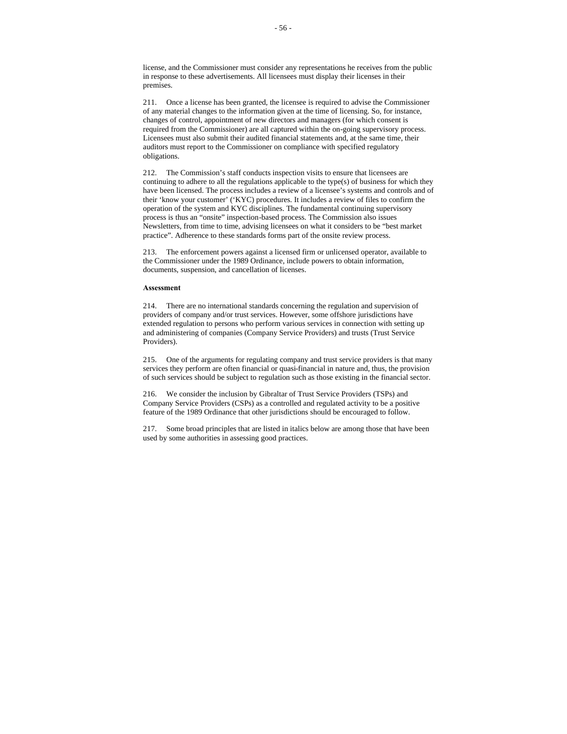license, and the Commissioner must consider any representations he receives from the public in response to these advertisements. All licensees must display their licenses in their premises.

211. Once a license has been granted, the licensee is required to advise the Commissioner of any material changes to the information given at the time of licensing. So, for instance, changes of control, appointment of new directors and managers (for which consent is required from the Commissioner) are all captured within the on-going supervisory process. Licensees must also submit their audited financial statements and, at the same time, their auditors must report to the Commissioner on compliance with specified regulatory obligations.

212. The Commission's staff conducts inspection visits to ensure that licensees are continuing to adhere to all the regulations applicable to the type(s) of business for which they have been licensed. The process includes a review of a licensee's systems and controls and of their 'know your customer' ('KYC) procedures. It includes a review of files to confirm the operation of the system and KYC disciplines. The fundamental continuing supervisory process is thus an "onsite" inspection-based process. The Commission also issues Newsletters, from time to time, advising licensees on what it considers to be "best market practice". Adherence to these standards forms part of the onsite review process.

213. The enforcement powers against a licensed firm or unlicensed operator, available to the Commissioner under the 1989 Ordinance, include powers to obtain information, documents, suspension, and cancellation of licenses.

**Assessment**

214. There are no international standards concerning the regulation and supervision of providers of company and/or trust services. However, some offshore jurisdictions have extended regulation to persons who perform various services in connection with setting up and administering of companies (Company Service Providers) and trusts (Trust Service Providers).

215. One of the arguments for regulating company and trust service providers is that many services they perform are often financial or quasi-financial in nature and, thus, the provision of such services should be subject to regulation such as those existing in the financial sector.

216. We consider the inclusion by Gibraltar of Trust Service Providers (TSPs) and Company Service Providers (CSPs) as a controlled and regulated activity to be a positive feature of the 1989 Ordinance that other jurisdictions should be encouraged to follow.

217. Some broad principles that are listed in italics below are among those that have been used by some authorities in assessing good practices.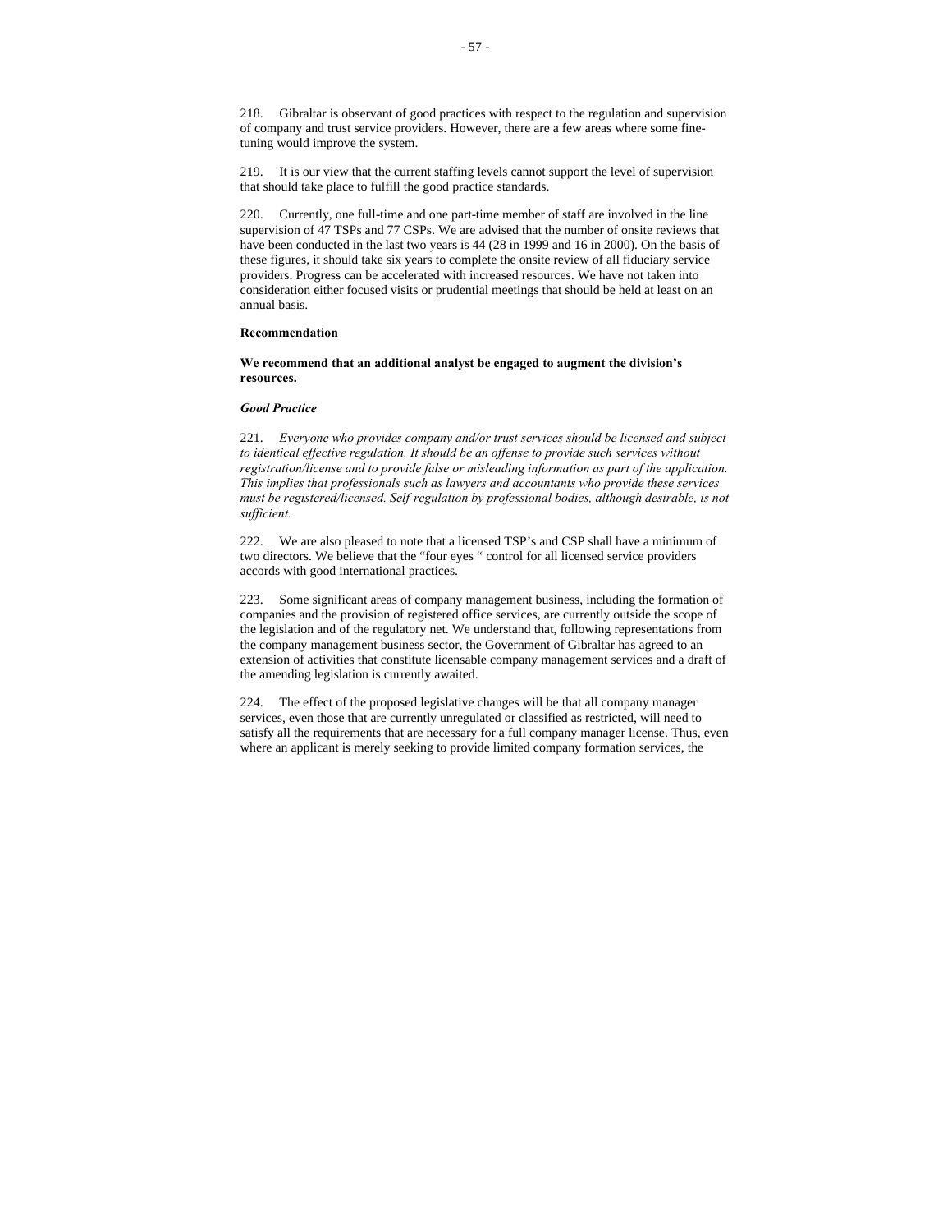218. Gibraltar is observant of good practices with respect to the regulation and supervision of company and trust service providers. However, there are a few areas where some fine-tuning would improve the system.

219. It is our view that the current staffing levels cannot support the level of supervision that should take place to fulfill the good practice standards.

220. Currently, one full-time and one part-time member of staff are involved in the line supervision of 47 TSPs and 77 CSPs. We are advised that the number of onsite reviews that have been conducted in the last two years is 44 (28 in 1999 and 16 in 2000). On the basis of these figures, it should take six years to complete the onsite review of all fiduciary service providers. Progress can be accelerated with increased resources. We have not taken into consideration either focused visits or prudential meetings that should be held at least on an annual basis.

**Recommendation**

**We recommend that an additional analyst be engaged to augment the division's resources.**

***Good Practice***

221. *Everyone who provides company and/or trust services should be licensed and subject to identical effective regulation. It should be an offense to provide such services without registration/license and to provide false or misleading information as part of the application. This implies that professionals such as lawyers and accountants who provide these services must be registered/licensed. Self-regulation by professional bodies, although desirable, is not sufficient.*

222. We are also pleased to note that a licensed TSP's and CSP shall have a minimum of two directors. We believe that the "four eyes " control for all licensed service providers accords with good international practices.

223. Some significant areas of company management business, including the formation of companies and the provision of registered office services, are currently outside the scope of the legislation and of the regulatory net. We understand that, following representations from the company management business sector, the Government of Gibraltar has agreed to an extension of activities that constitute licensable company management services and a draft of the amending legislation is currently awaited.

224. The effect of the proposed legislative changes will be that all company manager services, even those that are currently unregulated or classified as restricted, will need to satisfy all the requirements that are necessary for a full company manager license. Thus, even where an applicant is merely seeking to provide limited company formation services, the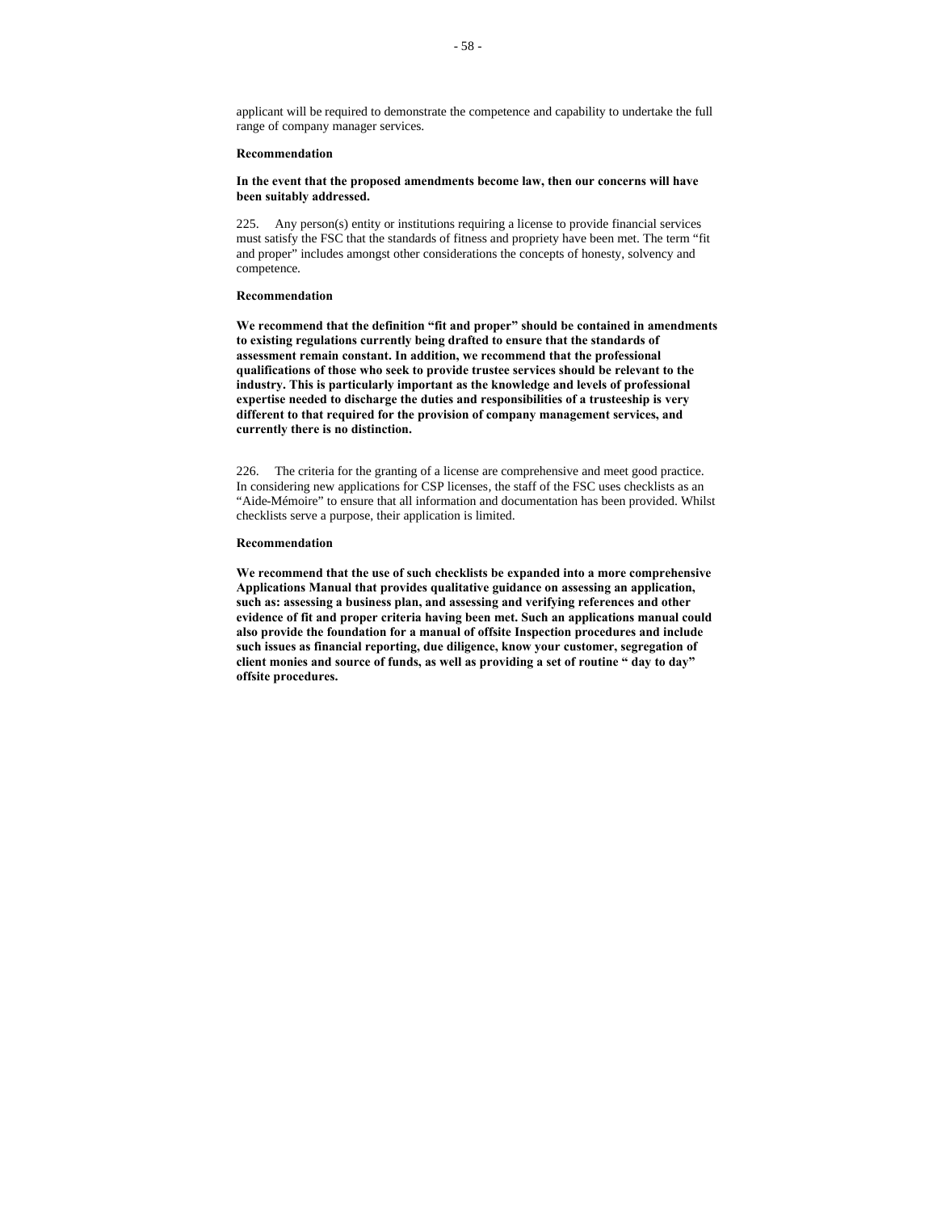applicant will be required to demonstrate the competence and capability to undertake the full range of company manager services.

**Recommendation**

**In the event that the proposed amendments become law, then our concerns will have been suitably addressed.**

225. Any person(s) entity or institutions requiring a license to provide financial services must satisfy the FSC that the standards of fitness and propriety have been met. The term "fit and proper" includes amongst other considerations the concepts of honesty, solvency and competence.

**Recommendation**

**We recommend that the definition "fit and proper" should be contained in amendments to existing regulations currently being drafted to ensure that the standards of assessment remain constant. In addition, we recommend that the professional qualifications of those who seek to provide trustee services should be relevant to the industry. This is particularly important as the knowledge and levels of professional expertise needed to discharge the duties and responsibilities of a trusteeship is very different to that required for the provision of company management services, and currently there is no distinction.**

226. The criteria for the granting of a license are comprehensive and meet good practice. In considering new applications for CSP licenses, the staff of the FSC uses checklists as an "Aide-Mémoire" to ensure that all information and documentation has been provided. Whilst checklists serve a purpose, their application is limited.

**Recommendation**

**We recommend that the use of such checklists be expanded into a more comprehensive Applications Manual that provides qualitative guidance on assessing an application, such as: assessing a business plan, and assessing and verifying references and other evidence of fit and proper criteria having been met. Such an applications manual could also provide the foundation for a manual of offsite Inspection procedures and include such issues as financial reporting, due diligence, know your customer, segregation of client monies and source of funds, as well as providing a set of routine " day to day" offsite procedures.**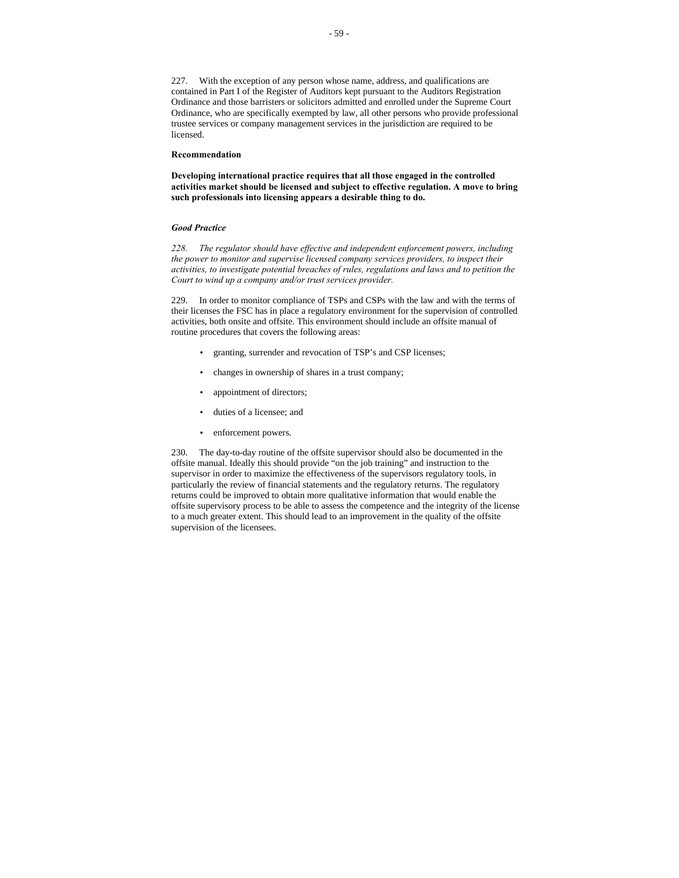227. With the exception of any person whose name, address, and qualifications are contained in Part I of the Register of Auditors kept pursuant to the Auditors Registration Ordinance and those barristers or solicitors admitted and enrolled under the Supreme Court Ordinance, who are specifically exempted by law, all other persons who provide professional trustee services or company management services in the jurisdiction are required to be licensed.

**Recommendation**

**Developing international practice requires that all those engaged in the controlled activities market should be licensed and subject to effective regulation. A move to bring such professionals into licensing appears a desirable thing to do.**

***Good Practice***

*228. The regulator should have effective and independent enforcement powers, including the power to monitor and supervise licensed company services providers, to inspect their activities, to investigate potential breaches of rules, regulations and laws and to petition the Court to wind up a company and/or trust services provider.*

229. In order to monitor compliance of TSPs and CSPs with the law and with the terms of their licenses the FSC has in place a regulatory environment for the supervision of controlled activities, both onsite and offsite. This environment should include an offsite manual of routine procedures that covers the following areas:

- granting, surrender and revocation of TSP's and CSP licenses;
- changes in ownership of shares in a trust company;
- appointment of directors;
- duties of a licensee; and
- enforcement powers.

230. The day-to-day routine of the offsite supervisor should also be documented in the offsite manual. Ideally this should provide "on the job training" and instruction to the supervisor in order to maximize the effectiveness of the supervisors regulatory tools, in particularly the review of financial statements and the regulatory returns. The regulatory returns could be improved to obtain more qualitative information that would enable the offsite supervisory process to be able to assess the competence and the integrity of the license to a much greater extent. This should lead to an improvement in the quality of the offsite supervision of the licensees.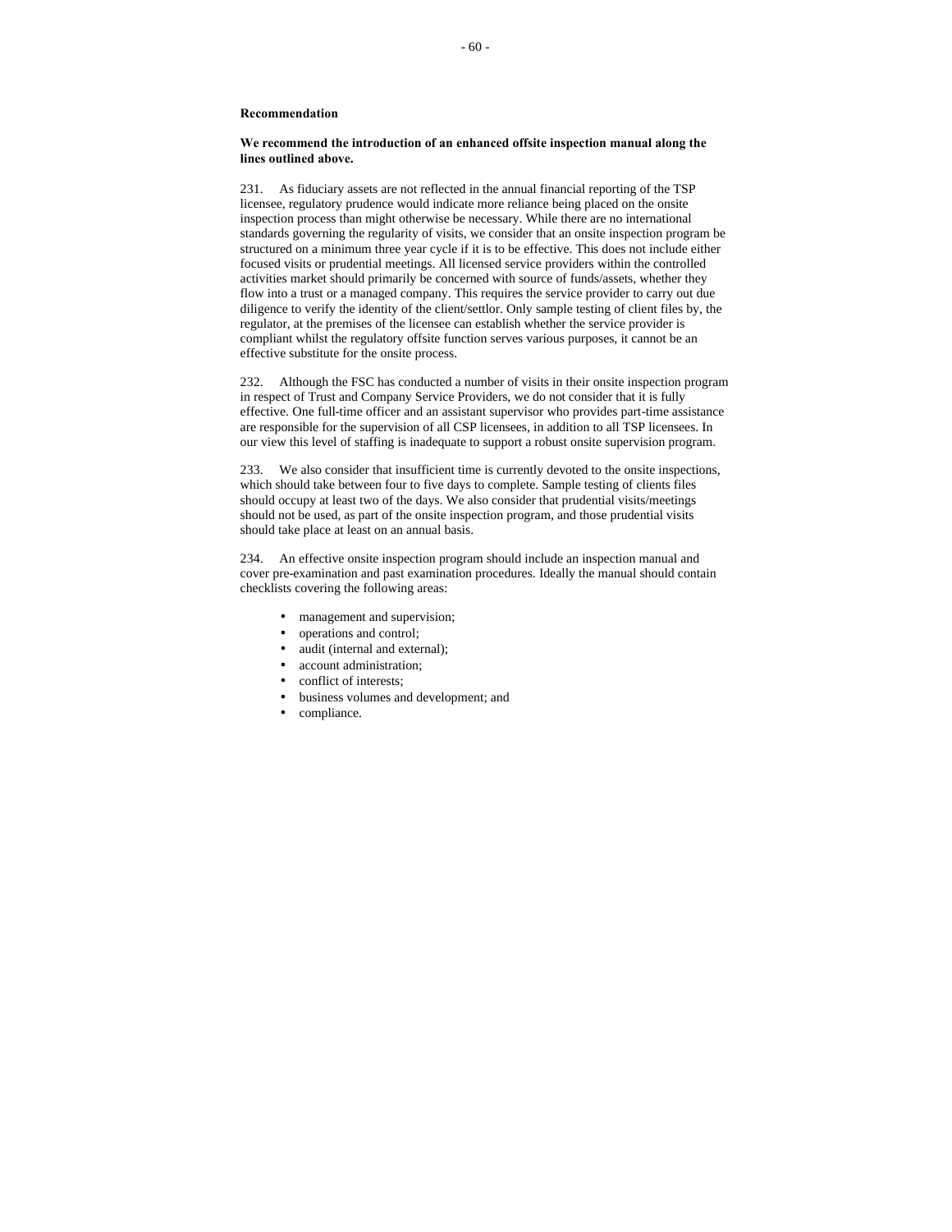**Recommendation**

**We recommend the introduction of an enhanced offsite inspection manual along the lines outlined above.**

231. As fiduciary assets are not reflected in the annual financial reporting of the TSP licensee, regulatory prudence would indicate more reliance being placed on the onsite inspection process than might otherwise be necessary. While there are no international standards governing the regularity of visits, we consider that an onsite inspection program be structured on a minimum three year cycle if it is to be effective. This does not include either focused visits or prudential meetings. All licensed service providers within the controlled activities market should primarily be concerned with source of funds/assets, whether they flow into a trust or a managed company. This requires the service provider to carry out due diligence to verify the identity of the client/settlor. Only sample testing of client files by, the regulator, at the premises of the licensee can establish whether the service provider is compliant whilst the regulatory offsite function serves various purposes, it cannot be an effective substitute for the onsite process.

232. Although the FSC has conducted a number of visits in their onsite inspection program in respect of Trust and Company Service Providers, we do not consider that it is fully effective. One full-time officer and an assistant supervisor who provides part-time assistance are responsible for the supervision of all CSP licensees, in addition to all TSP licensees. In our view this level of staffing is inadequate to support a robust onsite supervision program.

233. We also consider that insufficient time is currently devoted to the onsite inspections, which should take between four to five days to complete. Sample testing of clients files should occupy at least two of the days. We also consider that prudential visits/meetings should not be used, as part of the onsite inspection program, and those prudential visits should take place at least on an annual basis.

234. An effective onsite inspection program should include an inspection manual and cover pre-examination and past examination procedures. Ideally the manual should contain checklists covering the following areas:

- management and supervision;
- operations and control;
- audit (internal and external);
- account administration;
- conflict of interests;
- business volumes and development; and
- compliance.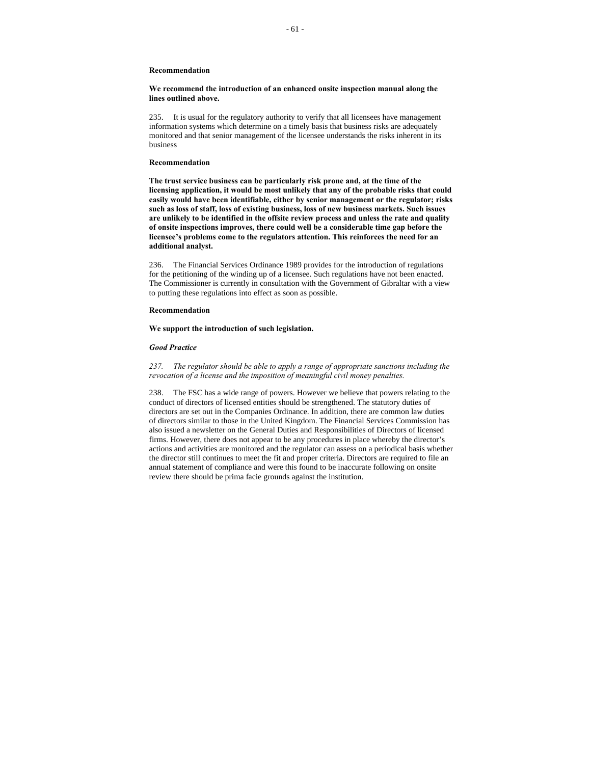**Recommendation**

**We recommend the introduction of an enhanced onsite inspection manual along the lines outlined above.**

235. It is usual for the regulatory authority to verify that all licensees have management information systems which determine on a timely basis that business risks are adequately monitored and that senior management of the licensee understands the risks inherent in its business

**Recommendation**

**The trust service business can be particularly risk prone and, at the time of the licensing application, it would be most unlikely that any of the probable risks that could easily would have been identifiable, either by senior management or the regulator; risks such as loss of staff, loss of existing business, loss of new business markets. Such issues are unlikely to be identified in the offsite review process and unless the rate and quality of onsite inspections improves, there could well be a considerable time gap before the licensee's problems come to the regulators attention. This reinforces the need for an additional analyst.**

236. The Financial Services Ordinance 1989 provides for the introduction of regulations for the petitioning of the winding up of a licensee. Such regulations have not been enacted. The Commissioner is currently in consultation with the Government of Gibraltar with a view to putting these regulations into effect as soon as possible.

**Recommendation**

**We support the introduction of such legislation.**

***Good Practice***

*237. The regulator should be able to apply a range of appropriate sanctions including the revocation of a license and the imposition of meaningful civil money penalties.*

238. The FSC has a wide range of powers. However we believe that powers relating to the conduct of directors of licensed entities should be strengthened. The statutory duties of directors are set out in the Companies Ordinance. In addition, there are common law duties of directors similar to those in the United Kingdom. The Financial Services Commission has also issued a newsletter on the General Duties and Responsibilities of Directors of licensed firms. However, there does not appear to be any procedures in place whereby the director's actions and activities are monitored and the regulator can assess on a periodical basis whether the director still continues to meet the fit and proper criteria. Directors are required to file an annual statement of compliance and were this found to be inaccurate following on onsite review there should be prima facie grounds against the institution.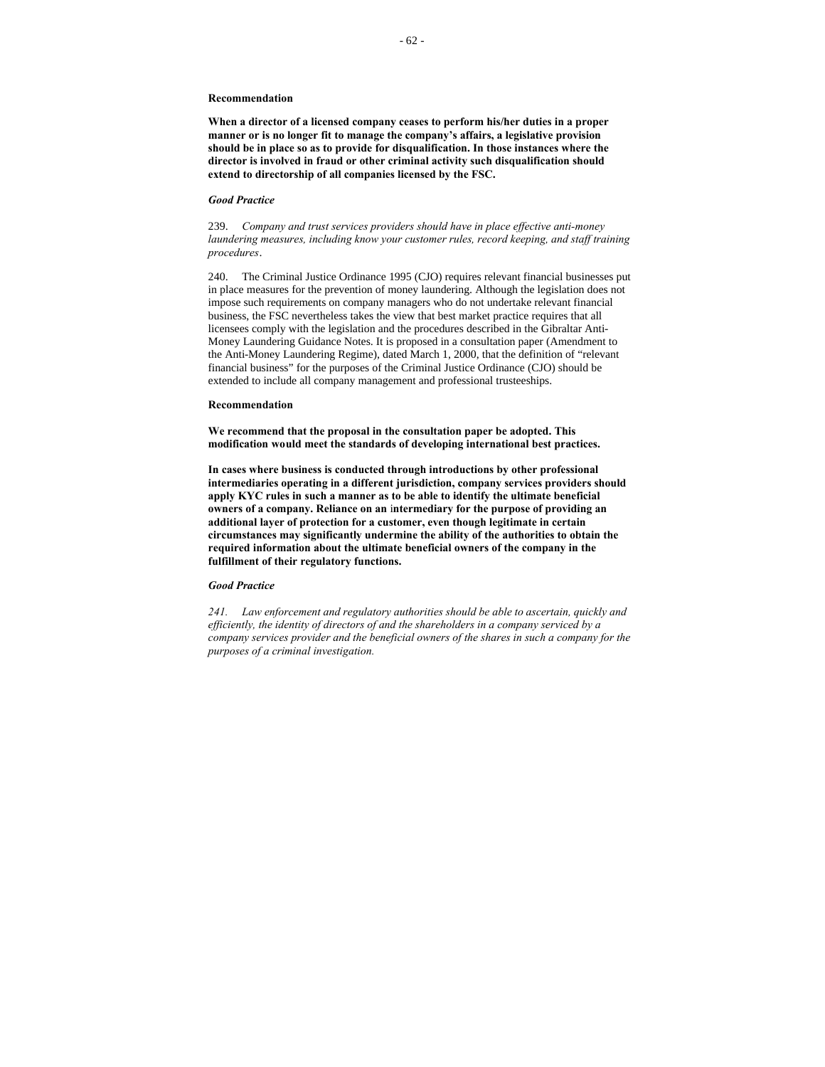**Recommendation**

**When a director of a licensed company ceases to perform his/her duties in a proper manner or is no longer fit to manage the company's affairs, a legislative provision should be in place so as to provide for disqualification. In those instances where the director is involved in fraud or other criminal activity such disqualification should extend to directorship of all companies licensed by the FSC.**

***Good Practice***

239. *Company and trust services providers should have in place effective anti-money laundering measures, including know your customer rules, record keeping, and staff training procedures*.

240. The Criminal Justice Ordinance 1995 (CJO) requires relevant financial businesses put in place measures for the prevention of money laundering. Although the legislation does not impose such requirements on company managers who do not undertake relevant financial business, the FSC nevertheless takes the view that best market practice requires that all licensees comply with the legislation and the procedures described in the Gibraltar Anti-Money Laundering Guidance Notes. It is proposed in a consultation paper (Amendment to the Anti-Money Laundering Regime), dated March 1, 2000, that the definition of "relevant financial business" for the purposes of the Criminal Justice Ordinance (CJO) should be extended to include all company management and professional trusteeships.

**Recommendation**

**We recommend that the proposal in the consultation paper be adopted. This modification would meet the standards of developing international best practices.**

**In cases where business is conducted through introductions by other professional intermediaries operating in a different jurisdiction, company services providers should apply KYC rules in such a manner as to be able to identify the ultimate beneficial owners of a company. Reliance on an intermediary for the purpose of providing an additional layer of protection for a customer, even though legitimate in certain circumstances may significantly undermine the ability of the authorities to obtain the required information about the ultimate beneficial owners of the company in the fulfillment of their regulatory functions.**

***Good Practice***

*241. Law enforcement and regulatory authorities should be able to ascertain, quickly and efficiently, the identity of directors of and the shareholders in a company serviced by a company services provider and the beneficial owners of the shares in such a company for the purposes of a criminal investigation.*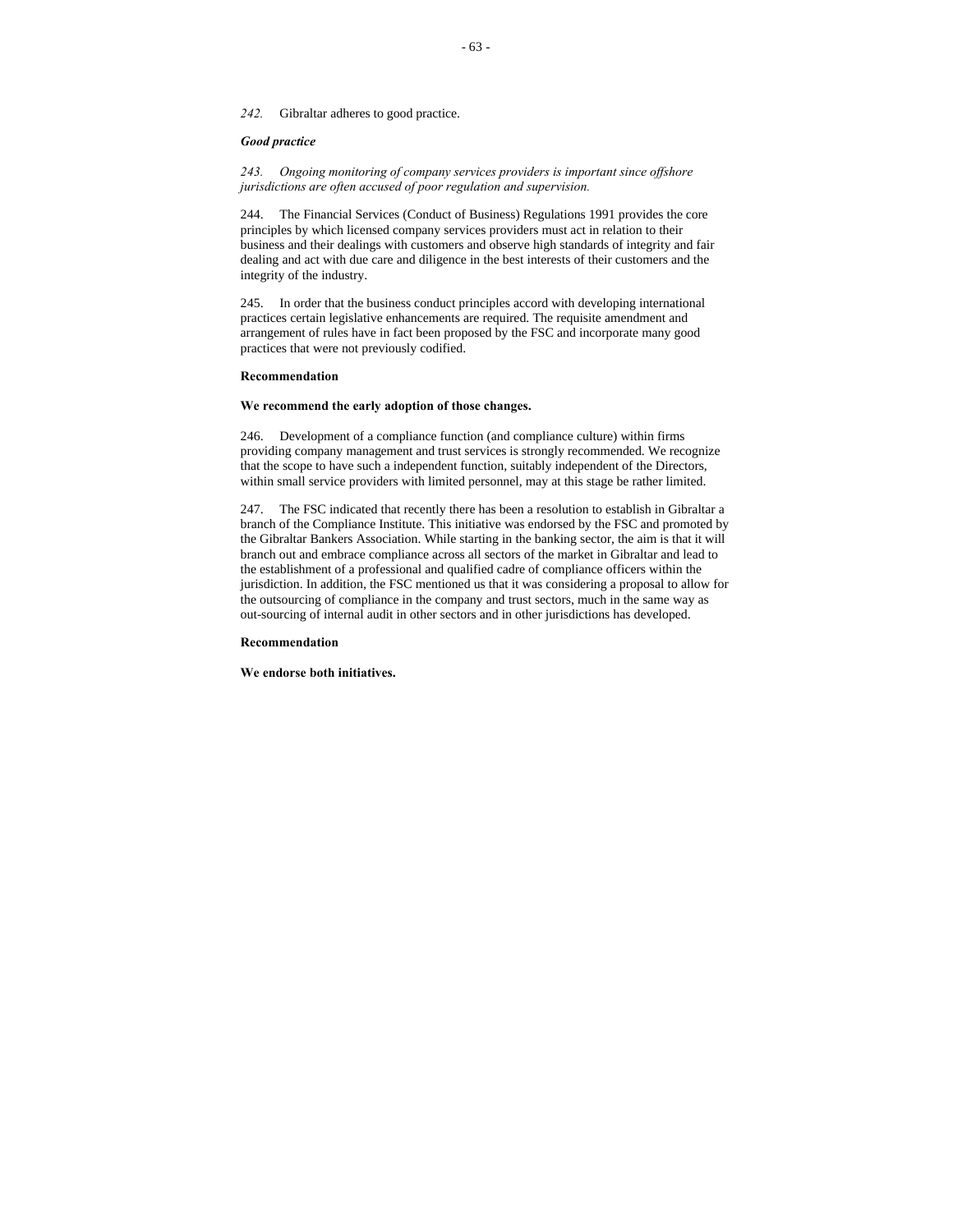*242.* Gibraltar adheres to good practice.

***Good practice***

*243. Ongoing monitoring of company services providers is important since offshore jurisdictions are often accused of poor regulation and supervision.*

244. The Financial Services (Conduct of Business) Regulations 1991 provides the core principles by which licensed company services providers must act in relation to their business and their dealings with customers and observe high standards of integrity and fair dealing and act with due care and diligence in the best interests of their customers and the integrity of the industry.

245. In order that the business conduct principles accord with developing international practices certain legislative enhancements are required. The requisite amendment and arrangement of rules have in fact been proposed by the FSC and incorporate many good practices that were not previously codified.

**Recommendation**

**We recommend the early adoption of those changes.**

246. Development of a compliance function (and compliance culture) within firms providing company management and trust services is strongly recommended. We recognize that the scope to have such a independent function, suitably independent of the Directors, within small service providers with limited personnel, may at this stage be rather limited.

247. The FSC indicated that recently there has been a resolution to establish in Gibraltar a branch of the Compliance Institute. This initiative was endorsed by the FSC and promoted by the Gibraltar Bankers Association. While starting in the banking sector, the aim is that it will branch out and embrace compliance across all sectors of the market in Gibraltar and lead to the establishment of a professional and qualified cadre of compliance officers within the jurisdiction. In addition, the FSC mentioned us that it was considering a proposal to allow for the outsourcing of compliance in the company and trust sectors, much in the same way as out-sourcing of internal audit in other sectors and in other jurisdictions has developed.

**Recommendation**

**We endorse both initiatives.**